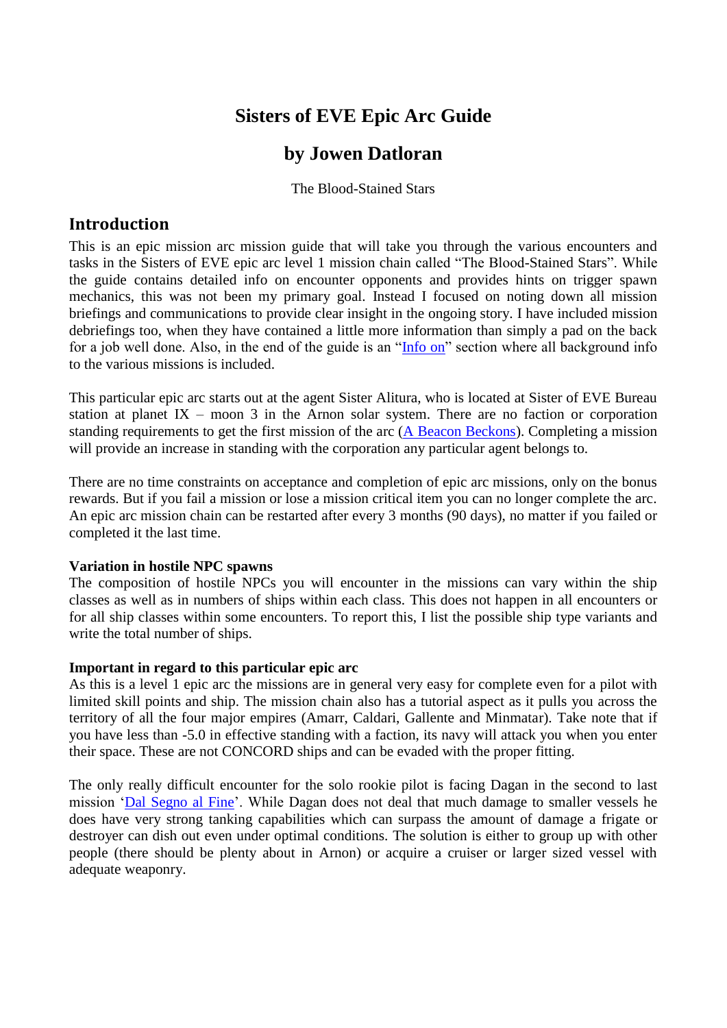# Sisters of EVE Epic Arc Guide

## by Jowen Datloran

The Blood-Stained Stars

## Introduction

This is an epic mission arc mission guide that will take you through the various encounters and tasks in the Sisters of EVE epic arc level 1 mission chain called "The Blood-Stained Stars". While the guide contains detailed info on encounter opponents and provides hints on trigger spawn mechanics, this was not been my primary goal. Instead I focused on noting down all mission briefings and communications to provide clear insight in the ongoing story. I have included mission debriefings too, when they have contained a little more information than simply a pad on the back for a job well done. Also, in the end of the guide is an "Info on" section where all background info to the various missions is included.

This particular epic arc starts out at the agent Sister Alitura, who is located at Sister of EVE Bureau station at planet IX – moon 3 in the Arnon solar system. There are no faction or corporation standing requirements to get the first mission of the arc (A Beacon Beckons). Completing a mission will provide an increase in standing with the corporation any particular agent belongs to.

There are no time constraints on acceptance and completion of epic arc missions, only on the bonus rewards. But if you fail a mission or lose a mission critical item you can no longer complete the arc. An epic arc mission chain can be restarted after every 3 months (90 days), no matter if you failed or completed it the last time.

**Variation in hostile NPC spawns**
The composition of hostile NPCs you will encounter in the missions can vary within the ship classes as well as in numbers of ships within each class. This does not happen in all encounters or for all ship classes within some encounters. To report this, I list the possible ship type variants and write the total number of ships.

**Important in regard to this particular epic arc**
As this is a level 1 epic arc the missions are in general very easy for complete even for a pilot with limited skill points and ship. The mission chain also has a tutorial aspect as it pulls you across the territory of all the four major empires (Amarr, Caldari, Gallente and Minmatar). Take note that if you have less than -5.0 in effective standing with a faction, its navy will attack you when you enter their space. These are not CONCORD ships and can be evaded with the proper fitting.

The only really difficult encounter for the solo rookie pilot is facing Dagan in the second to last mission 'Dal Segno al Fine'. While Dagan does not deal that much damage to smaller vessels he does have very strong tanking capabilities which can surpass the amount of damage a frigate or destroyer can dish out even under optimal conditions. The solution is either to group up with other people (there should be plenty about in Arnon) or acquire a cruiser or larger sized vessel with adequate weaponry.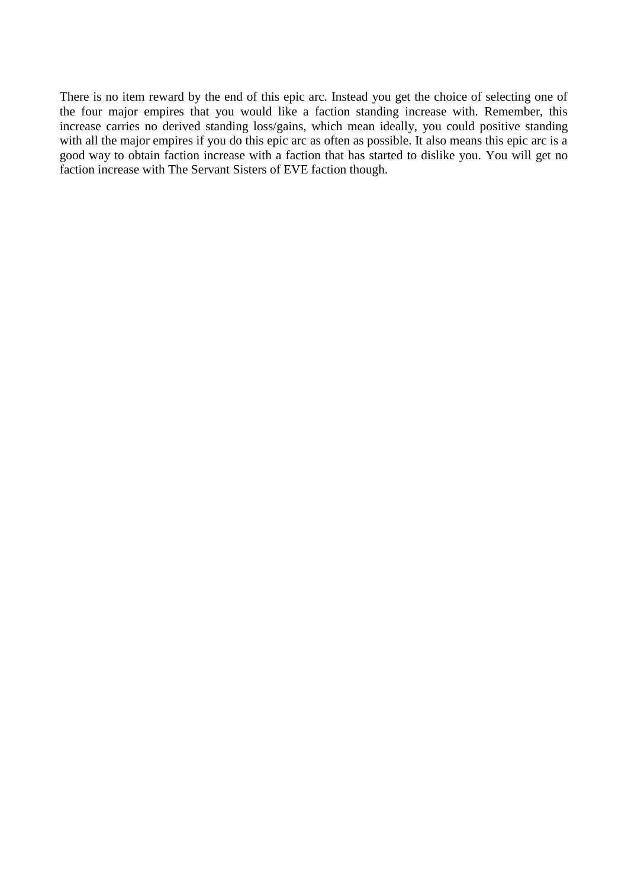There is no item reward by the end of this epic arc. Instead you get the choice of selecting one of the four major empires that you would like a faction standing increase with. Remember, this increase carries no derived standing loss/gains, which mean ideally, you could positive standing with all the major empires if you do this epic arc as often as possible. It also means this epic arc is a good way to obtain faction increase with a faction that has started to dislike you. You will get no faction increase with The Servant Sisters of EVE faction though.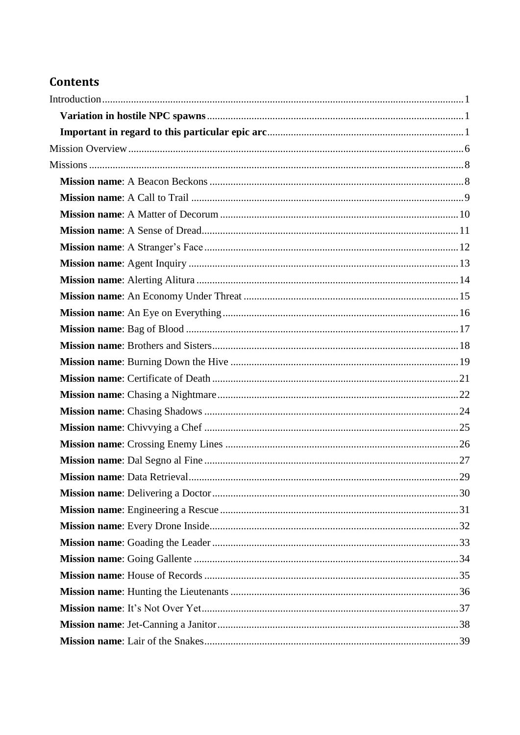## Contents

Introduction ........................................................................................................ 1

**Variation in hostile NPC spawns** ................................................................. 1

**Important in regard to this particular epic arc** .............................................. 1

Mission Overview ............................................................................................... 6

Missions ............................................................................................................. 8

**Mission name**: A Beacon Beckons ............................................................... 8

**Mission name**: A Call to Trail ...................................................................... 9

**Mission name**: A Matter of Decorum .......................................................... 10

**Mission name**: A Sense of Dread ................................................................ 11

**Mission name**: A Stranger's Face ............................................................... 12

**Mission name**: Agent Inquiry ...................................................................... 13

**Mission name**: Alerting Alitura ................................................................... 14

**Mission name**: An Economy Under Threat ................................................. 15

**Mission name**: An Eye on Everything ......................................................... 16

**Mission name**: Bag of Blood ....................................................................... 17

**Mission name**: Brothers and Sisters ............................................................ 18

**Mission name**: Burning Down the Hive ...................................................... 19

**Mission name**: Certificate of Death ............................................................ 21

**Mission name**: Chasing a Nightmare ........................................................... 22

**Mission name**: Chasing Shadows ................................................................ 24

**Mission name**: Chivvying a Chef ................................................................ 25

**Mission name**: Crossing Enemy Lines ........................................................ 26

**Mission name**: Dal Segno al Fine ................................................................ 27

**Mission name**: Data Retrieval ...................................................................... 29

**Mission name**: Delivering a Doctor ............................................................. 30

**Mission name**: Engineering a Rescue .......................................................... 31

**Mission name**: Every Drone Inside .............................................................. 32

**Mission name**: Goading the Leader ............................................................. 33

**Mission name**: Going Gallente .................................................................... 34

**Mission name**: House of Records ................................................................ 35

**Mission name**: Hunting the Lieutenants ...................................................... 36

**Mission name**: It's Not Over Yet ................................................................. 37

**Mission name**: Jet-Canning a Janitor ........................................................... 38

**Mission name**: Lair of the Snakes ................................................................ 39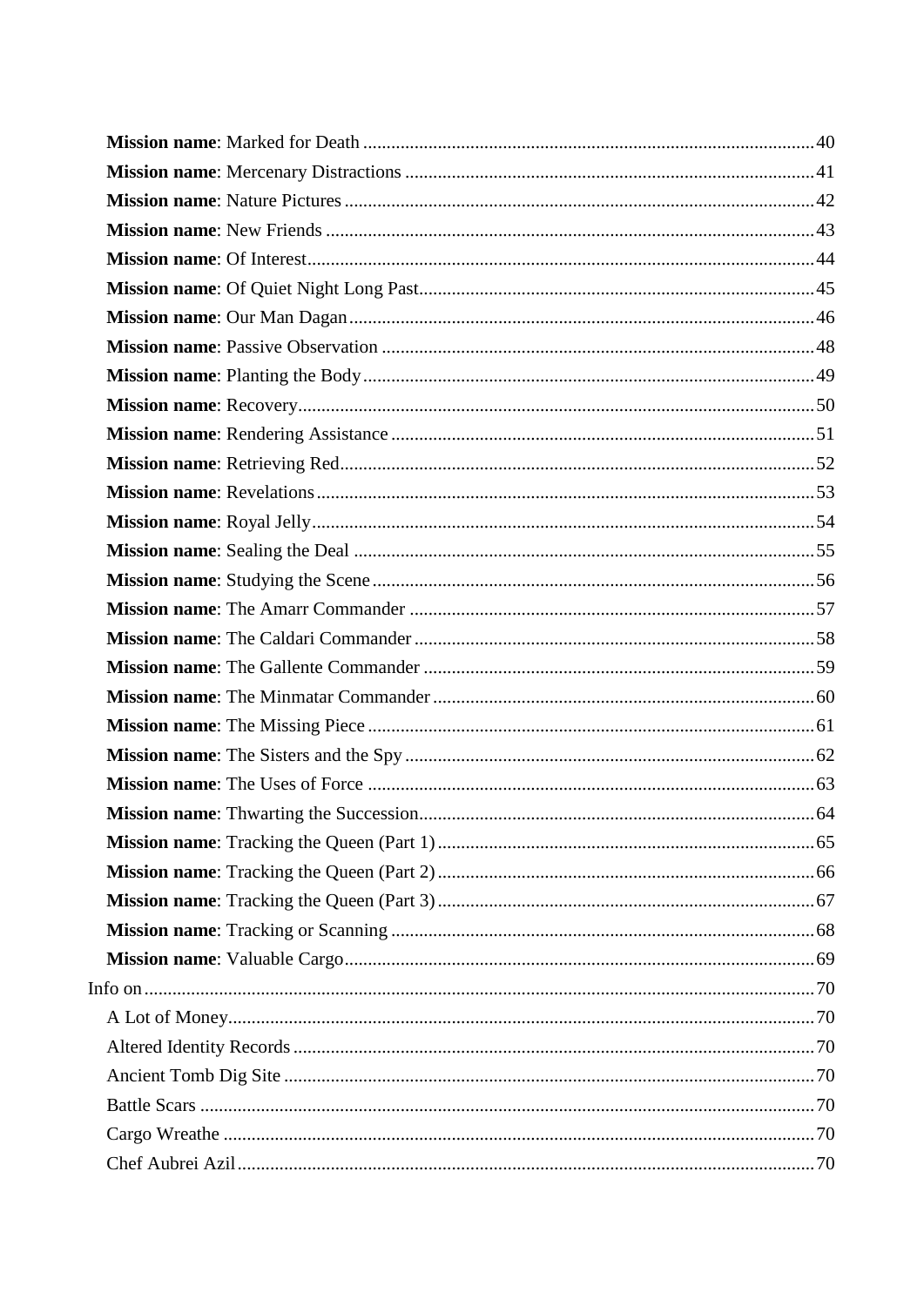**Mission name**: Marked for Death ........................................................................................ 40
**Mission name**: Mercenary Distractions ........................................................................ 41
**Mission name**: Nature Pictures ...................................................................................... 42
**Mission name**: New Friends ........................................................................................... 43
**Mission name**: Of Interest .............................................................................................. 44
**Mission name**: Of Quiet Night Long Past ....................................................................... 45
**Mission name**: Our Man Dagan ...................................................................................... 46
**Mission name**: Passive Observation .............................................................................. 48
**Mission name**: Planting the Body ................................................................................... 49
**Mission name**: Recovery ................................................................................................. 50
**Mission name**: Rendering Assistance ............................................................................ 51
**Mission name**: Retrieving Red ........................................................................................ 52
**Mission name**: Revelations ............................................................................................. 53
**Mission name**: Royal Jelly ............................................................................................... 54
**Mission name**: Sealing the Deal ..................................................................................... 55
**Mission name**: Studying the Scene ................................................................................. 56
**Mission name**: The Amarr Commander ......................................................................... 57
**Mission name**: The Caldari Commander ........................................................................ 58
**Mission name**: The Gallente Commander ...................................................................... 59
**Mission name**: The Minmatar Commander .................................................................... 60
**Mission name**: The Missing Piece .................................................................................. 61
**Mission name**: The Sisters and the Spy .......................................................................... 62
**Mission name**: The Uses of Force .................................................................................. 63
**Mission name**: Thwarting the Succession ....................................................................... 64
**Mission name**: Tracking the Queen (Part 1) ................................................................... 65
**Mission name**: Tracking the Queen (Part 2) ................................................................... 66
**Mission name**: Tracking the Queen (Part 3) ................................................................... 67
**Mission name**: Tracking or Scanning ............................................................................. 68
**Mission name**: Valuable Cargo ....................................................................................... 69

Info on ................................................................................................................................ 70
A Lot of Money ................................................................................................................. 70
Altered Identity Records .................................................................................................... 70
Ancient Tomb Dig Site ...................................................................................................... 70
Battle Scars ........................................................................................................................ 70
Cargo Wreathe ................................................................................................................... 70
Chef Aubrei Azil ................................................................................................................ 70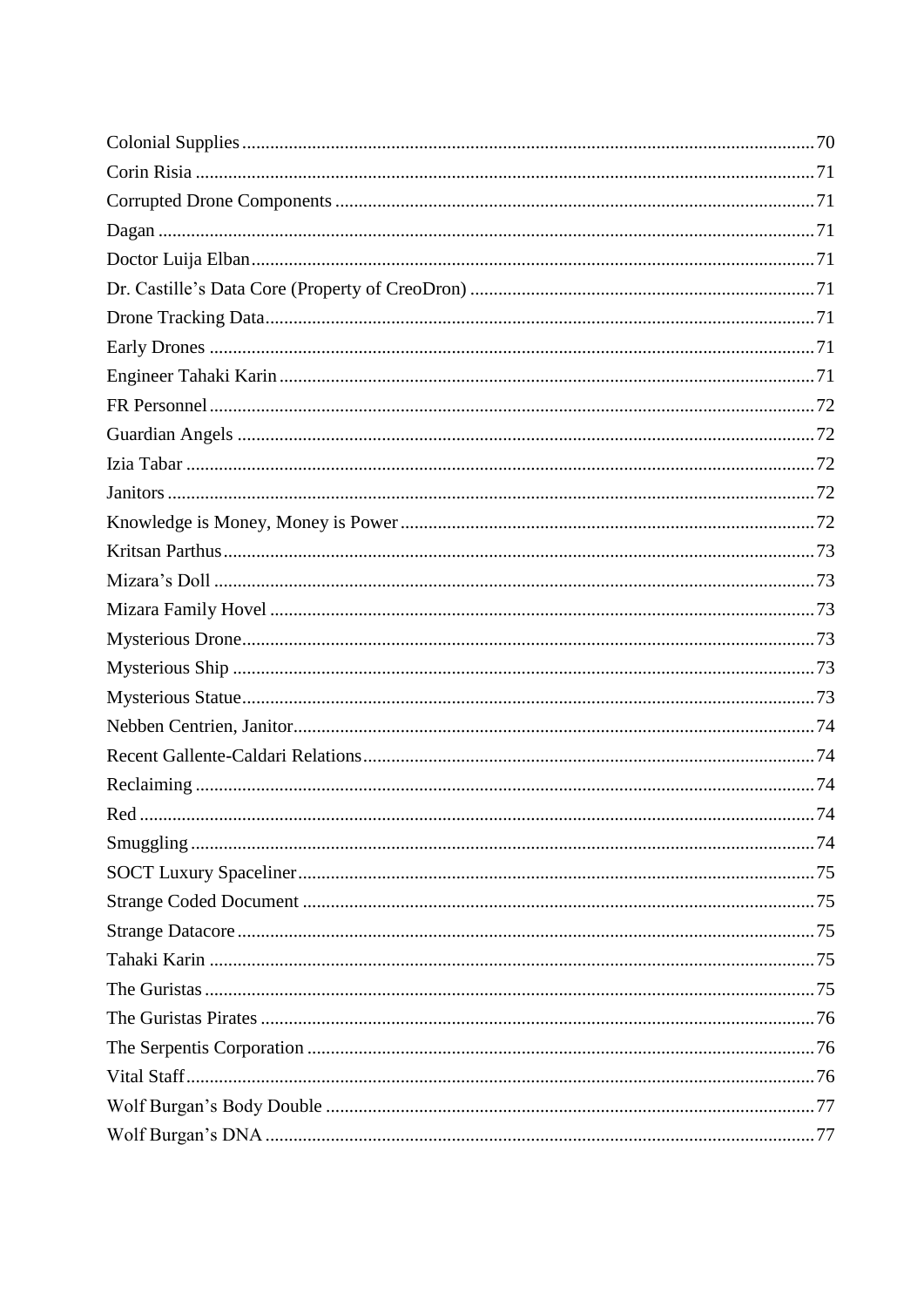Colonial Supplies ........................................................................................................ 70
Corin Risia ................................................................................................................... 71
Corrupted Drone Components .................................................................................... 71
Dagan .......................................................................................................................... 71
Doctor Luija Elban ...................................................................................................... 71
Dr. Castille's Data Core (Property of CreoDron) ........................................................ 71
Drone Tracking Data ................................................................................................... 71
Early Drones ............................................................................................................... 71
Engineer Tahaki Karin ................................................................................................. 71
FR Personnel ............................................................................................................... 72
Guardian Angels .......................................................................................................... 72
Izia Tabar ..................................................................................................................... 72
Janitors ........................................................................................................................ 72
Knowledge is Money, Money is Power ....................................................................... 72
Kritsan Parthus ............................................................................................................ 73
Mizara's Doll ............................................................................................................... 73
Mizara Family Hovel ................................................................................................... 73
Mysterious Drone ........................................................................................................ 73
Mysterious Ship ........................................................................................................... 73
Mysterious Statue ........................................................................................................ 73
Nebben Centrien, Janitor ............................................................................................. 74
Recent Gallente-Caldari Relations ............................................................................... 74
Reclaiming ................................................................................................................... 74
Red .............................................................................................................................. 74
Smuggling .................................................................................................................... 74
SOCT Luxury Spaceliner ............................................................................................. 75
Strange Coded Document ............................................................................................ 75
Strange Datacore .......................................................................................................... 75
Tahaki Karin ................................................................................................................ 75
The Guristas ................................................................................................................ 75
The Guristas Pirates ..................................................................................................... 76
The Serpentis Corporation ........................................................................................... 76
Vital Staff ..................................................................................................................... 76
Wolf Burgan's Body Double ........................................................................................ 77
Wolf Burgan's DNA ..................................................................................................... 77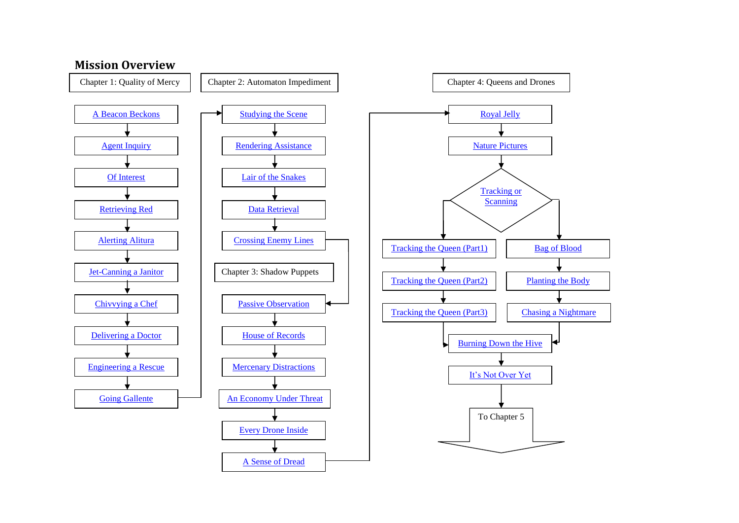## Mission Overview

### Chapter 1: Quality of Mercy

- A Beacon Beckons
- Agent Inquiry
- Of Interest
- Retrieving Red
- Alerting Alitura
- Jet-Canning a Janitor
- Chivvying a Chef
- Delivering a Doctor
- Engineering a Rescue
- Going Gallente

### Chapter 2: Automaton Impediment

- Studying the Scene
- Rendering Assistance
- Lair of the Snakes
- Data Retrieval
- Crossing Enemy Lines

### Chapter 3: Shadow Puppets

- Passive Observation
- House of Records
- Mercenary Distractions
- An Economy Under Threat
- Every Drone Inside
- A Sense of Dread

### Chapter 4: Queens and Drones

- Royal Jelly
- Nature Pictures
- Tracking or Scanning
  - Tracking branch:
    - Tracking the Queen (Part1)
    - Tracking the Queen (Part2)
    - Tracking the Queen (Part3)
  - Scanning branch:
    - Bag of Blood
    - Planting the Body
    - Chasing a Nightmare
- Burning Down the Hive
- It's Not Over Yet
- To Chapter 5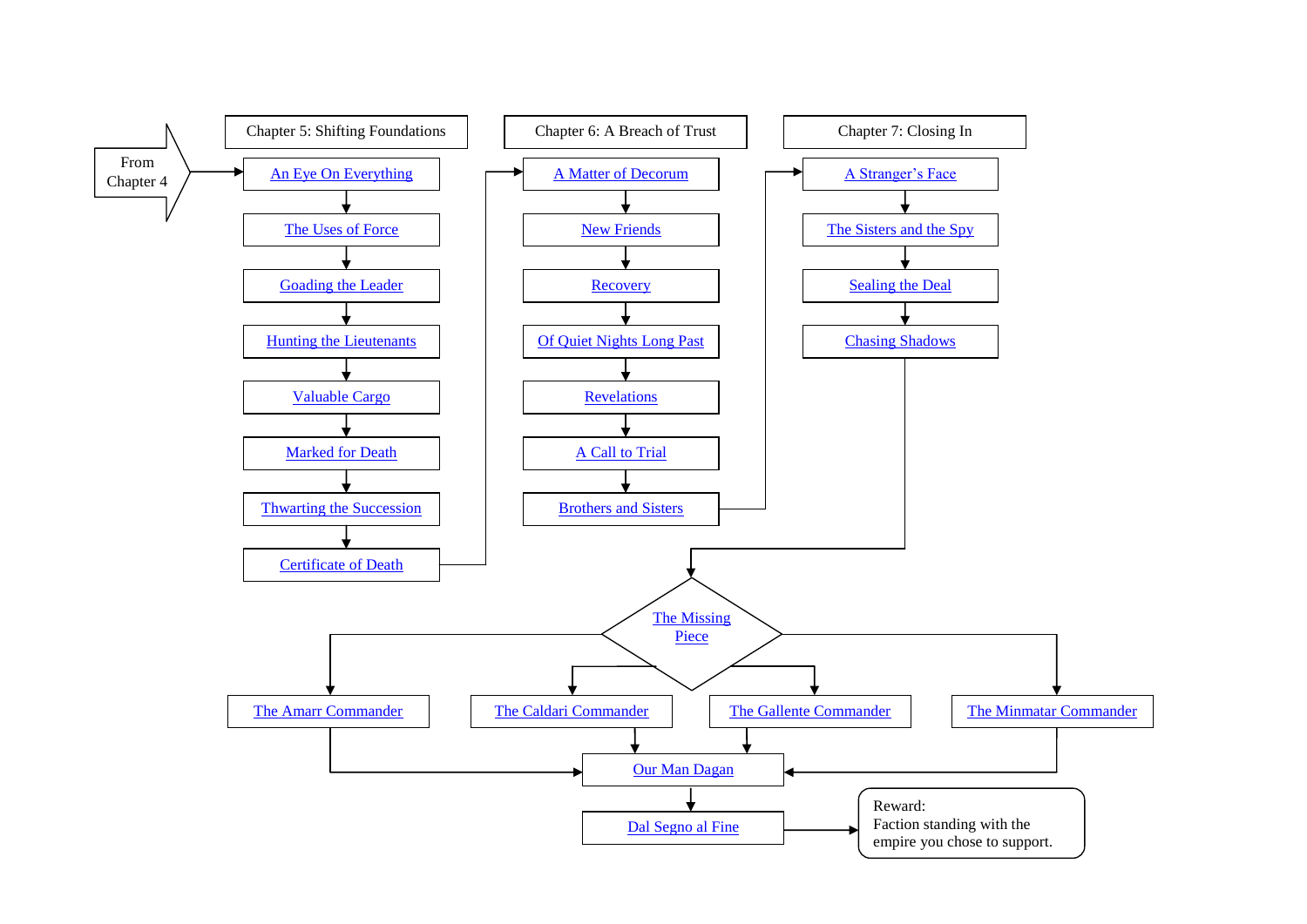From Chapter 4

## Chapter 5: Shifting Foundations

- An Eye On Everything
- The Uses of Force
- Goading the Leader
- Hunting the Lieutenants
- Valuable Cargo
- Marked for Death
- Thwarting the Succession
- Certificate of Death

## Chapter 6: A Breach of Trust

- A Matter of Decorum
- New Friends
- Recovery
- Of Quiet Nights Long Past
- Revelations
- A Call to Trial
- Brothers and Sisters

## Chapter 7: Closing In

- A Stranger's Face
- The Sisters and the Spy
- Sealing the Deal
- Chasing Shadows

The Missing Piece

- The Amarr Commander
- The Caldari Commander
- The Gallente Commander
- The Minmatar Commander

Our Man Dagan

Dal Segno al Fine

Reward:
Faction standing with the empire you chose to support.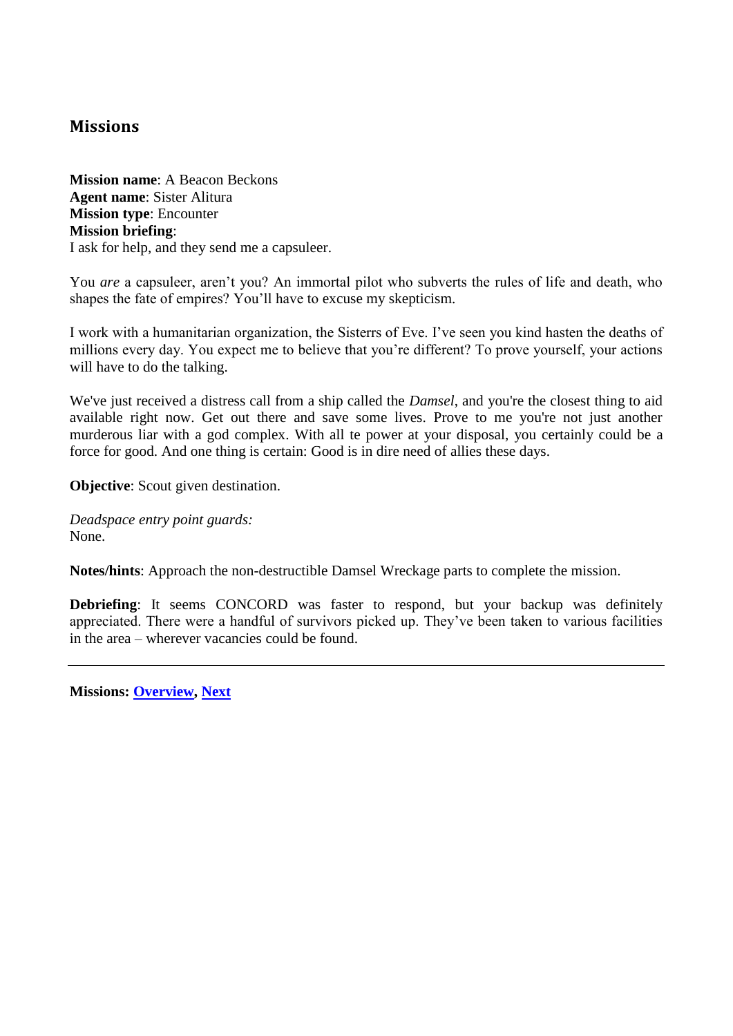## Missions

**Mission name**: A Beacon Beckons
**Agent name**: Sister Alitura
**Mission type**: Encounter
**Mission briefing**:
I ask for help, and they send me a capsuleer.

You *are* a capsuleer, aren't you? An immortal pilot who subverts the rules of life and death, who shapes the fate of empires? You'll have to excuse my skepticism.

I work with a humanitarian organization, the Sisterrs of Eve. I've seen you kind hasten the deaths of millions every day. You expect me to believe that you're different? To prove yourself, your actions will have to do the talking.

We've just received a distress call from a ship called the *Damsel*, and you're the closest thing to aid available right now. Get out there and save some lives. Prove to me you're not just another murderous liar with a god complex. With all te power at your disposal, you certainly could be a force for good. And one thing is certain: Good is in dire need of allies these days.

**Objective**: Scout given destination.

*Deadspace entry point guards:*
None.

**Notes/hints**: Approach the non-destructible Damsel Wreckage parts to complete the mission.

**Debriefing**: It seems CONCORD was faster to respond, but your backup was definitely appreciated. There were a handful of survivors picked up. They've been taken to various facilities in the area – wherever vacancies could be found.

---

**Missions: Overview, Next**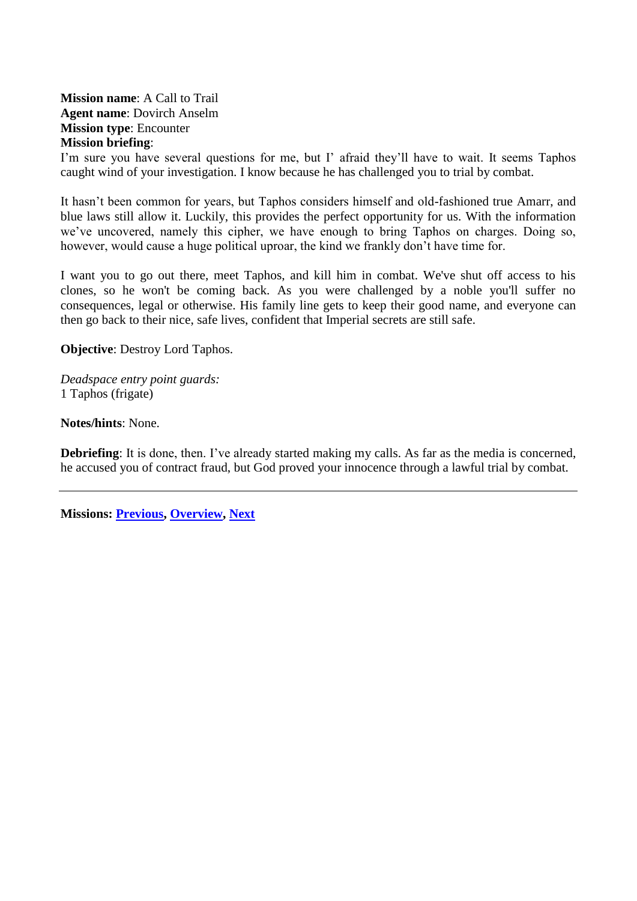**Mission name**: A Call to Trail
**Agent name**: Dovirch Anselm
**Mission type**: Encounter
**Mission briefing**:
I'm sure you have several questions for me, but I' afraid they'll have to wait. It seems Taphos caught wind of your investigation. I know because he has challenged you to trial by combat.

It hasn't been common for years, but Taphos considers himself and old-fashioned true Amarr, and blue laws still allow it. Luckily, this provides the perfect opportunity for us. With the information we've uncovered, namely this cipher, we have enough to bring Taphos on charges. Doing so, however, would cause a huge political uproar, the kind we frankly don't have time for.

I want you to go out there, meet Taphos, and kill him in combat. We've shut off access to his clones, so he won't be coming back. As you were challenged by a noble you'll suffer no consequences, legal or otherwise. His family line gets to keep their good name, and everyone can then go back to their nice, safe lives, confident that Imperial secrets are still safe.

**Objective**: Destroy Lord Taphos.

*Deadspace entry point guards:*
1 Taphos (frigate)

**Notes/hints**: None.

**Debriefing**: It is done, then. I've already started making my calls. As far as the media is concerned, he accused you of contract fraud, but God proved your innocence through a lawful trial by combat.

---

**Missions: Previous, Overview, Next**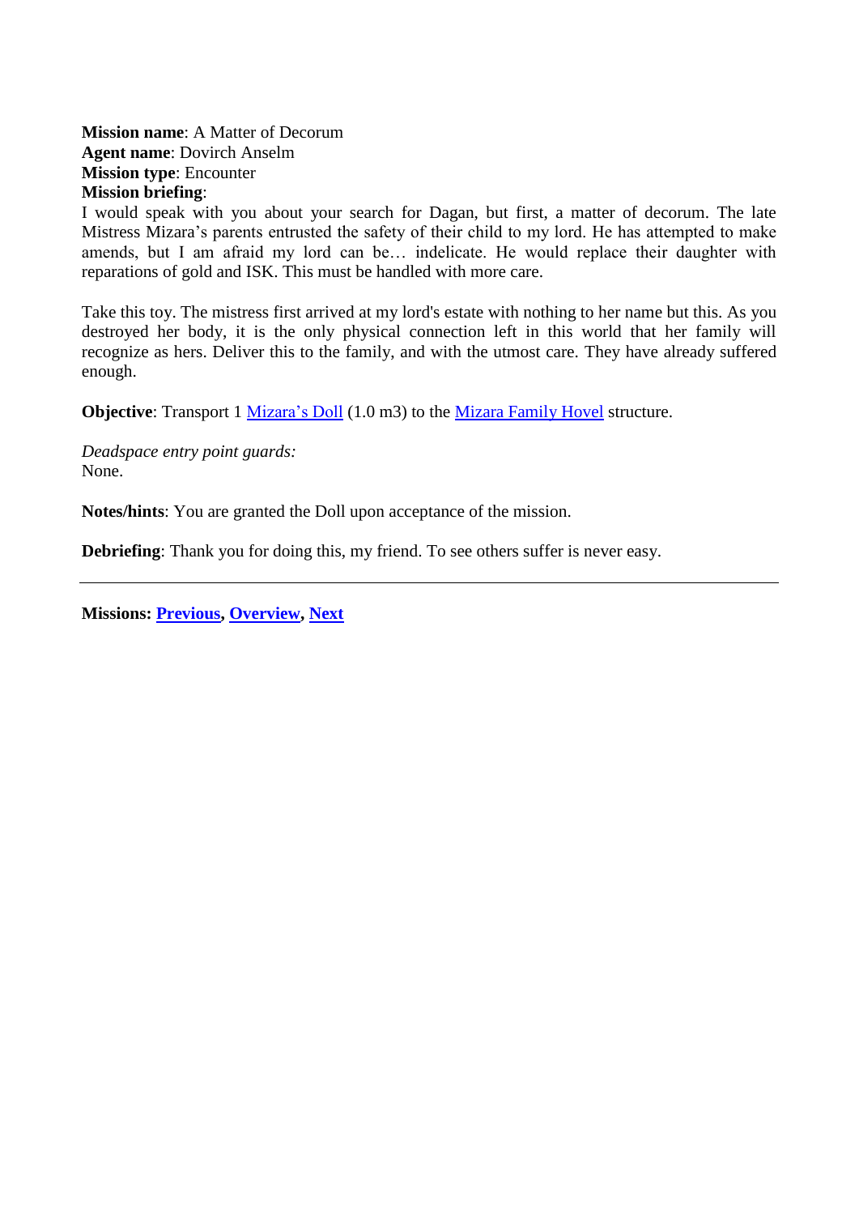**Mission name**: A Matter of Decorum
**Agent name**: Dovirch Anselm
**Mission type**: Encounter
**Mission briefing**:
I would speak with you about your search for Dagan, but first, a matter of decorum. The late Mistress Mizara's parents entrusted the safety of their child to my lord. He has attempted to make amends, but I am afraid my lord can be… indelicate. He would replace their daughter with reparations of gold and ISK. This must be handled with more care.

Take this toy. The mistress first arrived at my lord's estate with nothing to her name but this. As you destroyed her body, it is the only physical connection left in this world that her family will recognize as hers. Deliver this to the family, and with the utmost care. They have already suffered enough.

**Objective**: Transport 1 Mizara's Doll (1.0 m3) to the Mizara Family Hovel structure.

*Deadspace entry point guards:*
None.

**Notes/hints**: You are granted the Doll upon acceptance of the mission.

**Debriefing**: Thank you for doing this, my friend. To see others suffer is never easy.

---

**Missions: Previous, Overview, Next**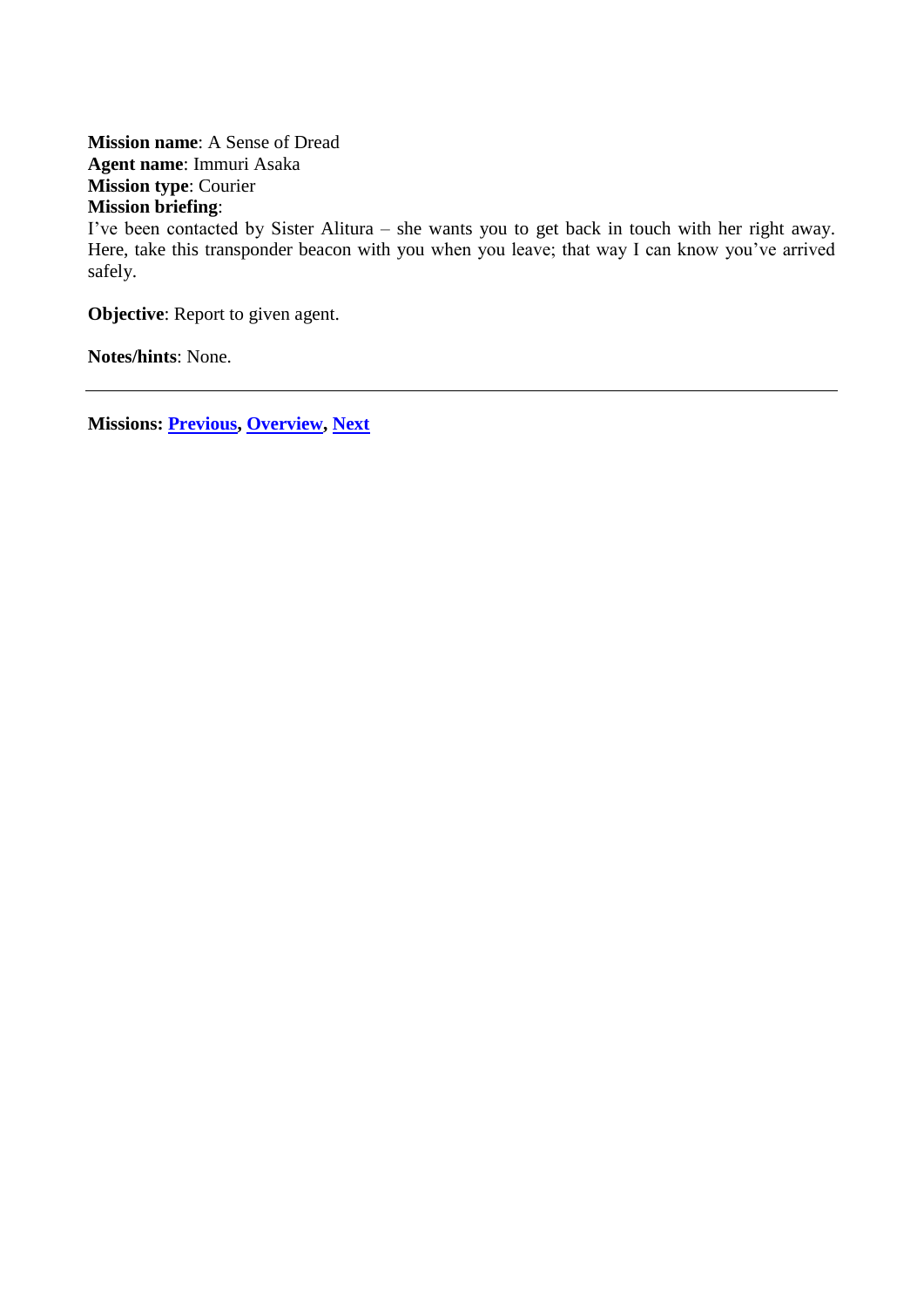**Mission name**: A Sense of Dread
**Agent name**: Immuri Asaka
**Mission type**: Courier
**Mission briefing**:
I've been contacted by Sister Alitura – she wants you to get back in touch with her right away. Here, take this transponder beacon with you when you leave; that way I can know you've arrived safely.

**Objective**: Report to given agent.

**Notes/hints**: None.

---

**Missions: Previous, Overview, Next**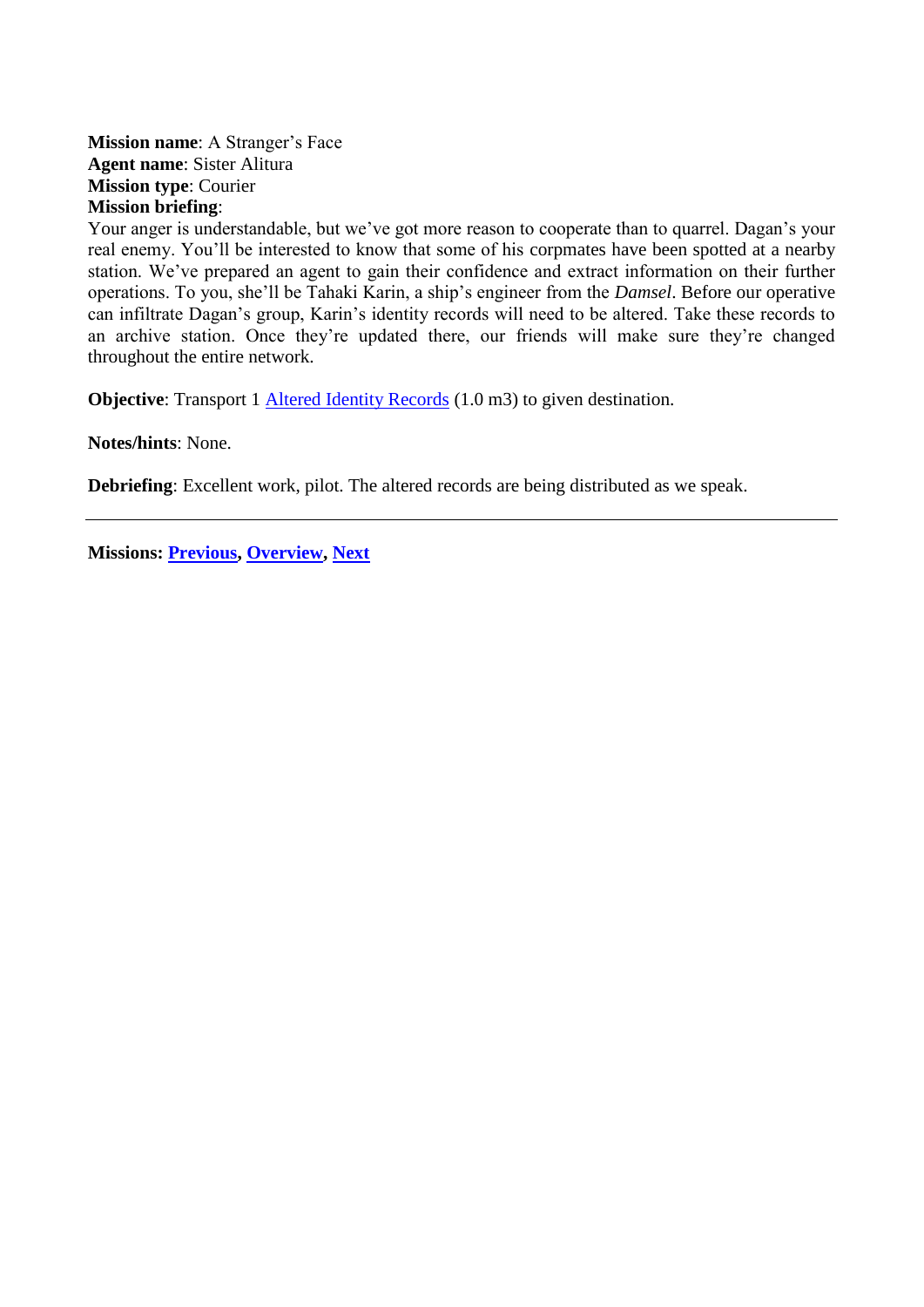**Mission name**: A Stranger's Face
**Agent name**: Sister Alitura
**Mission type**: Courier
**Mission briefing**:
Your anger is understandable, but we've got more reason to cooperate than to quarrel. Dagan's your real enemy. You'll be interested to know that some of his corpmates have been spotted at a nearby station. We've prepared an agent to gain their confidence and extract information on their further operations. To you, she'll be Tahaki Karin, a ship's engineer from the *Damsel*. Before our operative can infiltrate Dagan's group, Karin's identity records will need to be altered. Take these records to an archive station. Once they're updated there, our friends will make sure they're changed throughout the entire network.

**Objective**: Transport 1 Altered Identity Records (1.0 m3) to given destination.

**Notes/hints**: None.

**Debriefing**: Excellent work, pilot. The altered records are being distributed as we speak.

---

**Missions: Previous, Overview, Next**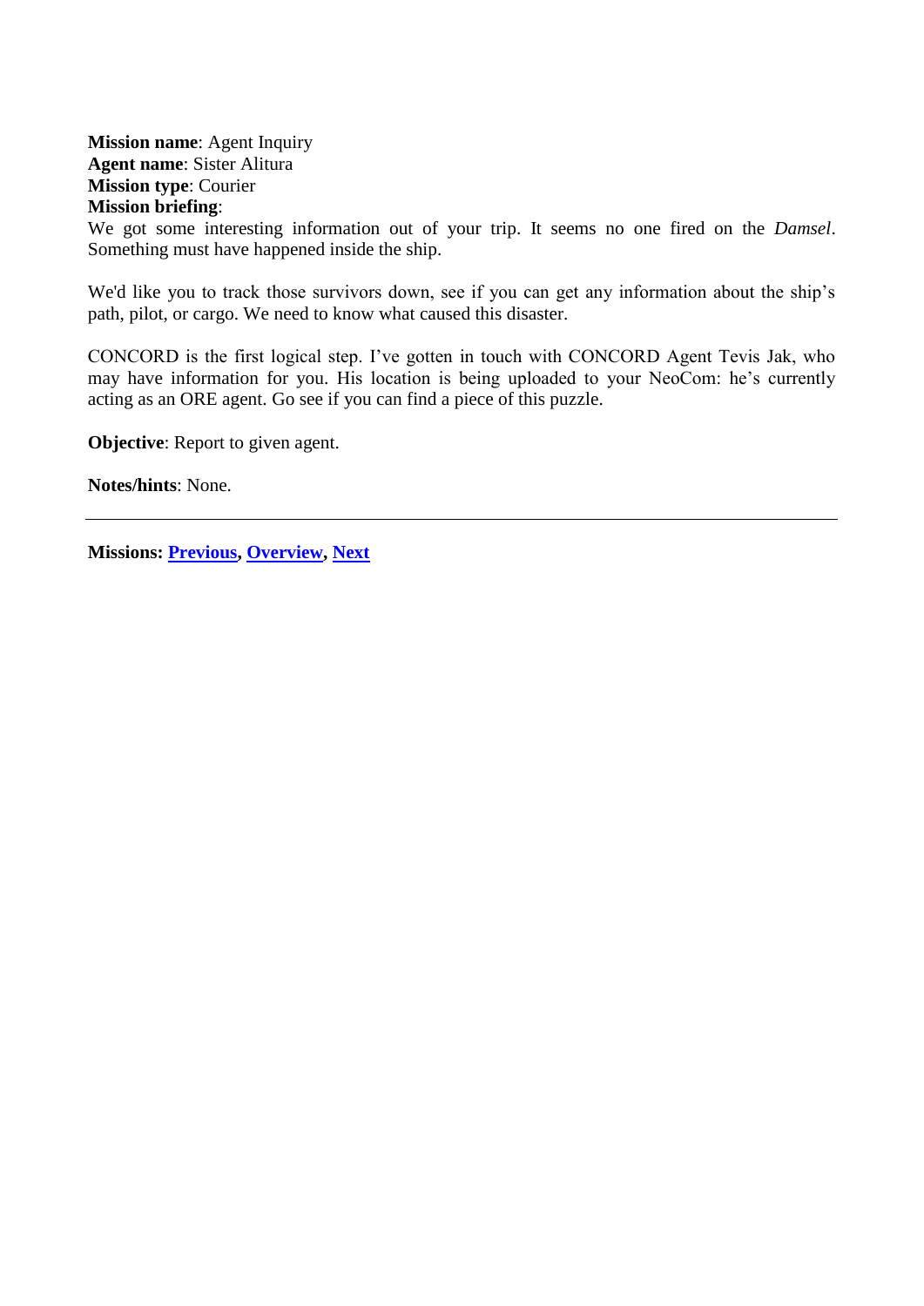**Mission name**: Agent Inquiry
**Agent name**: Sister Alitura
**Mission type**: Courier
**Mission briefing**:
We got some interesting information out of your trip. It seems no one fired on the *Damsel*. Something must have happened inside the ship.

We'd like you to track those survivors down, see if you can get any information about the ship's path, pilot, or cargo. We need to know what caused this disaster.

CONCORD is the first logical step. I've gotten in touch with CONCORD Agent Tevis Jak, who may have information for you. His location is being uploaded to your NeoCom: he's currently acting as an ORE agent. Go see if you can find a piece of this puzzle.

**Objective**: Report to given agent.

**Notes/hints**: None.

---

**Missions: Previous, Overview, Next**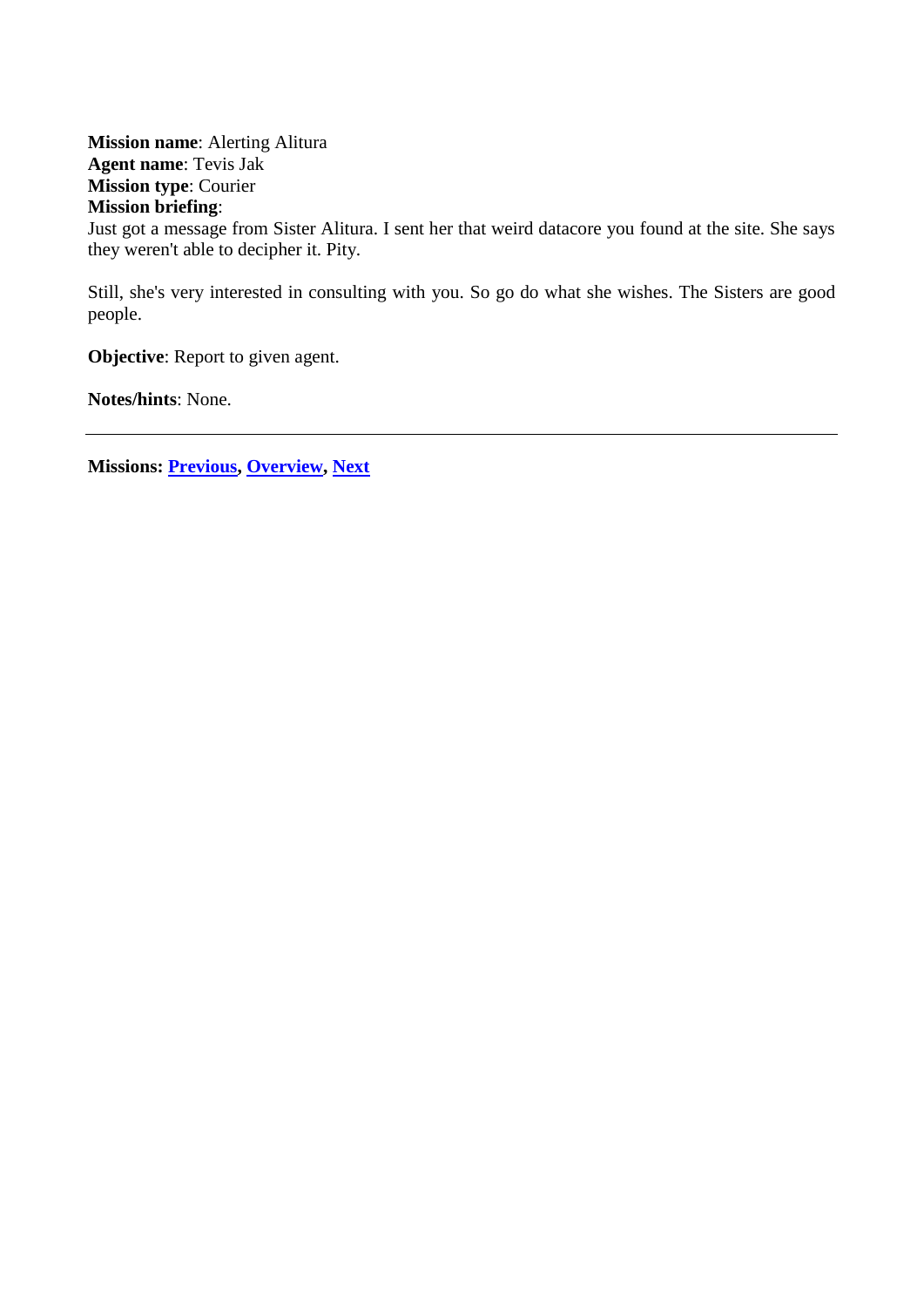**Mission name**: Alerting Alitura
**Agent name**: Tevis Jak
**Mission type**: Courier
**Mission briefing**:
Just got a message from Sister Alitura. I sent her that weird datacore you found at the site. She says they weren't able to decipher it. Pity.

Still, she's very interested in consulting with you. So go do what she wishes. The Sisters are good people.

**Objective**: Report to given agent.

**Notes/hints**: None.

---

**Missions: Previous, Overview, Next**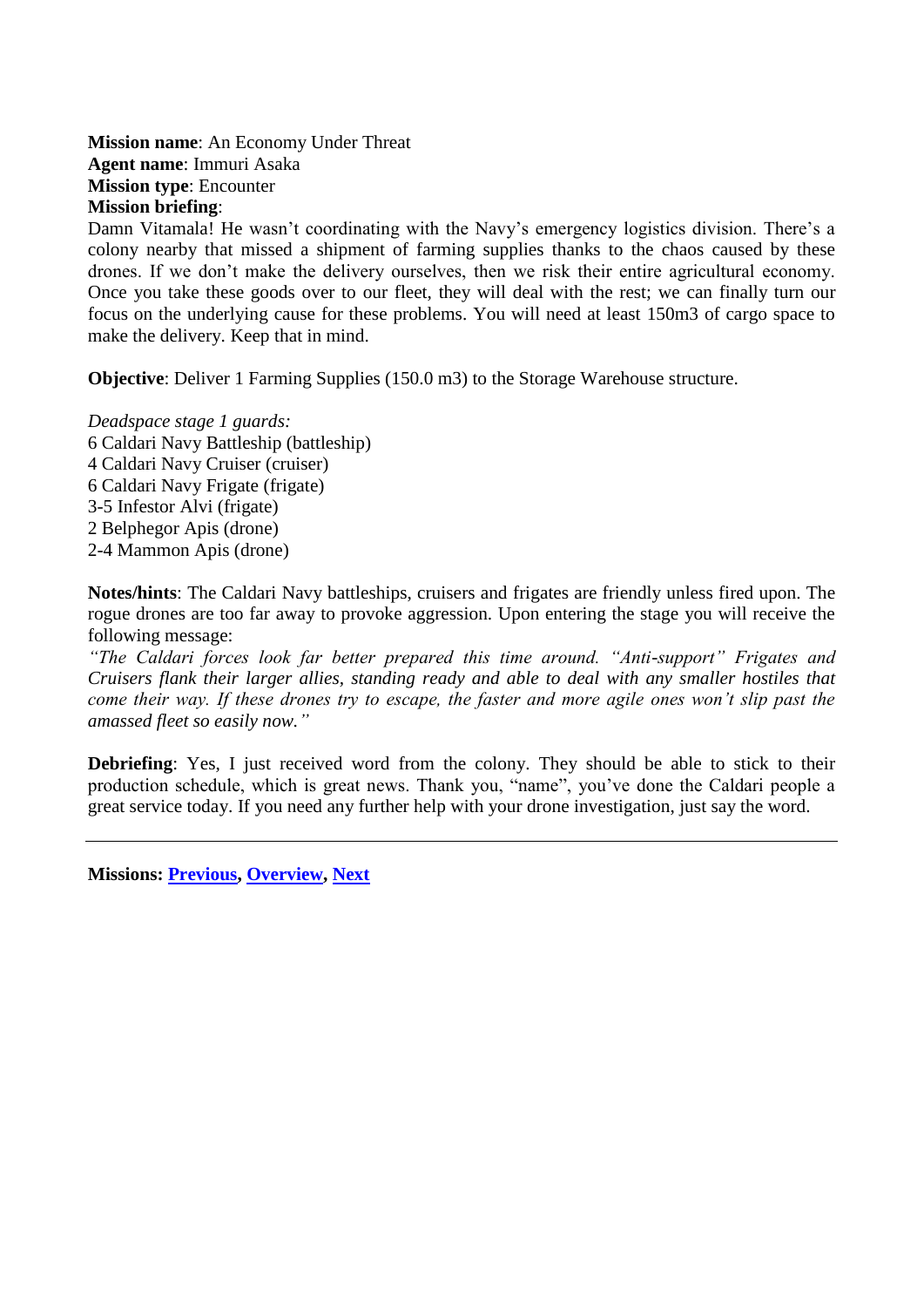**Mission name**: An Economy Under Threat
**Agent name**: Immuri Asaka
**Mission type**: Encounter
**Mission briefing**:
Damn Vitamala! He wasn't coordinating with the Navy's emergency logistics division. There's a colony nearby that missed a shipment of farming supplies thanks to the chaos caused by these drones. If we don't make the delivery ourselves, then we risk their entire agricultural economy. Once you take these goods over to our fleet, they will deal with the rest; we can finally turn our focus on the underlying cause for these problems. You will need at least 150m3 of cargo space to make the delivery. Keep that in mind.

**Objective**: Deliver 1 Farming Supplies (150.0 m3) to the Storage Warehouse structure.

*Deadspace stage 1 guards:*
6 Caldari Navy Battleship (battleship)
4 Caldari Navy Cruiser (cruiser)
6 Caldari Navy Frigate (frigate)
3-5 Infestor Alvi (frigate)
2 Belphegor Apis (drone)
2-4 Mammon Apis (drone)

**Notes/hints**: The Caldari Navy battleships, cruisers and frigates are friendly unless fired upon. The rogue drones are too far away to provoke aggression. Upon entering the stage you will receive the following message:
*"The Caldari forces look far better prepared this time around. "Anti-support" Frigates and Cruisers flank their larger allies, standing ready and able to deal with any smaller hostiles that come their way. If these drones try to escape, the faster and more agile ones won't slip past the amassed fleet so easily now."*

**Debriefing**: Yes, I just received word from the colony. They should be able to stick to their production schedule, which is great news. Thank you, "name", you've done the Caldari people a great service today. If you need any further help with your drone investigation, just say the word.

---

**Missions: Previous, Overview, Next**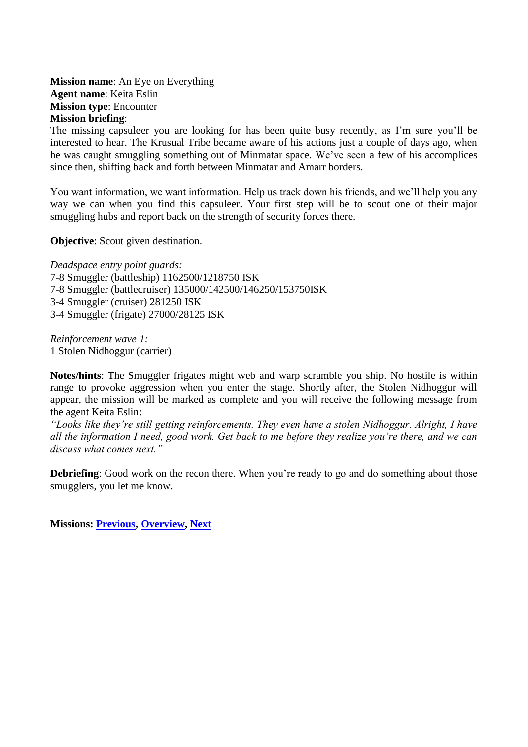**Mission name**: An Eye on Everything
**Agent name**: Keita Eslin
**Mission type**: Encounter
**Mission briefing**:
The missing capsuleer you are looking for has been quite busy recently, as I'm sure you'll be interested to hear. The Krusual Tribe became aware of his actions just a couple of days ago, when he was caught smuggling something out of Minmatar space. We've seen a few of his accomplices since then, shifting back and forth between Minmatar and Amarr borders.

You want information, we want information. Help us track down his friends, and we'll help you any way we can when you find this capsuleer. Your first step will be to scout one of their major smuggling hubs and report back on the strength of security forces there.

**Objective**: Scout given destination.

*Deadspace entry point guards:*
7-8 Smuggler (battleship) 1162500/1218750 ISK
7-8 Smuggler (battlecruiser) 135000/142500/146250/153750ISK
3-4 Smuggler (cruiser) 281250 ISK
3-4 Smuggler (frigate) 27000/28125 ISK

*Reinforcement wave 1:*
1 Stolen Nidhoggur (carrier)

**Notes/hints**: The Smuggler frigates might web and warp scramble you ship. No hostile is within range to provoke aggression when you enter the stage. Shortly after, the Stolen Nidhoggur will appear, the mission will be marked as complete and you will receive the following message from the agent Keita Eslin:
*"Looks like they're still getting reinforcements. They even have a stolen Nidhoggur. Alright, I have all the information I need, good work. Get back to me before they realize you're there, and we can discuss what comes next."*

**Debriefing**: Good work on the recon there. When you're ready to go and do something about those smugglers, you let me know.

---

**Missions: Previous, Overview, Next**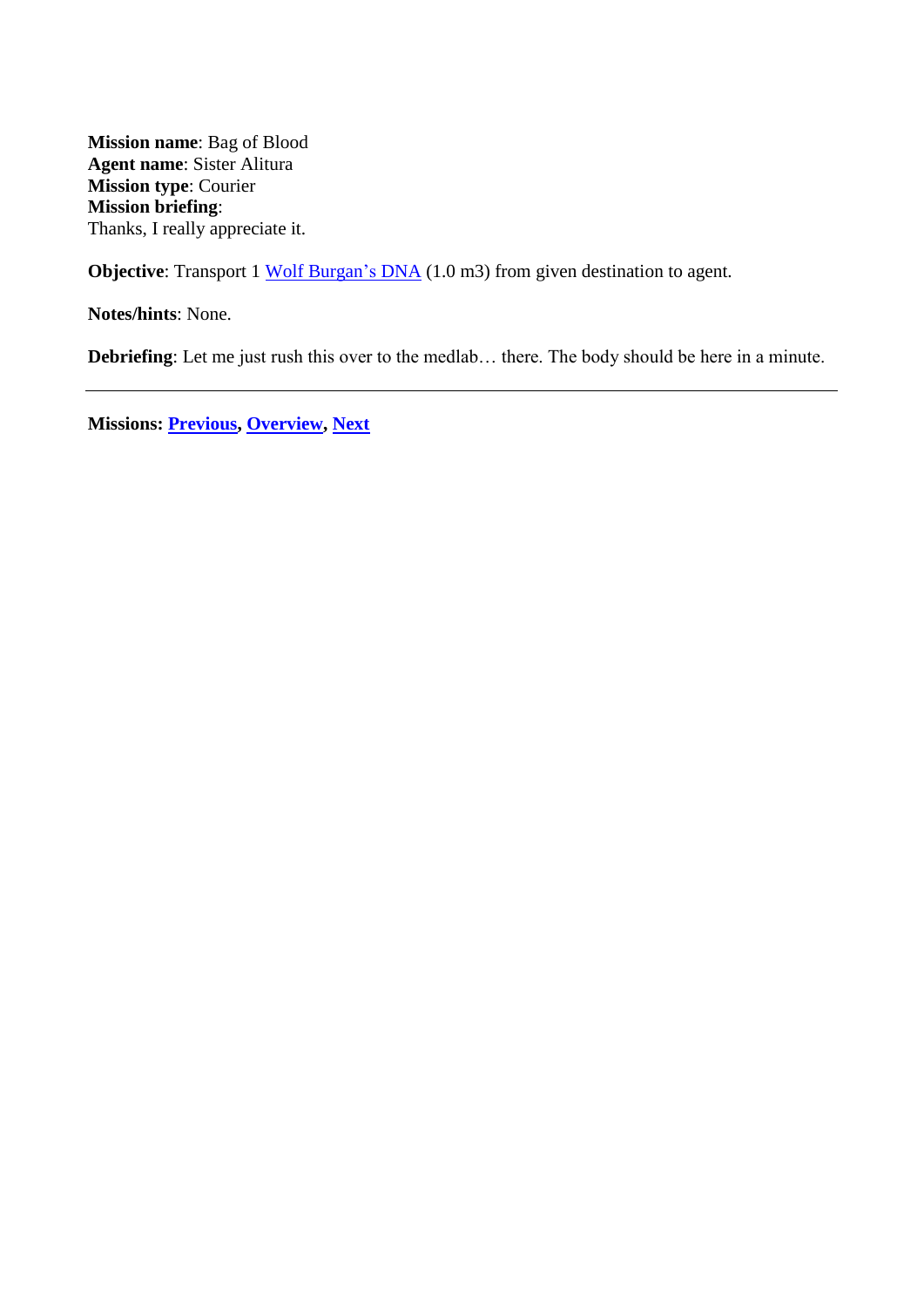**Mission name**: Bag of Blood
**Agent name**: Sister Alitura
**Mission type**: Courier
**Mission briefing**:
Thanks, I really appreciate it.

**Objective**: Transport 1 Wolf Burgan's DNA (1.0 m3) from given destination to agent.

**Notes/hints**: None.

**Debriefing**: Let me just rush this over to the medlab… there. The body should be here in a minute.

---

**Missions: Previous, Overview, Next**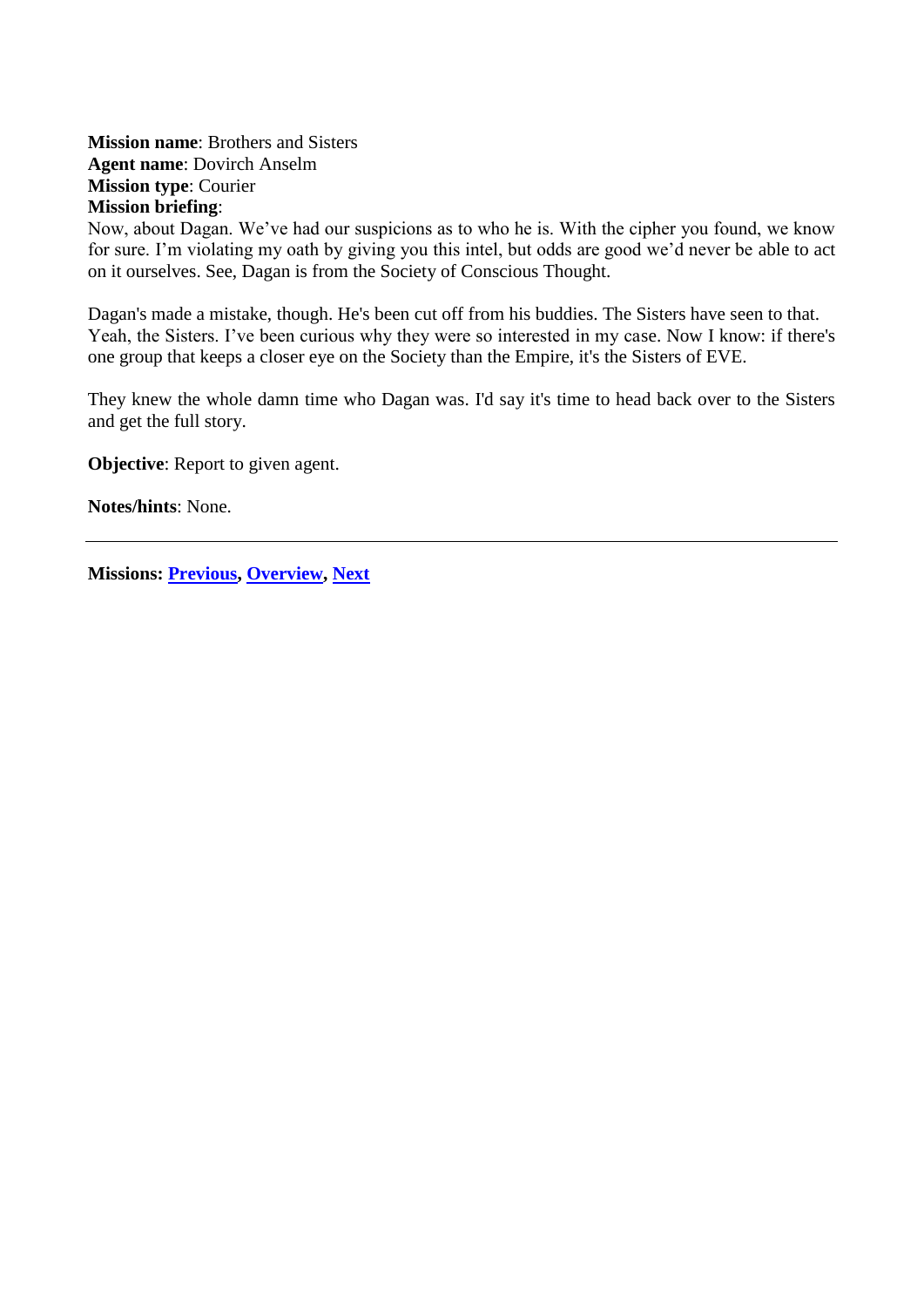**Mission name**: Brothers and Sisters
**Agent name**: Dovirch Anselm
**Mission type**: Courier
**Mission briefing**:
Now, about Dagan. We've had our suspicions as to who he is. With the cipher you found, we know for sure. I'm violating my oath by giving you this intel, but odds are good we'd never be able to act on it ourselves. See, Dagan is from the Society of Conscious Thought.

Dagan's made a mistake, though. He's been cut off from his buddies. The Sisters have seen to that. Yeah, the Sisters. I've been curious why they were so interested in my case. Now I know: if there's one group that keeps a closer eye on the Society than the Empire, it's the Sisters of EVE.

They knew the whole damn time who Dagan was. I'd say it's time to head back over to the Sisters and get the full story.

**Objective**: Report to given agent.

**Notes/hints**: None.

---

**Missions: Previous, Overview, Next**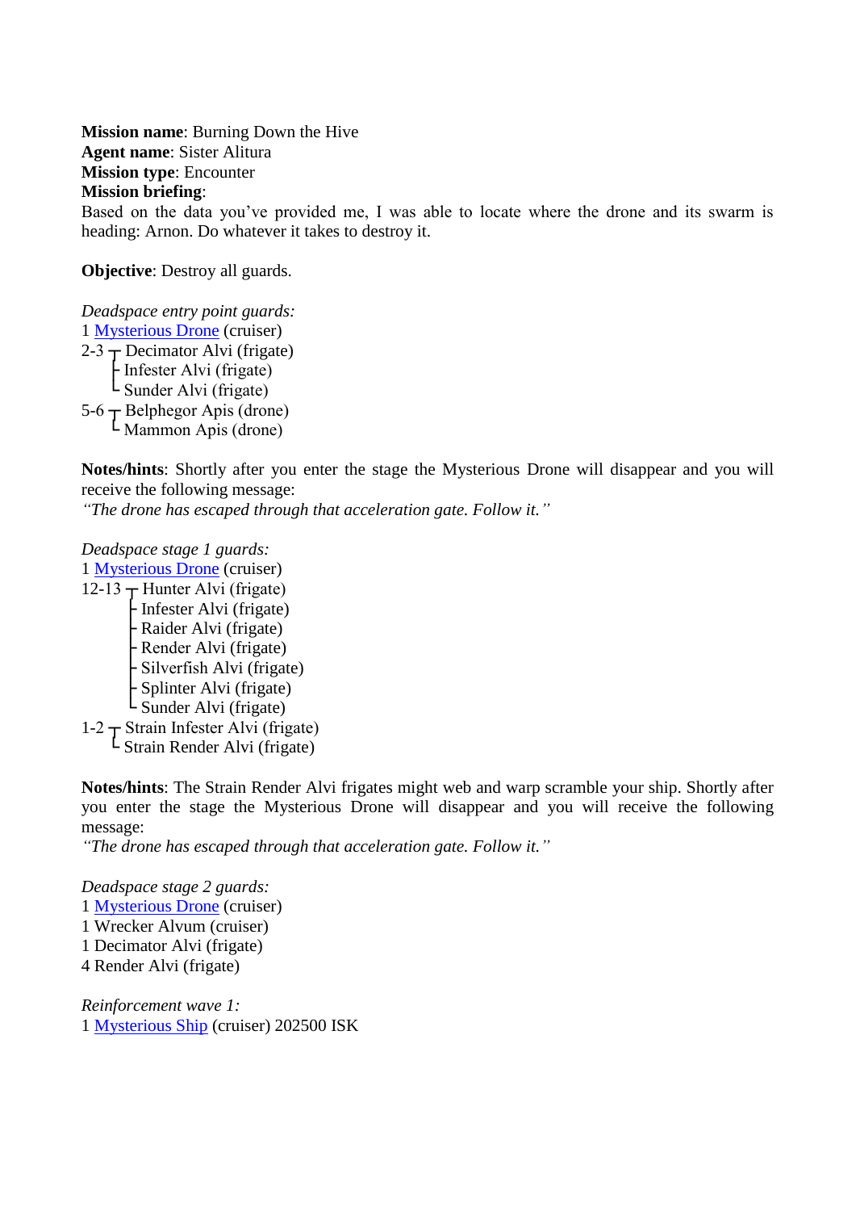**Mission name**: Burning Down the Hive
**Agent name**: Sister Alitura
**Mission type**: Encounter
**Mission briefing**:
Based on the data you've provided me, I was able to locate where the drone and its swarm is heading: Arnon. Do whatever it takes to destroy it.

**Objective**: Destroy all guards.

*Deadspace entry point guards:*
1 Mysterious Drone (cruiser)
2-3 ┬ Decimator Alvi (frigate)
├ Infester Alvi (frigate)
└ Sunder Alvi (frigate)
5-6 ┬ Belphegor Apis (drone)
└ Mammon Apis (drone)

**Notes/hints**: Shortly after you enter the stage the Mysterious Drone will disappear and you will receive the following message:
*"The drone has escaped through that acceleration gate. Follow it."*

*Deadspace stage 1 guards:*
1 Mysterious Drone (cruiser)
12-13 ┬ Hunter Alvi (frigate)
├ Infester Alvi (frigate)
├ Raider Alvi (frigate)
├ Render Alvi (frigate)
├ Silverfish Alvi (frigate)
├ Splinter Alvi (frigate)
└ Sunder Alvi (frigate)
1-2 ┬ Strain Infester Alvi (frigate)
└ Strain Render Alvi (frigate)

**Notes/hints**: The Strain Render Alvi frigates might web and warp scramble your ship. Shortly after you enter the stage the Mysterious Drone will disappear and you will receive the following message:
*"The drone has escaped through that acceleration gate. Follow it."*

*Deadspace stage 2 guards:*
1 Mysterious Drone (cruiser)
1 Wrecker Alvum (cruiser)
1 Decimator Alvi (frigate)
4 Render Alvi (frigate)

*Reinforcement wave 1:*
1 Mysterious Ship (cruiser) 202500 ISK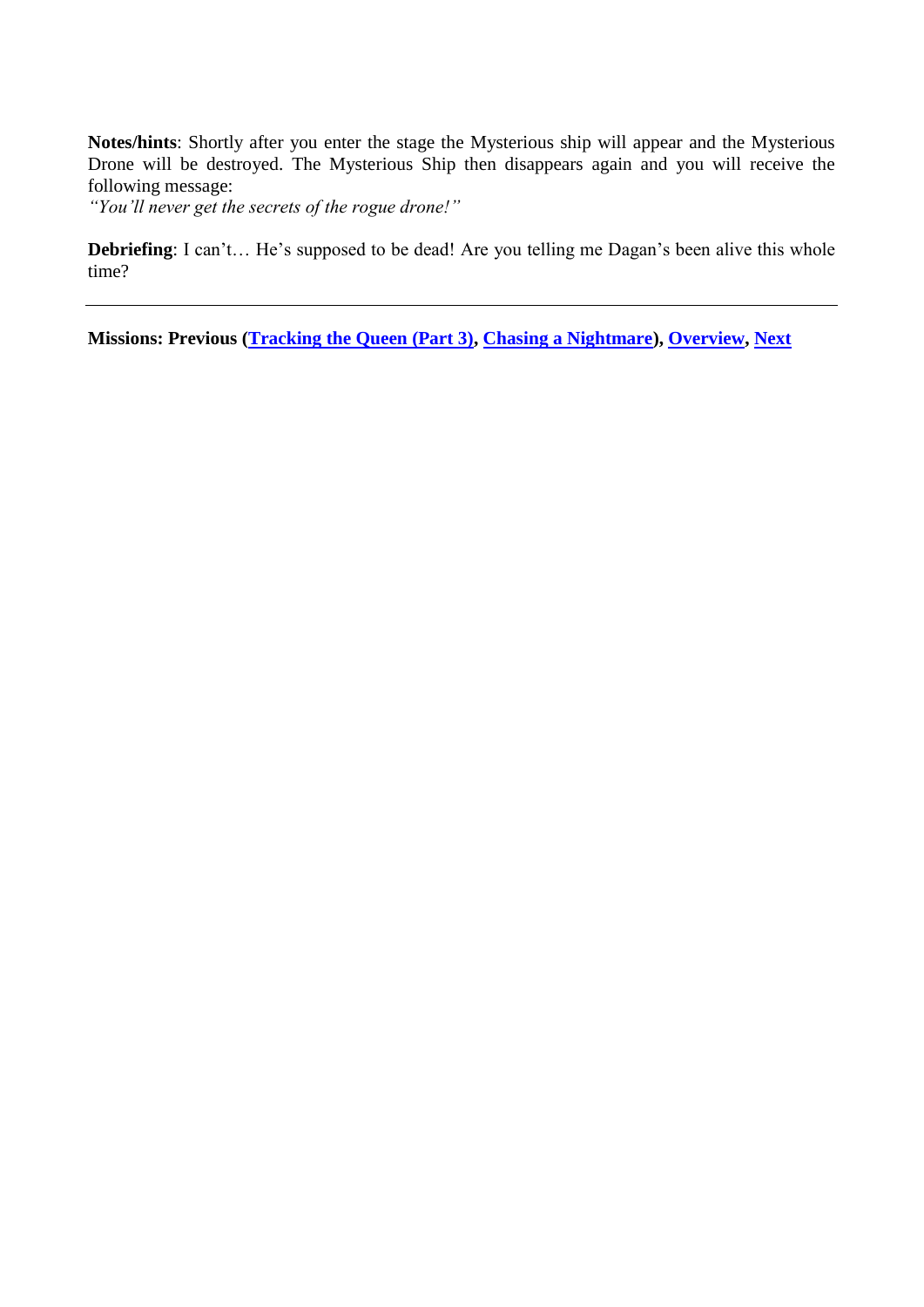**Notes/hints**: Shortly after you enter the stage the Mysterious ship will appear and the Mysterious Drone will be destroyed. The Mysterious Ship then disappears again and you will receive the following message:
*"You'll never get the secrets of the rogue drone!"*

**Debriefing**: I can't… He's supposed to be dead! Are you telling me Dagan's been alive this whole time?

---

**Missions: Previous (Tracking the Queen (Part 3), Chasing a Nightmare), Overview, Next**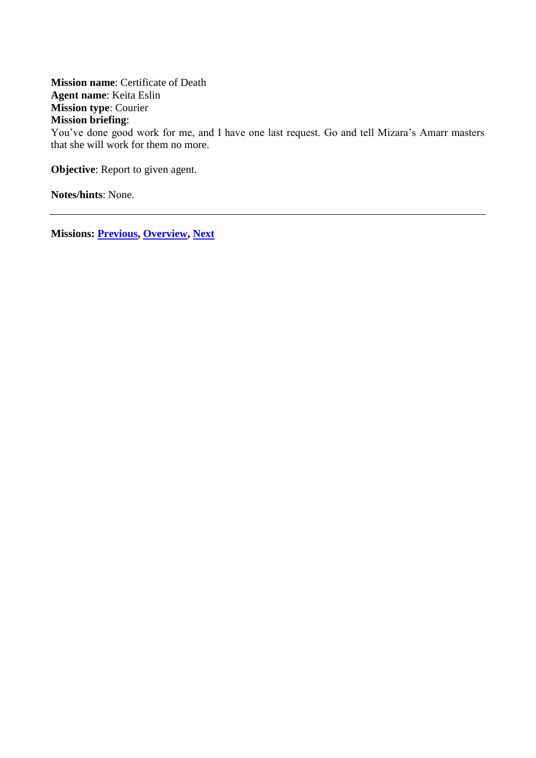**Mission name**: Certificate of Death
**Agent name**: Keita Eslin
**Mission type**: Courier
**Mission briefing**:
You've done good work for me, and I have one last request. Go and tell Mizara's Amarr masters that she will work for them no more.

**Objective**: Report to given agent.

**Notes/hints**: None.

---

**Missions: Previous, Overview, Next**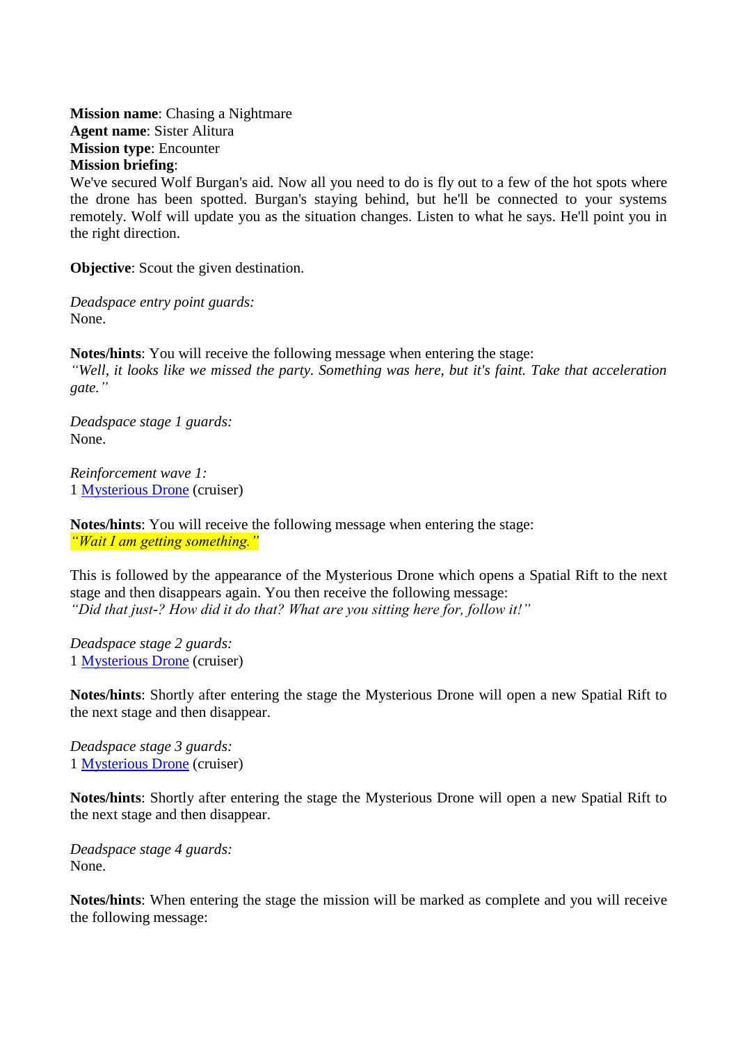**Mission name**: Chasing a Nightmare
**Agent name**: Sister Alitura
**Mission type**: Encounter
**Mission briefing**:
We've secured Wolf Burgan's aid. Now all you need to do is fly out to a few of the hot spots where the drone has been spotted. Burgan's staying behind, but he'll be connected to your systems remotely. Wolf will update you as the situation changes. Listen to what he says. He'll point you in the right direction.

**Objective**: Scout the given destination.

*Deadspace entry point guards:*
None.

**Notes/hints**: You will receive the following message when entering the stage:
*"Well, it looks like we missed the party. Something was here, but it's faint. Take that acceleration gate."*

*Deadspace stage 1 guards:*
None.

*Reinforcement wave 1:*
1 Mysterious Drone (cruiser)

**Notes/hints**: You will receive the following message when entering the stage:
*"Wait I am getting something."*

This is followed by the appearance of the Mysterious Drone which opens a Spatial Rift to the next stage and then disappears again. You then receive the following message:
*"Did that just-? How did it do that? What are you sitting here for, follow it!"*

*Deadspace stage 2 guards:*
1 Mysterious Drone (cruiser)

**Notes/hints**: Shortly after entering the stage the Mysterious Drone will open a new Spatial Rift to the next stage and then disappear.

*Deadspace stage 3 guards:*
1 Mysterious Drone (cruiser)

**Notes/hints**: Shortly after entering the stage the Mysterious Drone will open a new Spatial Rift to the next stage and then disappear.

*Deadspace stage 4 guards:*
None.

**Notes/hints**: When entering the stage the mission will be marked as complete and you will receive the following message: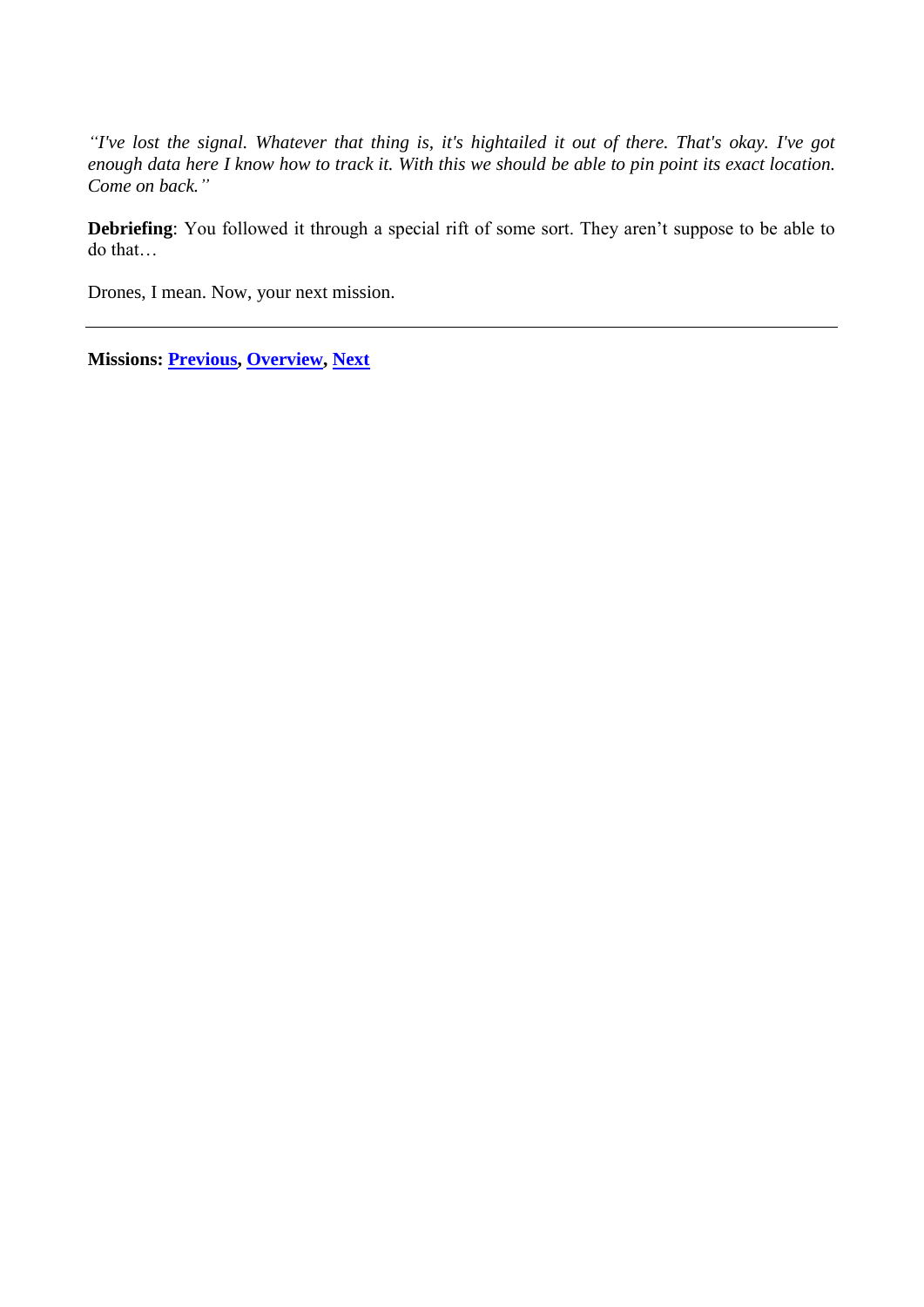*"I've lost the signal. Whatever that thing is, it's hightailed it out of there. That's okay. I've got enough data here I know how to track it. With this we should be able to pin point its exact location. Come on back."*

**Debriefing**: You followed it through a special rift of some sort. They aren't suppose to be able to do that…

Drones, I mean. Now, your next mission.

---

**Missions: Previous, Overview, Next**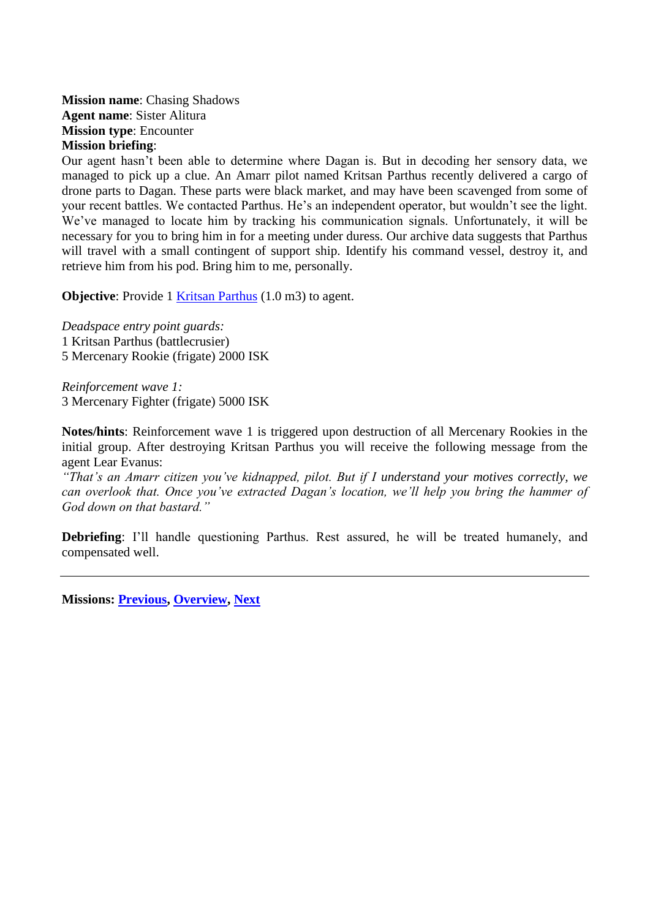**Mission name**: Chasing Shadows
**Agent name**: Sister Alitura
**Mission type**: Encounter
**Mission briefing**:
Our agent hasn't been able to determine where Dagan is. But in decoding her sensory data, we managed to pick up a clue. An Amarr pilot named Kritsan Parthus recently delivered a cargo of drone parts to Dagan. These parts were black market, and may have been scavenged from some of your recent battles. We contacted Parthus. He's an independent operator, but wouldn't see the light. We've managed to locate him by tracking his communication signals. Unfortunately, it will be necessary for you to bring him in for a meeting under duress. Our archive data suggests that Parthus will travel with a small contingent of support ship. Identify his command vessel, destroy it, and retrieve him from his pod. Bring him to me, personally.

**Objective**: Provide 1 Kritsan Parthus (1.0 m3) to agent.

*Deadspace entry point guards:*
1 Kritsan Parthus (battlecrusier)
5 Mercenary Rookie (frigate) 2000 ISK

*Reinforcement wave 1:*
3 Mercenary Fighter (frigate) 5000 ISK

**Notes/hints**: Reinforcement wave 1 is triggered upon destruction of all Mercenary Rookies in the initial group. After destroying Kritsan Parthus you will receive the following message from the agent Lear Evanus:
*"That's an Amarr citizen you've kidnapped, pilot. But if I understand your motives correctly, we can overlook that. Once you've extracted Dagan's location, we'll help you bring the hammer of God down on that bastard."*

**Debriefing**: I'll handle questioning Parthus. Rest assured, he will be treated humanely, and compensated well.

---

**Missions: Previous, Overview, Next**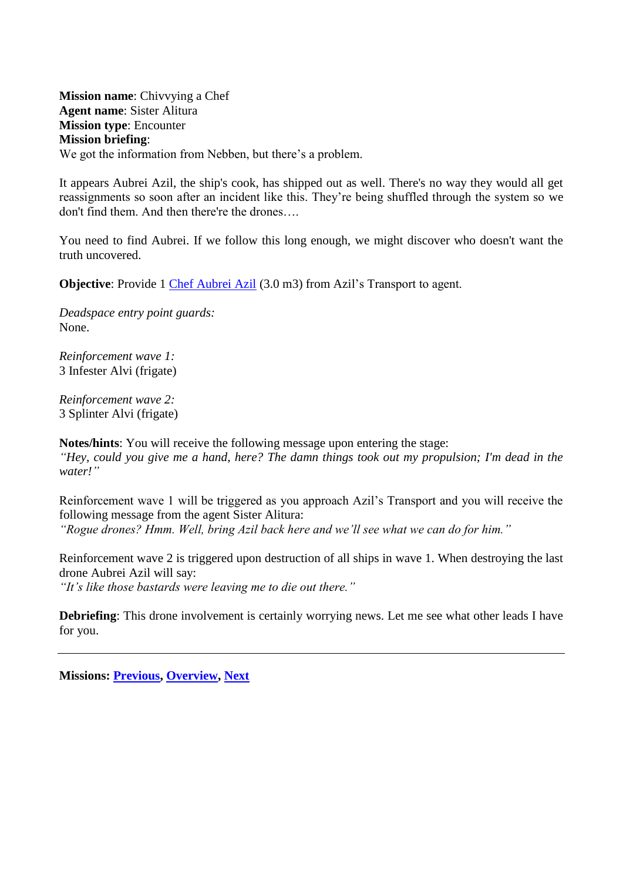**Mission name**: Chivvying a Chef
**Agent name**: Sister Alitura
**Mission type**: Encounter
**Mission briefing**:
We got the information from Nebben, but there's a problem.

It appears Aubrei Azil, the ship's cook, has shipped out as well. There's no way they would all get reassignments so soon after an incident like this. They're being shuffled through the system so we don't find them. And then there're the drones….

You need to find Aubrei. If we follow this long enough, we might discover who doesn't want the truth uncovered.

**Objective**: Provide 1 Chef Aubrei Azil (3.0 m3) from Azil's Transport to agent.

*Deadspace entry point guards:*
None.

*Reinforcement wave 1:*
3 Infester Alvi (frigate)

*Reinforcement wave 2:*
3 Splinter Alvi (frigate)

**Notes/hints**: You will receive the following message upon entering the stage:
*"Hey, could you give me a hand, here? The damn things took out my propulsion; I'm dead in the water!"*

Reinforcement wave 1 will be triggered as you approach Azil's Transport and you will receive the following message from the agent Sister Alitura:
*"Rogue drones? Hmm. Well, bring Azil back here and we'll see what we can do for him."*

Reinforcement wave 2 is triggered upon destruction of all ships in wave 1. When destroying the last drone Aubrei Azil will say:
*"It's like those bastards were leaving me to die out there."*

**Debriefing**: This drone involvement is certainly worrying news. Let me see what other leads I have for you.

---

**Missions: Previous, Overview, Next**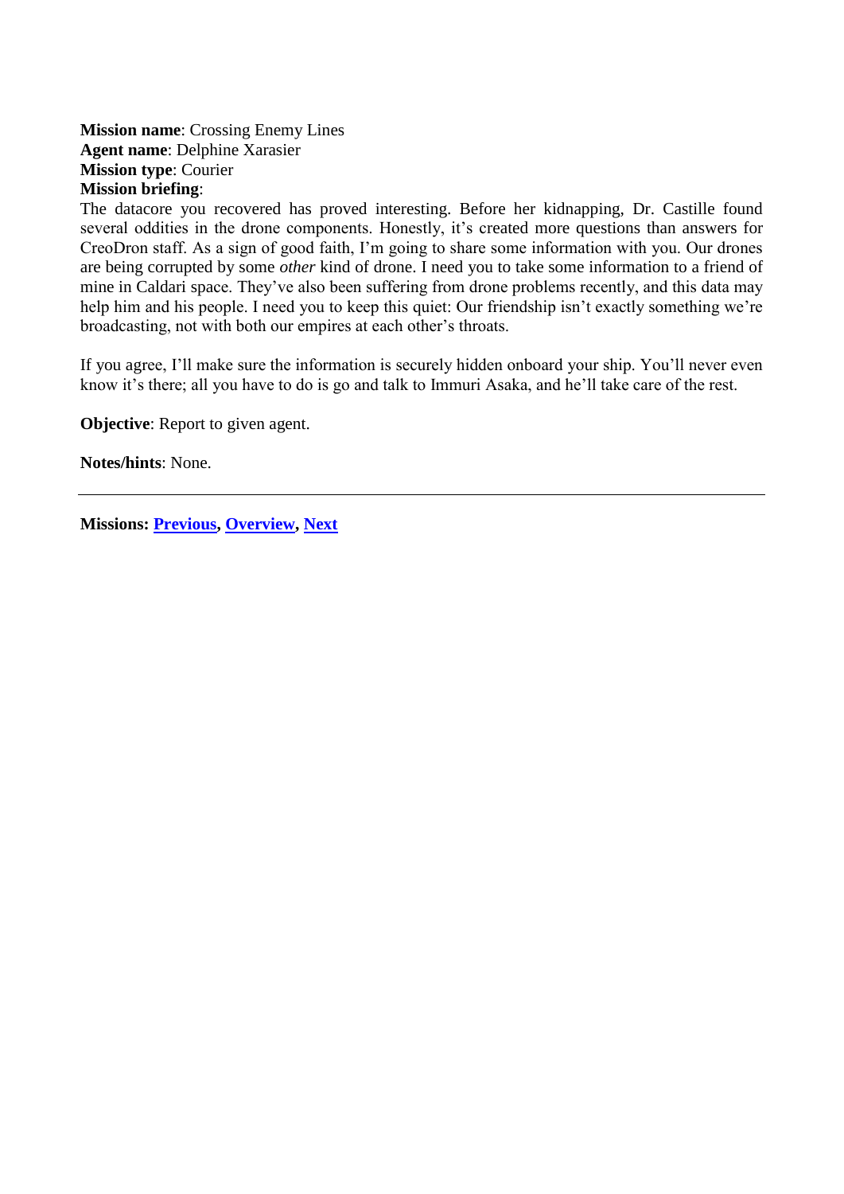**Mission name**: Crossing Enemy Lines
**Agent name**: Delphine Xarasier
**Mission type**: Courier
**Mission briefing**:
The datacore you recovered has proved interesting. Before her kidnapping, Dr. Castille found several oddities in the drone components. Honestly, it's created more questions than answers for CreoDron staff. As a sign of good faith, I'm going to share some information with you. Our drones are being corrupted by some *other* kind of drone. I need you to take some information to a friend of mine in Caldari space. They've also been suffering from drone problems recently, and this data may help him and his people. I need you to keep this quiet: Our friendship isn't exactly something we're broadcasting, not with both our empires at each other's throats.

If you agree, I'll make sure the information is securely hidden onboard your ship. You'll never even know it's there; all you have to do is go and talk to Immuri Asaka, and he'll take care of the rest.

**Objective**: Report to given agent.

**Notes/hints**: None.

---

**Missions: Previous, Overview, Next**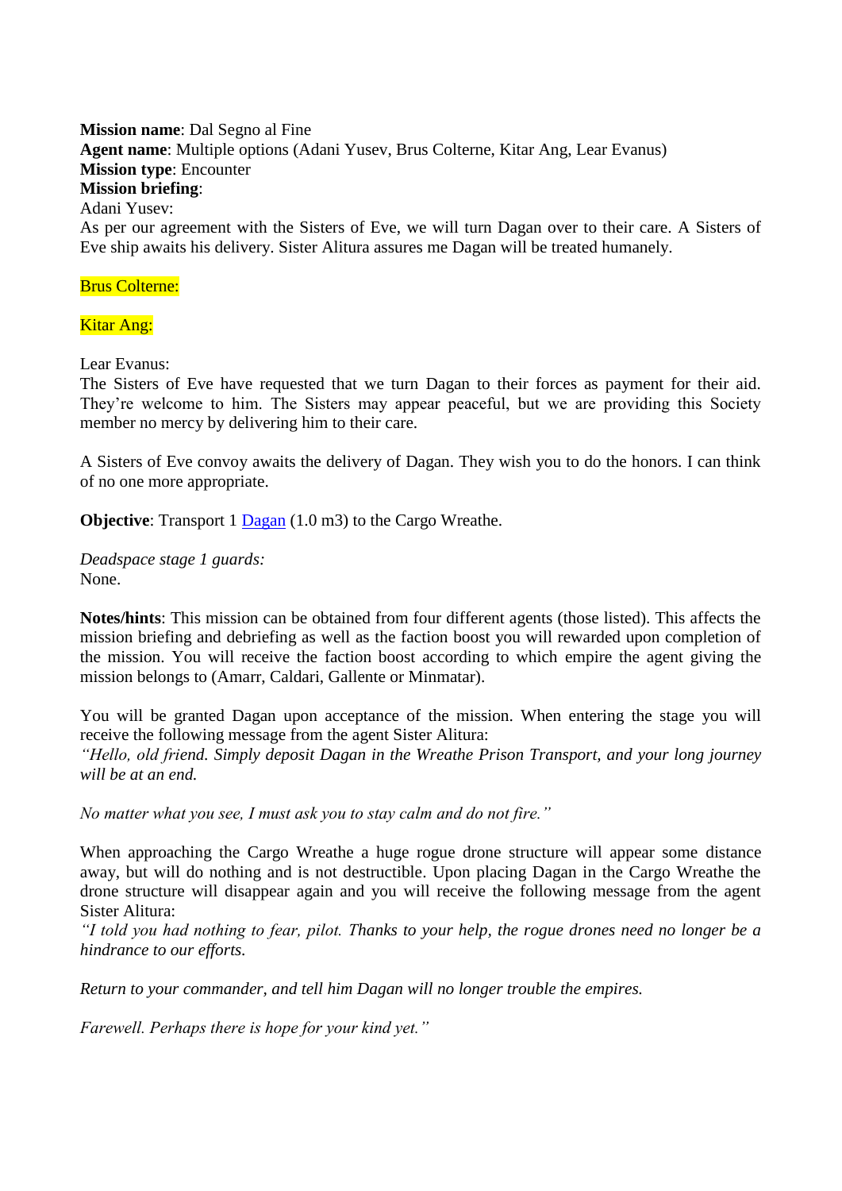**Mission name**: Dal Segno al Fine
**Agent name**: Multiple options (Adani Yusev, Brus Colterne, Kitar Ang, Lear Evanus)
**Mission type**: Encounter
**Mission briefing**:
Adani Yusev:
As per our agreement with the Sisters of Eve, we will turn Dagan over to their care. A Sisters of Eve ship awaits his delivery. Sister Alitura assures me Dagan will be treated humanely.

Brus Colterne:

Kitar Ang:

Lear Evanus:
The Sisters of Eve have requested that we turn Dagan to their forces as payment for their aid. They're welcome to him. The Sisters may appear peaceful, but we are providing this Society member no mercy by delivering him to their care.

A Sisters of Eve convoy awaits the delivery of Dagan. They wish you to do the honors. I can think of no one more appropriate.

**Objective**: Transport 1 Dagan (1.0 m3) to the Cargo Wreathe.

*Deadspace stage 1 guards:*
None.

**Notes/hints**: This mission can be obtained from four different agents (those listed). This affects the mission briefing and debriefing as well as the faction boost you will rewarded upon completion of the mission. You will receive the faction boost according to which empire the agent giving the mission belongs to (Amarr, Caldari, Gallente or Minmatar).

You will be granted Dagan upon acceptance of the mission. When entering the stage you will receive the following message from the agent Sister Alitura:
*"Hello, old friend. Simply deposit Dagan in the Wreathe Prison Transport, and your long journey will be at an end.*

*No matter what you see, I must ask you to stay calm and do not fire."*

When approaching the Cargo Wreathe a huge rogue drone structure will appear some distance away, but will do nothing and is not destructible. Upon placing Dagan in the Cargo Wreathe the drone structure will disappear again and you will receive the following message from the agent Sister Alitura:
*"I told you had nothing to fear, pilot. Thanks to your help, the rogue drones need no longer be a hindrance to our efforts.*

*Return to your commander, and tell him Dagan will no longer trouble the empires.*

*Farewell. Perhaps there is hope for your kind yet."*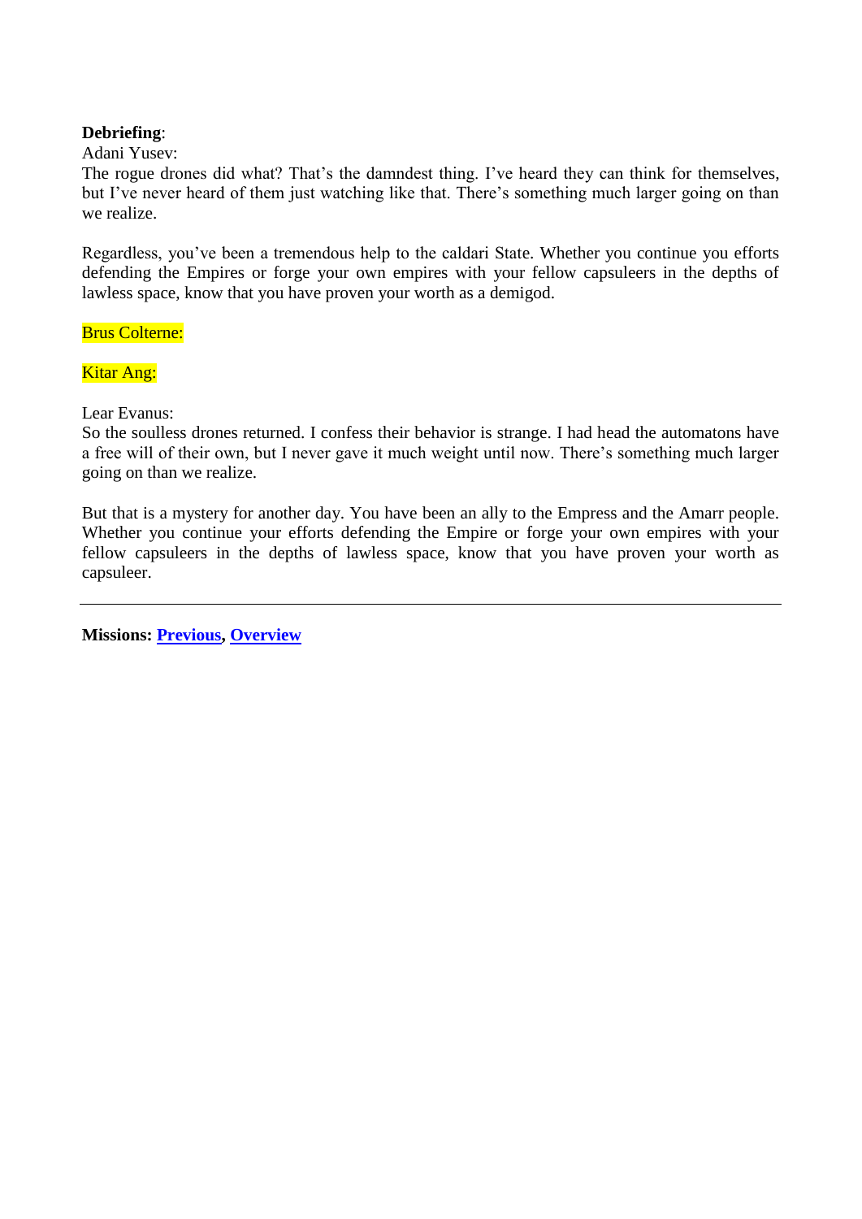**Debriefing**:
Adani Yusev:
The rogue drones did what? That's the damndest thing. I've heard they can think for themselves, but I've never heard of them just watching like that. There's something much larger going on than we realize.

Regardless, you've been a tremendous help to the caldari State. Whether you continue you efforts defending the Empires or forge your own empires with your fellow capsuleers in the depths of lawless space, know that you have proven your worth as a demigod.

Brus Colterne:

Kitar Ang:

Lear Evanus:
So the soulless drones returned. I confess their behavior is strange. I had head the automatons have a free will of their own, but I never gave it much weight until now. There's something much larger going on than we realize.

But that is a mystery for another day. You have been an ally to the Empress and the Amarr people. Whether you continue your efforts defending the Empire or forge your own empires with your fellow capsuleers in the depths of lawless space, know that you have proven your worth as capsuleer.

---

**Missions: Previous, Overview**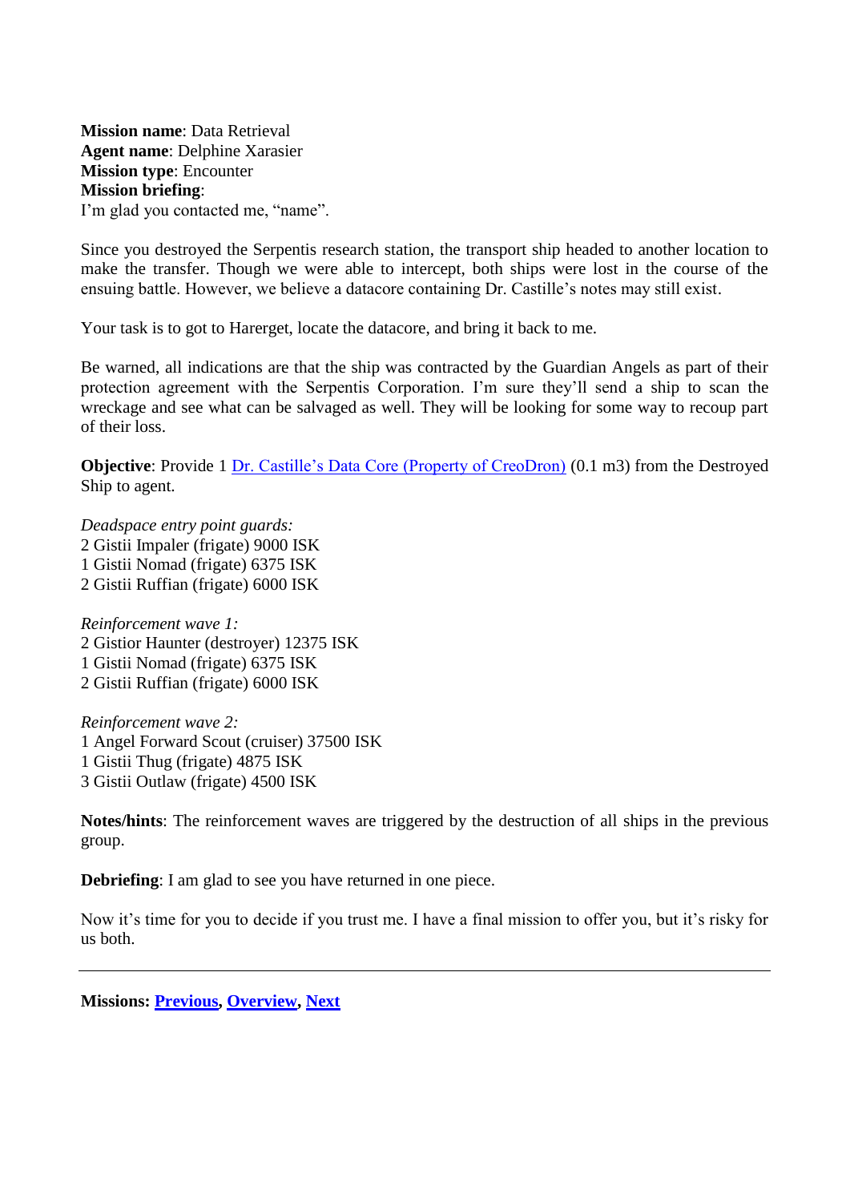**Mission name**: Data Retrieval
**Agent name**: Delphine Xarasier
**Mission type**: Encounter
**Mission briefing**:
I'm glad you contacted me, "name".

Since you destroyed the Serpentis research station, the transport ship headed to another location to make the transfer. Though we were able to intercept, both ships were lost in the course of the ensuing battle. However, we believe a datacore containing Dr. Castille's notes may still exist.

Your task is to got to Harerget, locate the datacore, and bring it back to me.

Be warned, all indications are that the ship was contracted by the Guardian Angels as part of their protection agreement with the Serpentis Corporation. I'm sure they'll send a ship to scan the wreckage and see what can be salvaged as well. They will be looking for some way to recoup part of their loss.

**Objective**: Provide 1 Dr. Castille's Data Core (Property of CreoDron) (0.1 m3) from the Destroyed Ship to agent.

*Deadspace entry point guards:*
2 Gistii Impaler (frigate) 9000 ISK
1 Gistii Nomad (frigate) 6375 ISK
2 Gistii Ruffian (frigate) 6000 ISK

*Reinforcement wave 1:*
2 Gistior Haunter (destroyer) 12375 ISK
1 Gistii Nomad (frigate) 6375 ISK
2 Gistii Ruffian (frigate) 6000 ISK

*Reinforcement wave 2:*
1 Angel Forward Scout (cruiser) 37500 ISK
1 Gistii Thug (frigate) 4875 ISK
3 Gistii Outlaw (frigate) 4500 ISK

**Notes/hints**: The reinforcement waves are triggered by the destruction of all ships in the previous group.

**Debriefing**: I am glad to see you have returned in one piece.

Now it's time for you to decide if you trust me. I have a final mission to offer you, but it's risky for us both.

---

**Missions: Previous, Overview, Next**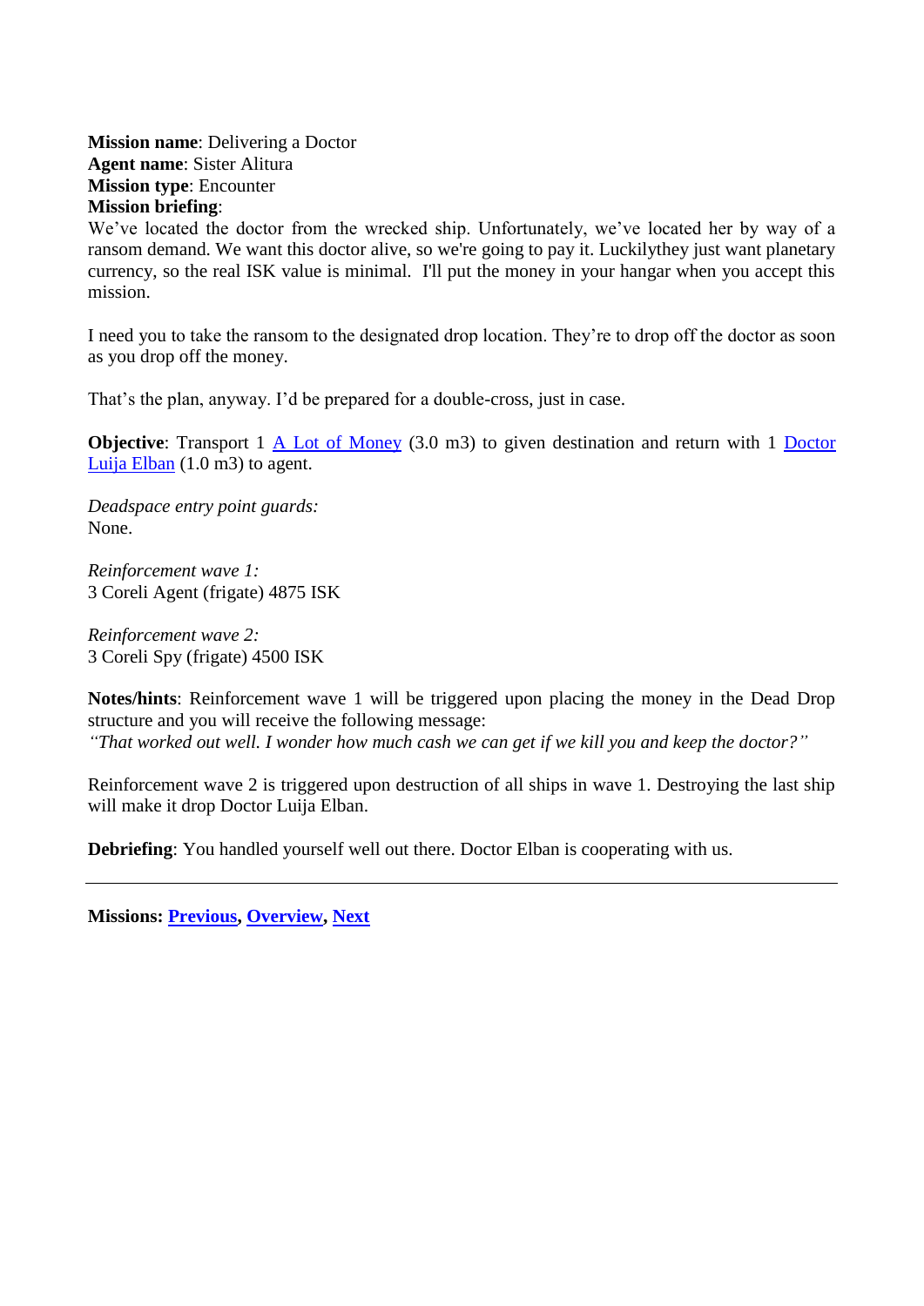**Mission name**: Delivering a Doctor
**Agent name**: Sister Alitura
**Mission type**: Encounter
**Mission briefing**:
We've located the doctor from the wrecked ship. Unfortunately, we've located her by way of a ransom demand. We want this doctor alive, so we're going to pay it. Luckilythey just want planetary currency, so the real ISK value is minimal. I'll put the money in your hangar when you accept this mission.

I need you to take the ransom to the designated drop location. They're to drop off the doctor as soon as you drop off the money.

That's the plan, anyway. I'd be prepared for a double-cross, just in case.

**Objective**: Transport 1 A Lot of Money (3.0 m3) to given destination and return with 1 Doctor Luija Elban (1.0 m3) to agent.

*Deadspace entry point guards:*
None.

*Reinforcement wave 1:*
3 Coreli Agent (frigate) 4875 ISK

*Reinforcement wave 2:*
3 Coreli Spy (frigate) 4500 ISK

**Notes/hints**: Reinforcement wave 1 will be triggered upon placing the money in the Dead Drop structure and you will receive the following message:
*"That worked out well. I wonder how much cash we can get if we kill you and keep the doctor?"*

Reinforcement wave 2 is triggered upon destruction of all ships in wave 1. Destroying the last ship will make it drop Doctor Luija Elban.

**Debriefing**: You handled yourself well out there. Doctor Elban is cooperating with us.

---

**Missions: Previous, Overview, Next**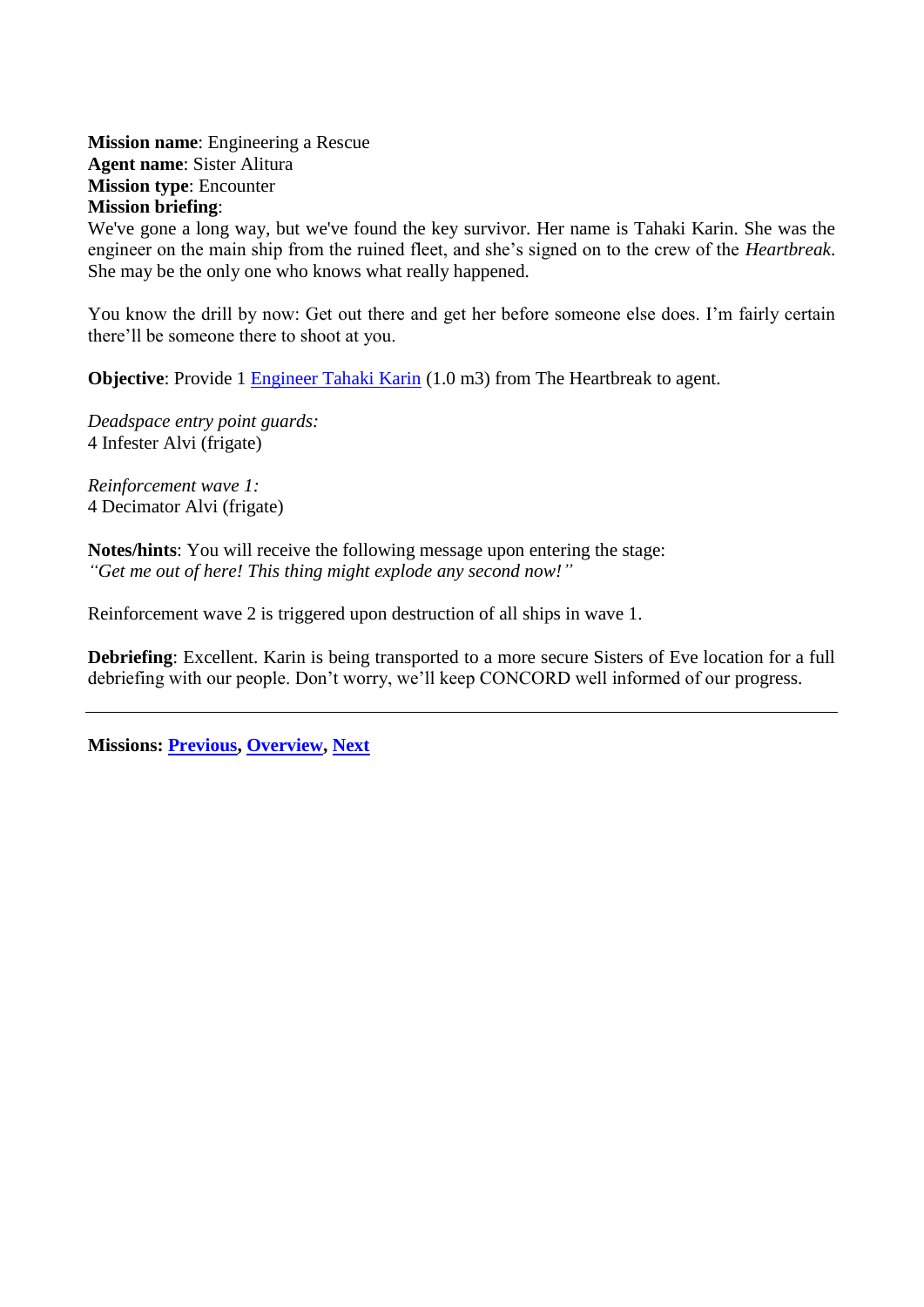**Mission name**: Engineering a Rescue
**Agent name**: Sister Alitura
**Mission type**: Encounter
**Mission briefing**:
We've gone a long way, but we've found the key survivor. Her name is Tahaki Karin. She was the engineer on the main ship from the ruined fleet, and she's signed on to the crew of the *Heartbreak*. She may be the only one who knows what really happened.

You know the drill by now: Get out there and get her before someone else does. I'm fairly certain there'll be someone there to shoot at you.

**Objective**: Provide 1 Engineer Tahaki Karin (1.0 m3) from The Heartbreak to agent.

*Deadspace entry point guards:*
4 Infester Alvi (frigate)

*Reinforcement wave 1:*
4 Decimator Alvi (frigate)

**Notes/hints**: You will receive the following message upon entering the stage:
*"Get me out of here! This thing might explode any second now!"*

Reinforcement wave 2 is triggered upon destruction of all ships in wave 1.

**Debriefing**: Excellent. Karin is being transported to a more secure Sisters of Eve location for a full debriefing with our people. Don't worry, we'll keep CONCORD well informed of our progress.

---

**Missions: Previous, Overview, Next**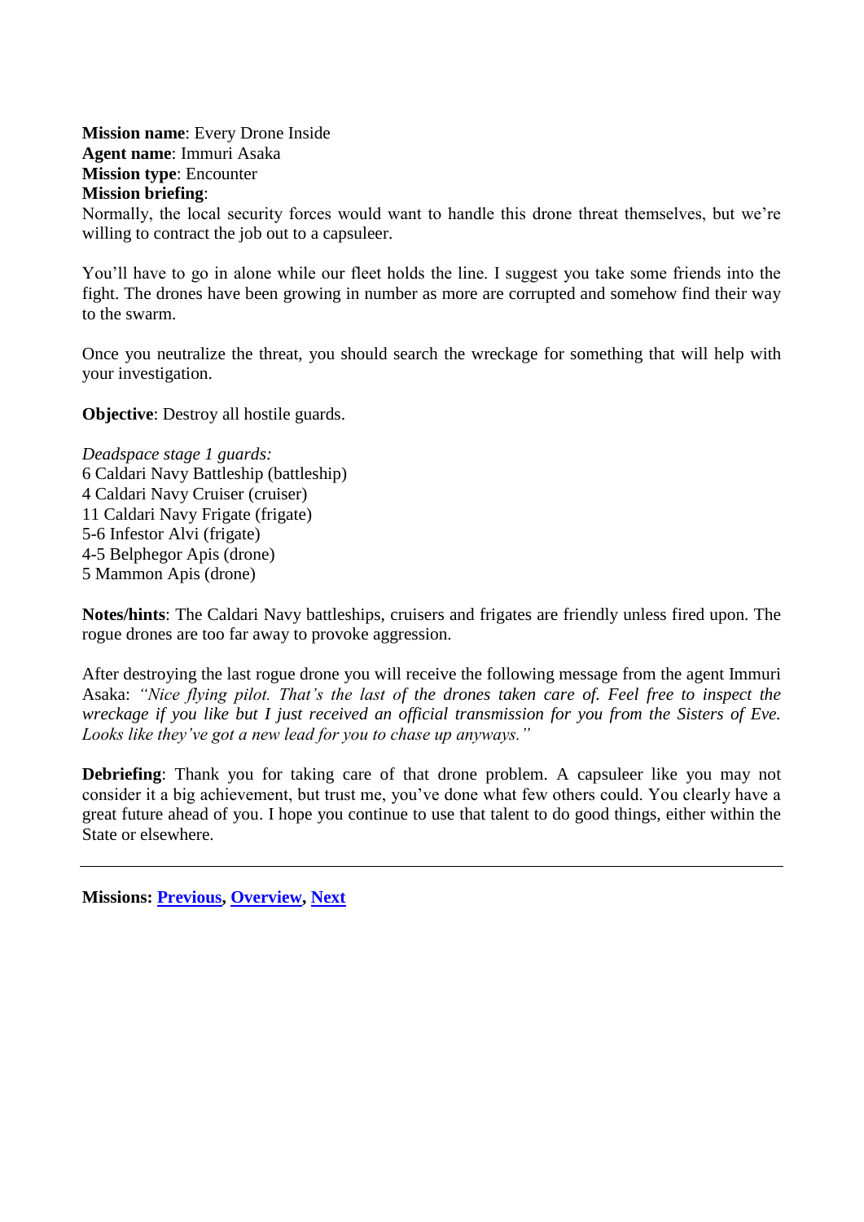**Mission name**: Every Drone Inside
**Agent name**: Immuri Asaka
**Mission type**: Encounter
**Mission briefing**:
Normally, the local security forces would want to handle this drone threat themselves, but we're willing to contract the job out to a capsuleer.

You'll have to go in alone while our fleet holds the line. I suggest you take some friends into the fight. The drones have been growing in number as more are corrupted and somehow find their way to the swarm.

Once you neutralize the threat, you should search the wreckage for something that will help with your investigation.

**Objective**: Destroy all hostile guards.

*Deadspace stage 1 guards:*
6 Caldari Navy Battleship (battleship)
4 Caldari Navy Cruiser (cruiser)
11 Caldari Navy Frigate (frigate)
5-6 Infestor Alvi (frigate)
4-5 Belphegor Apis (drone)
5 Mammon Apis (drone)

**Notes/hints**: The Caldari Navy battleships, cruisers and frigates are friendly unless fired upon. The rogue drones are too far away to provoke aggression.

After destroying the last rogue drone you will receive the following message from the agent Immuri Asaka: *"Nice flying pilot. That's the last of the drones taken care of. Feel free to inspect the wreckage if you like but I just received an official transmission for you from the Sisters of Eve. Looks like they've got a new lead for you to chase up anyways."*

**Debriefing**: Thank you for taking care of that drone problem. A capsuleer like you may not consider it a big achievement, but trust me, you've done what few others could. You clearly have a great future ahead of you. I hope you continue to use that talent to do good things, either within the State or elsewhere.

---

**Missions: Previous, Overview, Next**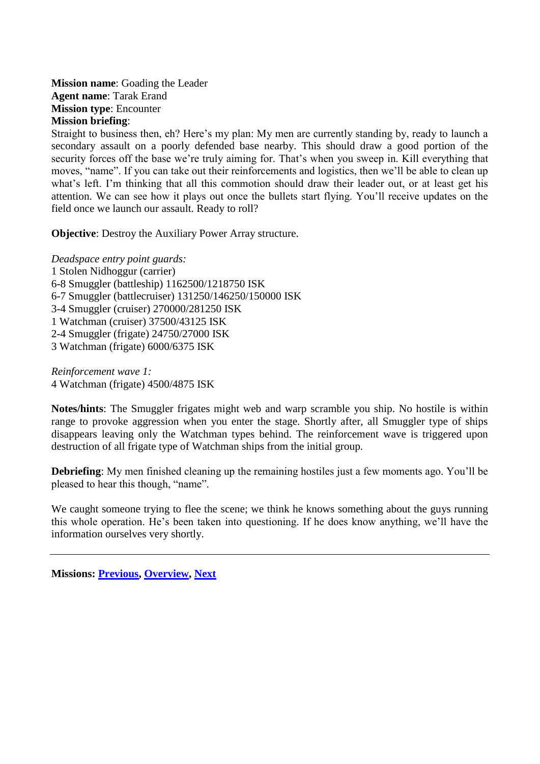**Mission name**: Goading the Leader
**Agent name**: Tarak Erand
**Mission type**: Encounter
**Mission briefing**:
Straight to business then, eh? Here's my plan: My men are currently standing by, ready to launch a secondary assault on a poorly defended base nearby. This should draw a good portion of the security forces off the base we're truly aiming for. That's when you sweep in. Kill everything that moves, "name". If you can take out their reinforcements and logistics, then we'll be able to clean up what's left. I'm thinking that all this commotion should draw their leader out, or at least get his attention. We can see how it plays out once the bullets start flying. You'll receive updates on the field once we launch our assault. Ready to roll?

**Objective**: Destroy the Auxiliary Power Array structure.

*Deadspace entry point guards:*
1 Stolen Nidhoggur (carrier)
6-8 Smuggler (battleship) 1162500/1218750 ISK
6-7 Smuggler (battlecruiser) 131250/146250/150000 ISK
3-4 Smuggler (cruiser) 270000/281250 ISK
1 Watchman (cruiser) 37500/43125 ISK
2-4 Smuggler (frigate) 24750/27000 ISK
3 Watchman (frigate) 6000/6375 ISK

*Reinforcement wave 1:*
4 Watchman (frigate) 4500/4875 ISK

**Notes/hints**: The Smuggler frigates might web and warp scramble you ship. No hostile is within range to provoke aggression when you enter the stage. Shortly after, all Smuggler type of ships disappears leaving only the Watchman types behind. The reinforcement wave is triggered upon destruction of all frigate type of Watchman ships from the initial group.

**Debriefing**: My men finished cleaning up the remaining hostiles just a few moments ago. You'll be pleased to hear this though, "name".

We caught someone trying to flee the scene; we think he knows something about the guys running this whole operation. He's been taken into questioning. If he does know anything, we'll have the information ourselves very shortly.

---

**Missions: Previous, Overview, Next**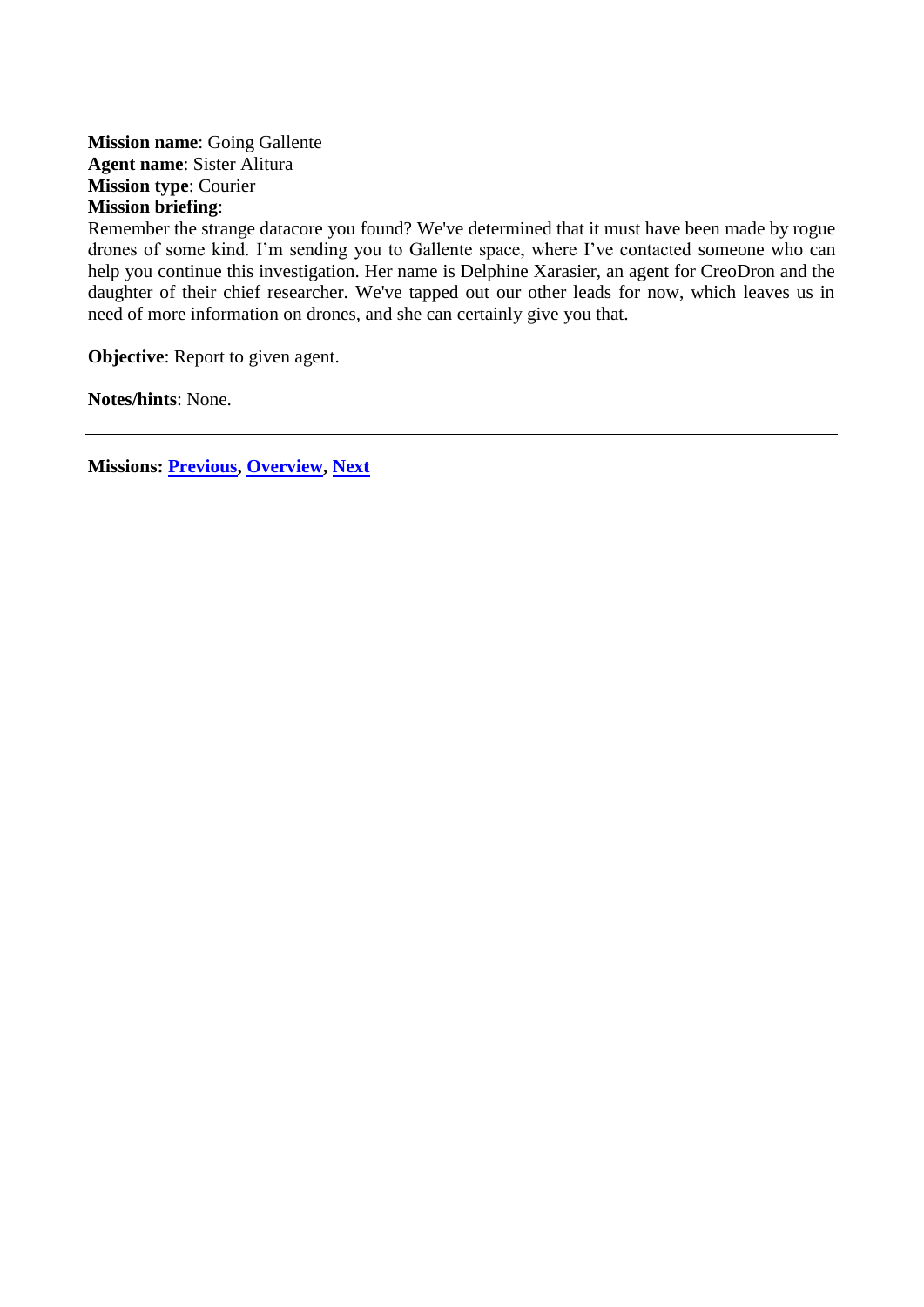**Mission name**: Going Gallente
**Agent name**: Sister Alitura
**Mission type**: Courier
**Mission briefing**:
Remember the strange datacore you found? We've determined that it must have been made by rogue drones of some kind. I'm sending you to Gallente space, where I've contacted someone who can help you continue this investigation. Her name is Delphine Xarasier, an agent for CreoDron and the daughter of their chief researcher. We've tapped out our other leads for now, which leaves us in need of more information on drones, and she can certainly give you that.

**Objective**: Report to given agent.

**Notes/hints**: None.

---

**Missions: Previous, Overview, Next**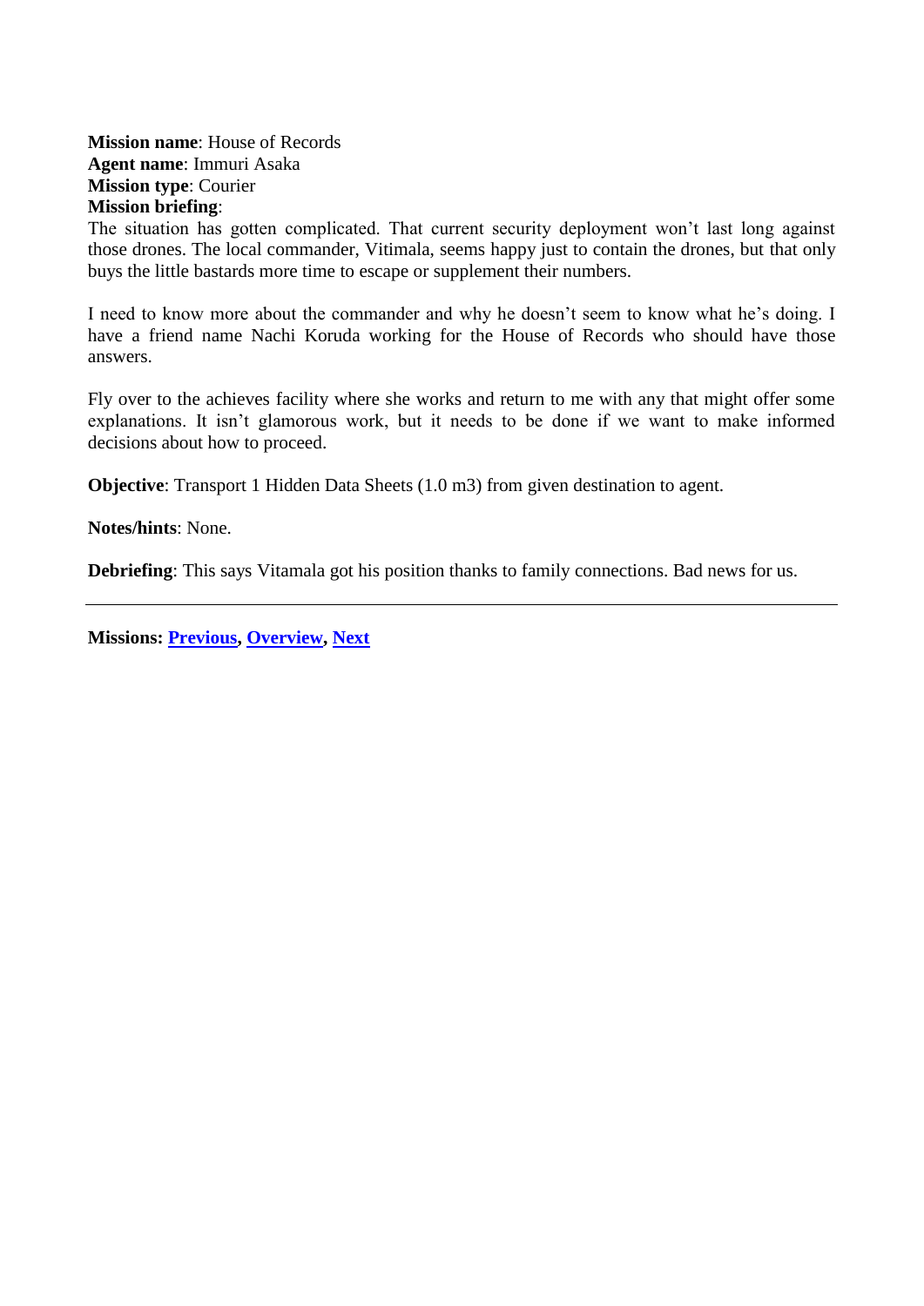**Mission name**: House of Records
**Agent name**: Immuri Asaka
**Mission type**: Courier
**Mission briefing**:
The situation has gotten complicated. That current security deployment won't last long against those drones. The local commander, Vitimala, seems happy just to contain the drones, but that only buys the little bastards more time to escape or supplement their numbers.

I need to know more about the commander and why he doesn't seem to know what he's doing. I have a friend name Nachi Koruda working for the House of Records who should have those answers.

Fly over to the achieves facility where she works and return to me with any that might offer some explanations. It isn't glamorous work, but it needs to be done if we want to make informed decisions about how to proceed.

**Objective**: Transport 1 Hidden Data Sheets (1.0 m3) from given destination to agent.

**Notes/hints**: None.

**Debriefing**: This says Vitamala got his position thanks to family connections. Bad news for us.

---

**Missions: Previous, Overview, Next**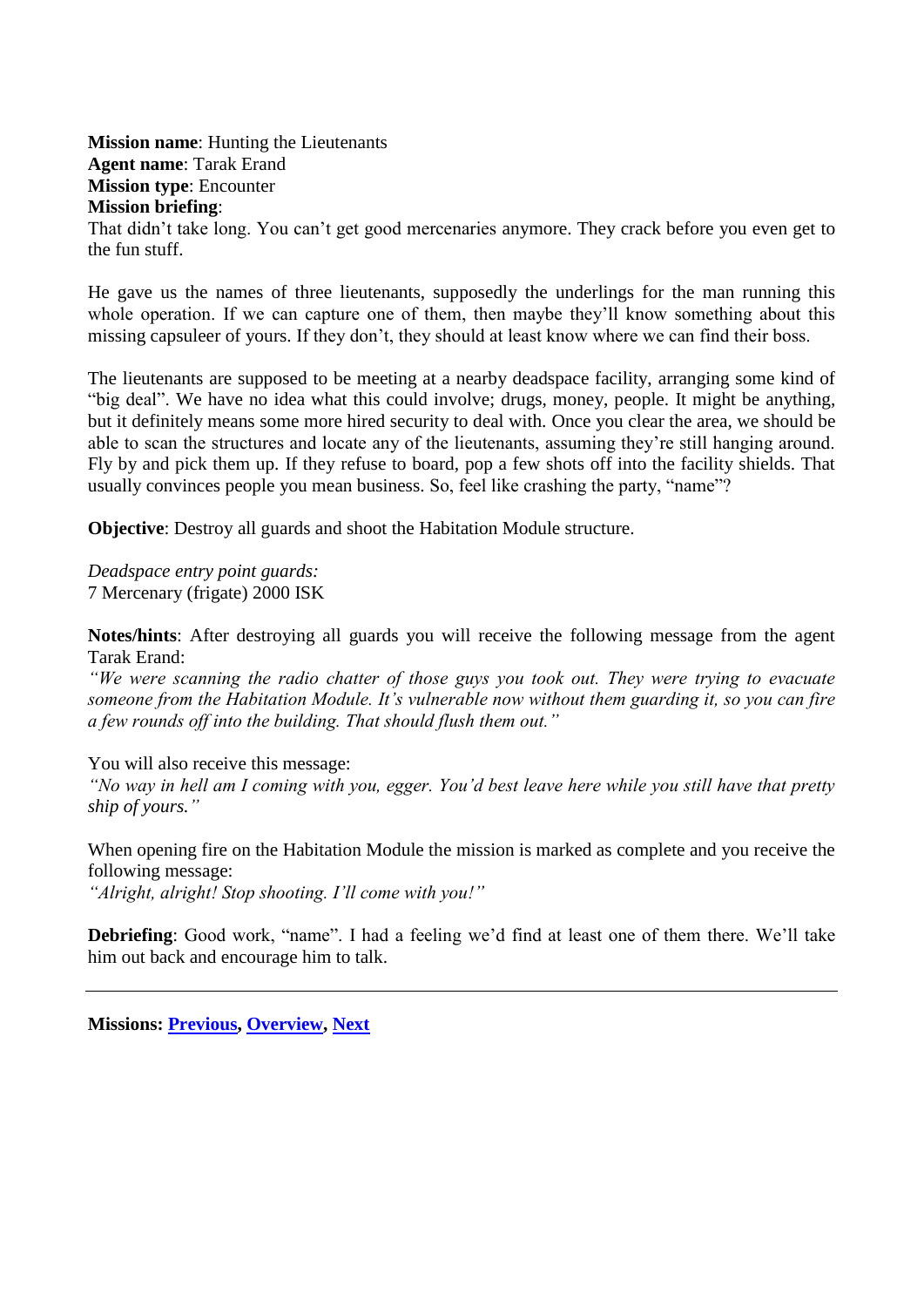**Mission name**: Hunting the Lieutenants
**Agent name**: Tarak Erand
**Mission type**: Encounter
**Mission briefing**:
That didn't take long. You can't get good mercenaries anymore. They crack before you even get to the fun stuff.

He gave us the names of three lieutenants, supposedly the underlings for the man running this whole operation. If we can capture one of them, then maybe they'll know something about this missing capsuleer of yours. If they don't, they should at least know where we can find their boss.

The lieutenants are supposed to be meeting at a nearby deadspace facility, arranging some kind of "big deal". We have no idea what this could involve; drugs, money, people. It might be anything, but it definitely means some more hired security to deal with. Once you clear the area, we should be able to scan the structures and locate any of the lieutenants, assuming they're still hanging around. Fly by and pick them up. If they refuse to board, pop a few shots off into the facility shields. That usually convinces people you mean business. So, feel like crashing the party, "name"?

**Objective**: Destroy all guards and shoot the Habitation Module structure.

*Deadspace entry point guards:*
7 Mercenary (frigate) 2000 ISK

**Notes/hints**: After destroying all guards you will receive the following message from the agent Tarak Erand:
*"We were scanning the radio chatter of those guys you took out. They were trying to evacuate someone from the Habitation Module. It's vulnerable now without them guarding it, so you can fire a few rounds off into the building. That should flush them out."*

You will also receive this message:
*"No way in hell am I coming with you, egger. You'd best leave here while you still have that pretty ship of yours."*

When opening fire on the Habitation Module the mission is marked as complete and you receive the following message:
*"Alright, alright! Stop shooting. I'll come with you!"*

**Debriefing**: Good work, "name". I had a feeling we'd find at least one of them there. We'll take him out back and encourage him to talk.

---

**Missions: Previous, Overview, Next**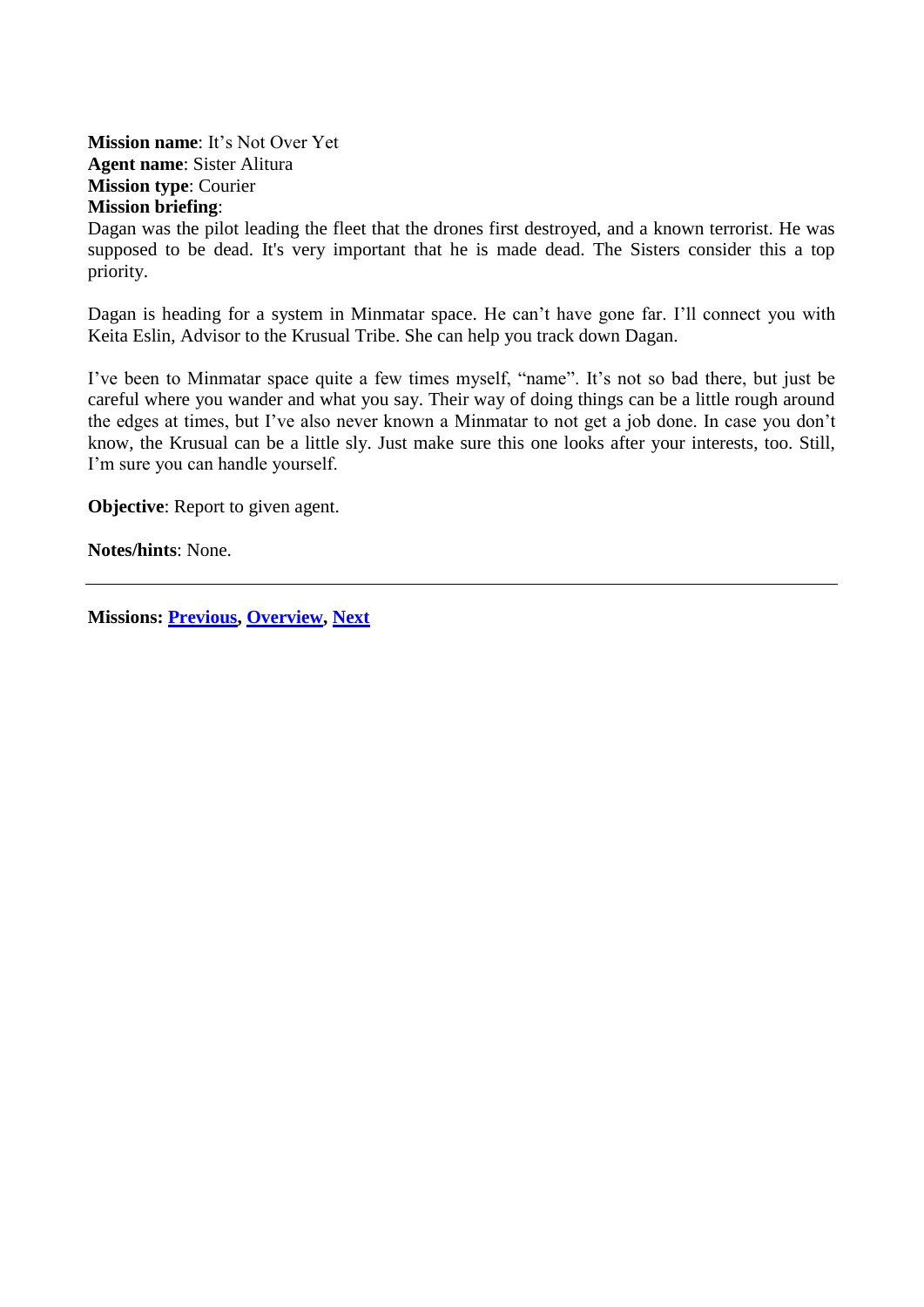**Mission name**: It's Not Over Yet
**Agent name**: Sister Alitura
**Mission type**: Courier
**Mission briefing**:
Dagan was the pilot leading the fleet that the drones first destroyed, and a known terrorist. He was supposed to be dead. It's very important that he is made dead. The Sisters consider this a top priority.

Dagan is heading for a system in Minmatar space. He can't have gone far. I'll connect you with Keita Eslin, Advisor to the Krusual Tribe. She can help you track down Dagan.

I've been to Minmatar space quite a few times myself, "name". It's not so bad there, but just be careful where you wander and what you say. Their way of doing things can be a little rough around the edges at times, but I've also never known a Minmatar to not get a job done. In case you don't know, the Krusual can be a little sly. Just make sure this one looks after your interests, too. Still, I'm sure you can handle yourself.

**Objective**: Report to given agent.

**Notes/hints**: None.

---

**Missions: Previous, Overview, Next**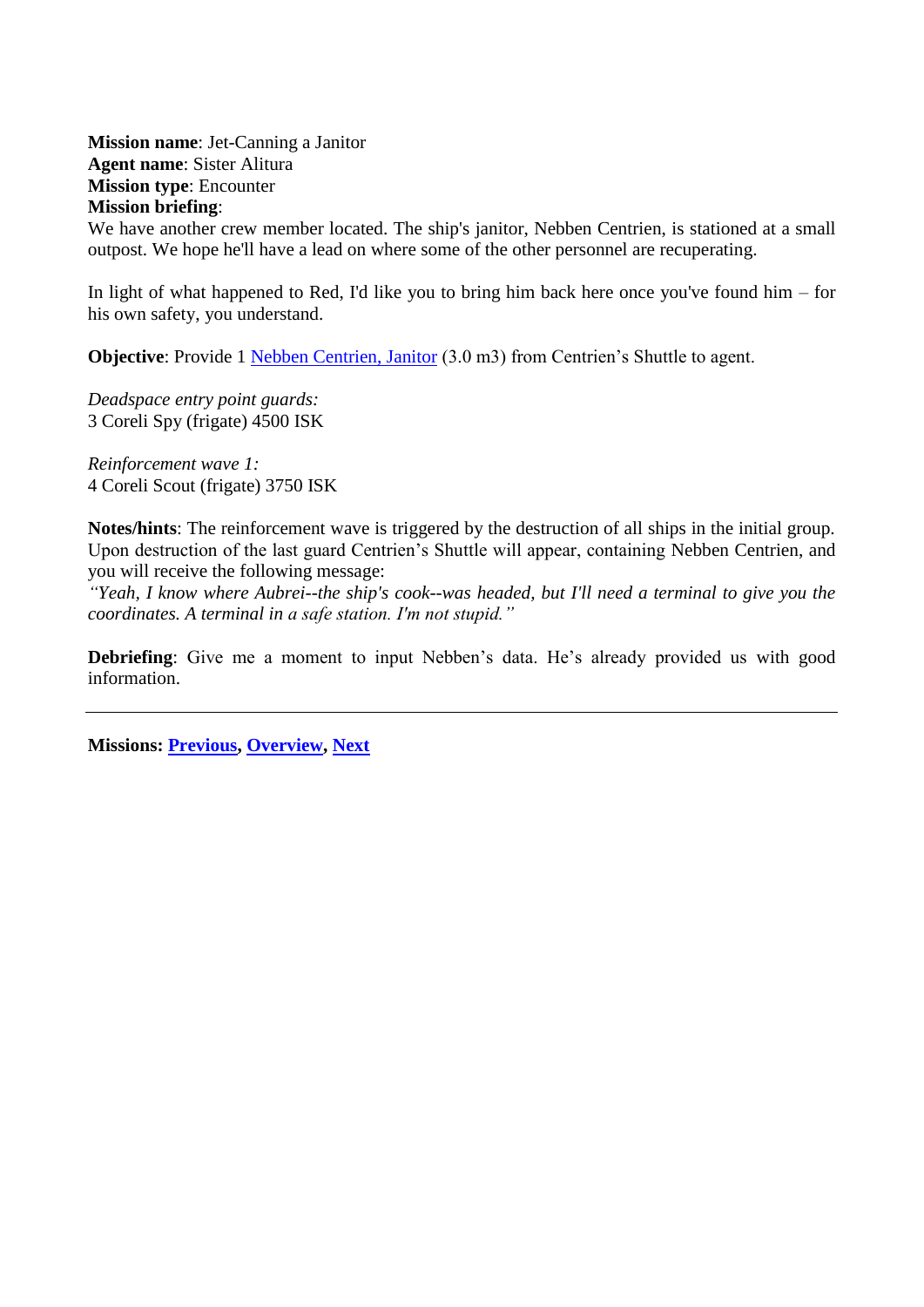**Mission name**: Jet-Canning a Janitor
**Agent name**: Sister Alitura
**Mission type**: Encounter
**Mission briefing**:
We have another crew member located. The ship's janitor, Nebben Centrien, is stationed at a small outpost. We hope he'll have a lead on where some of the other personnel are recuperating.

In light of what happened to Red, I'd like you to bring him back here once you've found him – for his own safety, you understand.

**Objective**: Provide 1 Nebben Centrien, Janitor (3.0 m3) from Centrien's Shuttle to agent.

*Deadspace entry point guards:*
3 Coreli Spy (frigate) 4500 ISK

*Reinforcement wave 1:*
4 Coreli Scout (frigate) 3750 ISK

**Notes/hints**: The reinforcement wave is triggered by the destruction of all ships in the initial group. Upon destruction of the last guard Centrien's Shuttle will appear, containing Nebben Centrien, and you will receive the following message:
*"Yeah, I know where Aubrei--the ship's cook--was headed, but I'll need a terminal to give you the coordinates. A terminal in a safe station. I'm not stupid."*

**Debriefing**: Give me a moment to input Nebben's data. He's already provided us with good information.

---

**Missions: Previous, Overview, Next**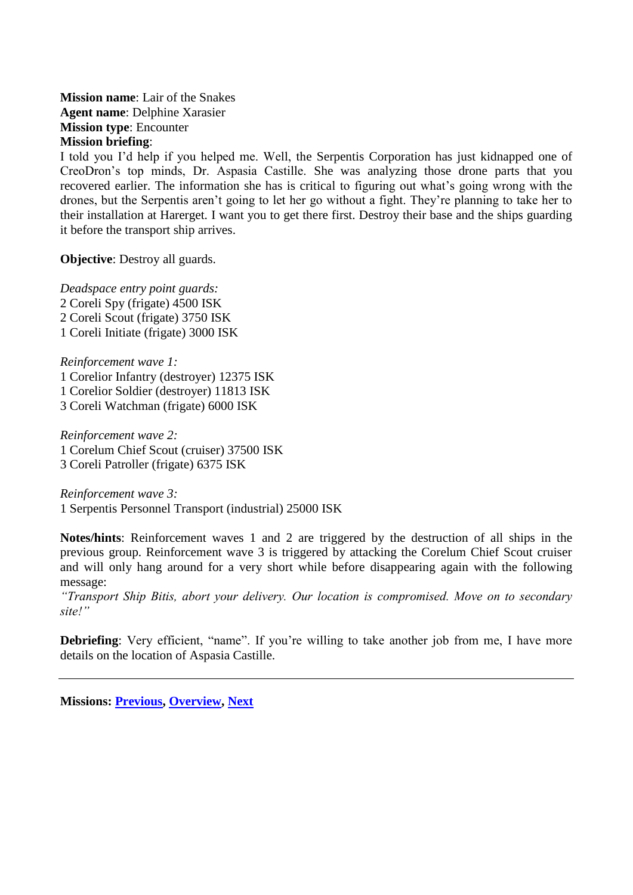**Mission name**: Lair of the Snakes
**Agent name**: Delphine Xarasier
**Mission type**: Encounter
**Mission briefing**:
I told you I'd help if you helped me. Well, the Serpentis Corporation has just kidnapped one of CreoDron's top minds, Dr. Aspasia Castille. She was analyzing those drone parts that you recovered earlier. The information she has is critical to figuring out what's going wrong with the drones, but the Serpentis aren't going to let her go without a fight. They're planning to take her to their installation at Harerget. I want you to get there first. Destroy their base and the ships guarding it before the transport ship arrives.

**Objective**: Destroy all guards.

*Deadspace entry point guards:*
2 Coreli Spy (frigate) 4500 ISK
2 Coreli Scout (frigate) 3750 ISK
1 Coreli Initiate (frigate) 3000 ISK

*Reinforcement wave 1:*
1 Corelior Infantry (destroyer) 12375 ISK
1 Corelior Soldier (destroyer) 11813 ISK
3 Coreli Watchman (frigate) 6000 ISK

*Reinforcement wave 2:*
1 Corelum Chief Scout (cruiser) 37500 ISK
3 Coreli Patroller (frigate) 6375 ISK

*Reinforcement wave 3:*
1 Serpentis Personnel Transport (industrial) 25000 ISK

**Notes/hints**: Reinforcement waves 1 and 2 are triggered by the destruction of all ships in the previous group. Reinforcement wave 3 is triggered by attacking the Corelum Chief Scout cruiser and will only hang around for a very short while before disappearing again with the following message:
*"Transport Ship Bitis, abort your delivery. Our location is compromised. Move on to secondary site!"*

**Debriefing**: Very efficient, "name". If you're willing to take another job from me, I have more details on the location of Aspasia Castille.

---

**Missions: Previous, Overview, Next**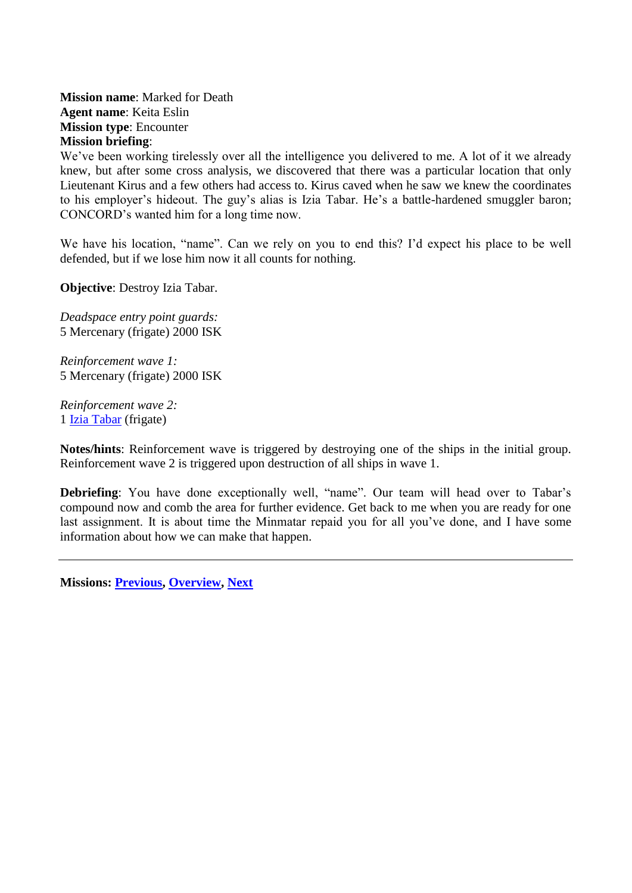**Mission name**: Marked for Death
**Agent name**: Keita Eslin
**Mission type**: Encounter
**Mission briefing**:

We've been working tirelessly over all the intelligence you delivered to me. A lot of it we already knew, but after some cross analysis, we discovered that there was a particular location that only Lieutenant Kirus and a few others had access to. Kirus caved when he saw we knew the coordinates to his employer's hideout. The guy's alias is Izia Tabar. He's a battle-hardened smuggler baron; CONCORD's wanted him for a long time now.

We have his location, "name". Can we rely on you to end this? I'd expect his place to be well defended, but if we lose him now it all counts for nothing.

**Objective**: Destroy Izia Tabar.

*Deadspace entry point guards:*
5 Mercenary (frigate) 2000 ISK

*Reinforcement wave 1:*
5 Mercenary (frigate) 2000 ISK

*Reinforcement wave 2:*
1 Izia Tabar (frigate)

**Notes/hints**: Reinforcement wave is triggered by destroying one of the ships in the initial group. Reinforcement wave 2 is triggered upon destruction of all ships in wave 1.

**Debriefing**: You have done exceptionally well, "name". Our team will head over to Tabar's compound now and comb the area for further evidence. Get back to me when you are ready for one last assignment. It is about time the Minmatar repaid you for all you've done, and I have some information about how we can make that happen.

---

**Missions: Previous, Overview, Next**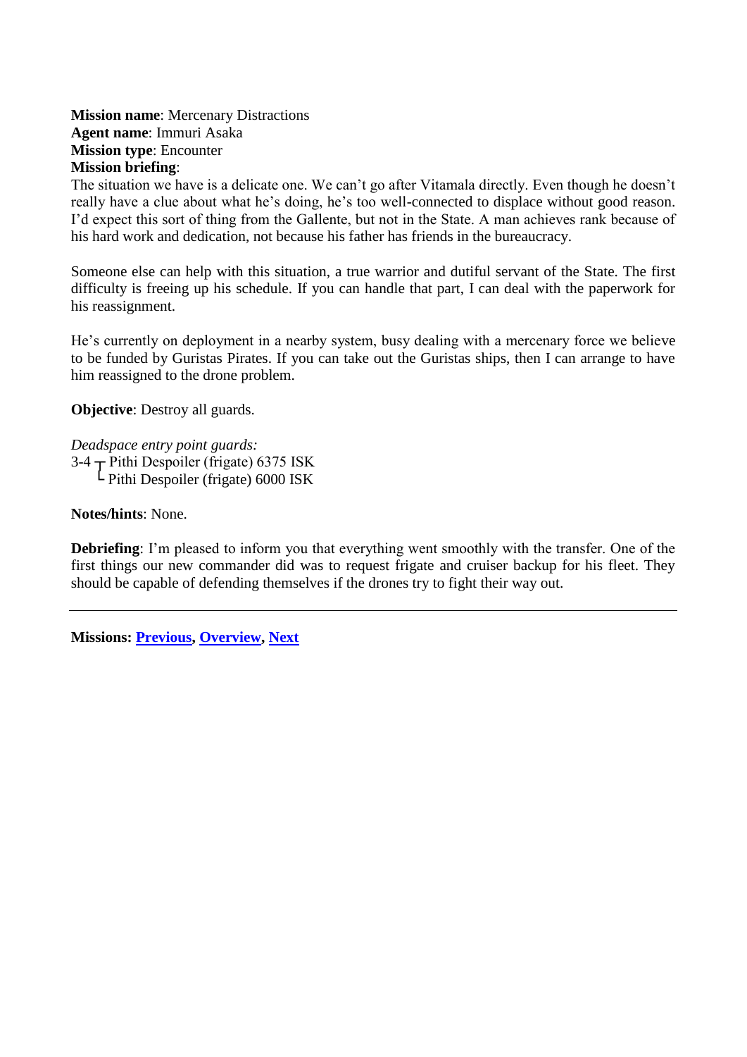**Mission name**: Mercenary Distractions
**Agent name**: Immuri Asaka
**Mission type**: Encounter
**Mission briefing**:
The situation we have is a delicate one. We can't go after Vitamala directly. Even though he doesn't really have a clue about what he's doing, he's too well-connected to displace without good reason. I'd expect this sort of thing from the Gallente, but not in the State. A man achieves rank because of his hard work and dedication, not because his father has friends in the bureaucracy.

Someone else can help with this situation, a true warrior and dutiful servant of the State. The first difficulty is freeing up his schedule. If you can handle that part, I can deal with the paperwork for his reassignment.

He's currently on deployment in a nearby system, busy dealing with a mercenary force we believe to be funded by Guristas Pirates. If you can take out the Guristas ships, then I can arrange to have him reassigned to the drone problem.

**Objective**: Destroy all guards.

*Deadspace entry point guards:*
3-4 ┬ Pithi Despoiler (frigate) 6375 ISK
  └ Pithi Despoiler (frigate) 6000 ISK

**Notes/hints**: None.

**Debriefing**: I'm pleased to inform you that everything went smoothly with the transfer. One of the first things our new commander did was to request frigate and cruiser backup for his fleet. They should be capable of defending themselves if the drones try to fight their way out.

---

**Missions: Previous, Overview, Next**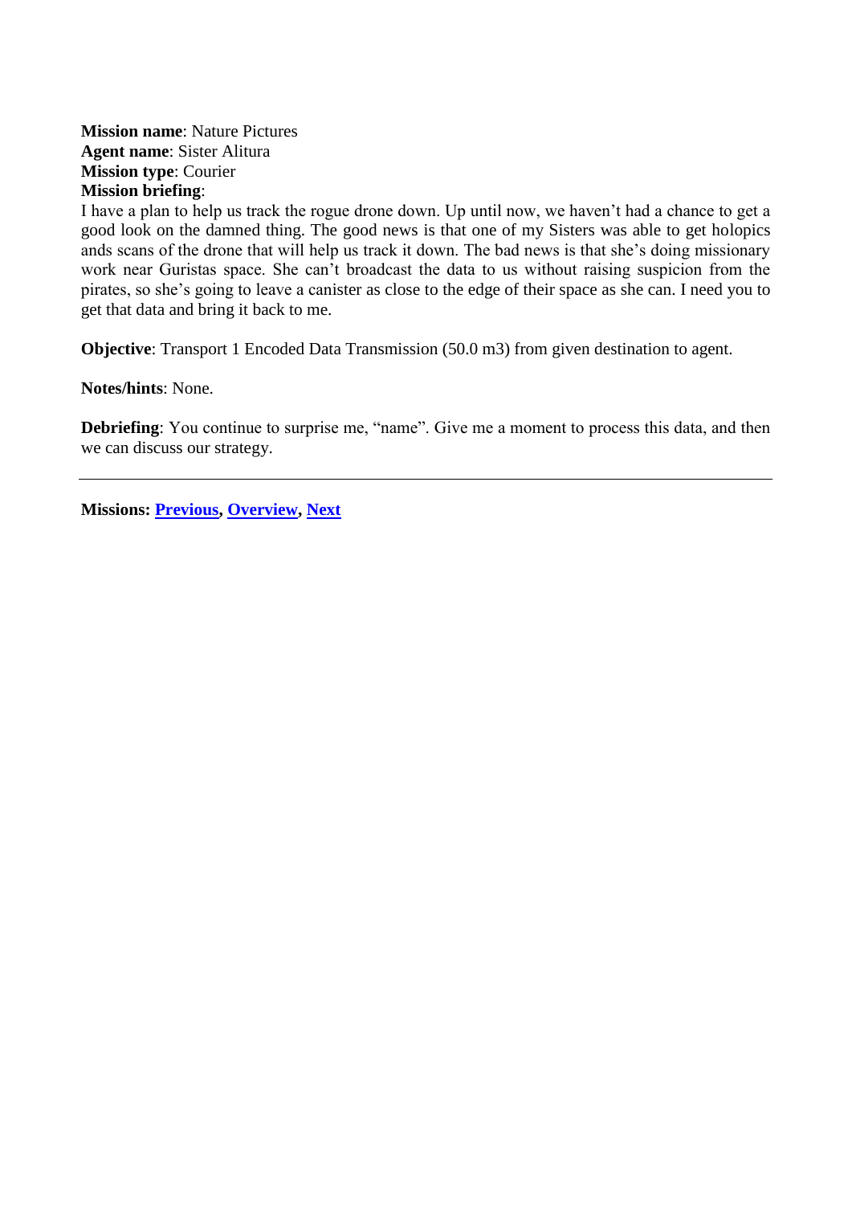**Mission name**: Nature Pictures
**Agent name**: Sister Alitura
**Mission type**: Courier
**Mission briefing**:
I have a plan to help us track the rogue drone down. Up until now, we haven't had a chance to get a good look on the damned thing. The good news is that one of my Sisters was able to get holopics ands scans of the drone that will help us track it down. The bad news is that she's doing missionary work near Guristas space. She can't broadcast the data to us without raising suspicion from the pirates, so she's going to leave a canister as close to the edge of their space as she can. I need you to get that data and bring it back to me.

**Objective**: Transport 1 Encoded Data Transmission (50.0 m3) from given destination to agent.

**Notes/hints**: None.

**Debriefing**: You continue to surprise me, "name". Give me a moment to process this data, and then we can discuss our strategy.

---

**Missions: Previous, Overview, Next**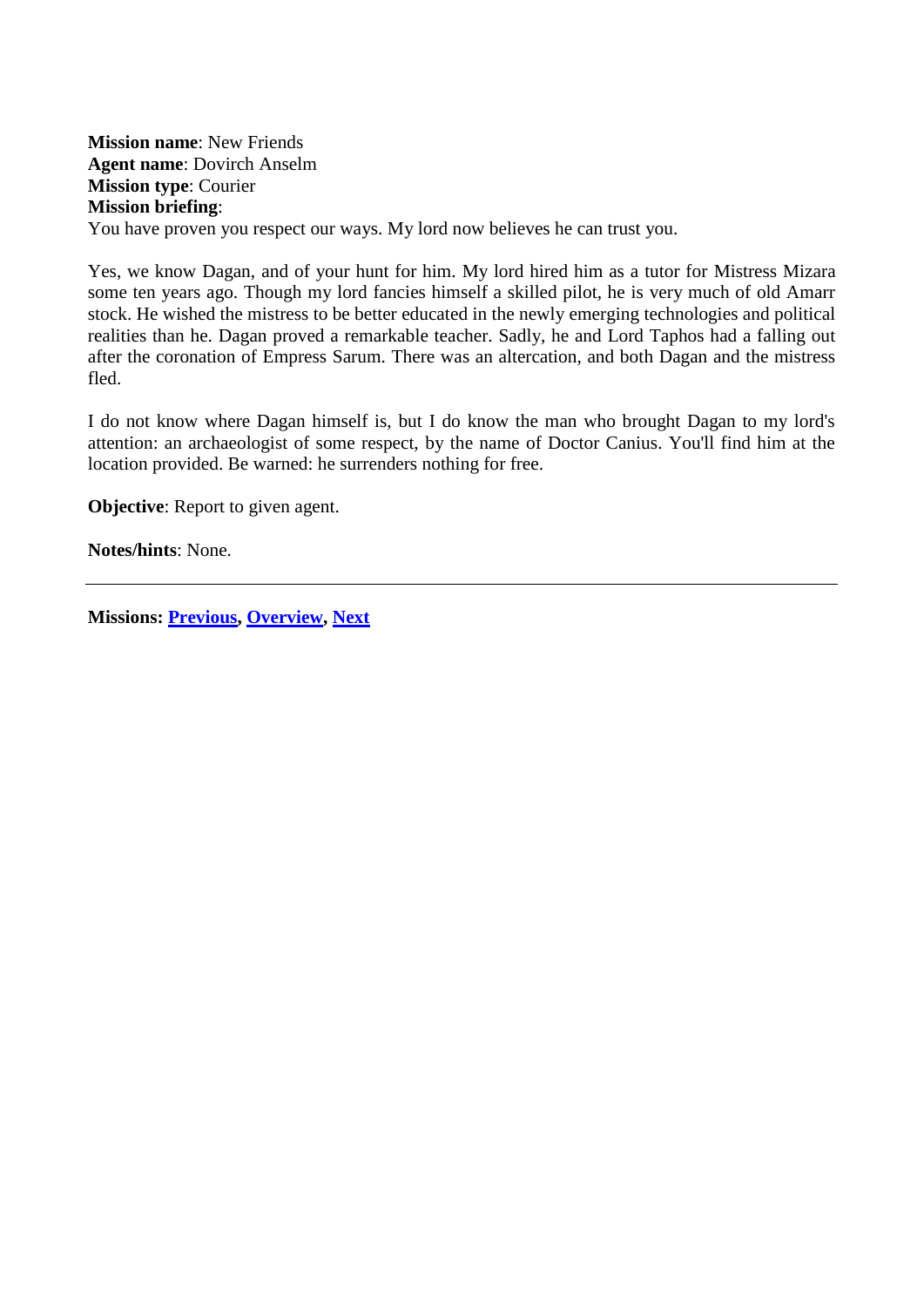**Mission name**: New Friends
**Agent name**: Dovirch Anselm
**Mission type**: Courier
**Mission briefing**:
You have proven you respect our ways. My lord now believes he can trust you.

Yes, we know Dagan, and of your hunt for him. My lord hired him as a tutor for Mistress Mizara some ten years ago. Though my lord fancies himself a skilled pilot, he is very much of old Amarr stock. He wished the mistress to be better educated in the newly emerging technologies and political realities than he. Dagan proved a remarkable teacher. Sadly, he and Lord Taphos had a falling out after the coronation of Empress Sarum. There was an altercation, and both Dagan and the mistress fled.

I do not know where Dagan himself is, but I do know the man who brought Dagan to my lord's attention: an archaeologist of some respect, by the name of Doctor Canius. You'll find him at the location provided. Be warned: he surrenders nothing for free.

**Objective**: Report to given agent.

**Notes/hints**: None.

---

**Missions: Previous, Overview, Next**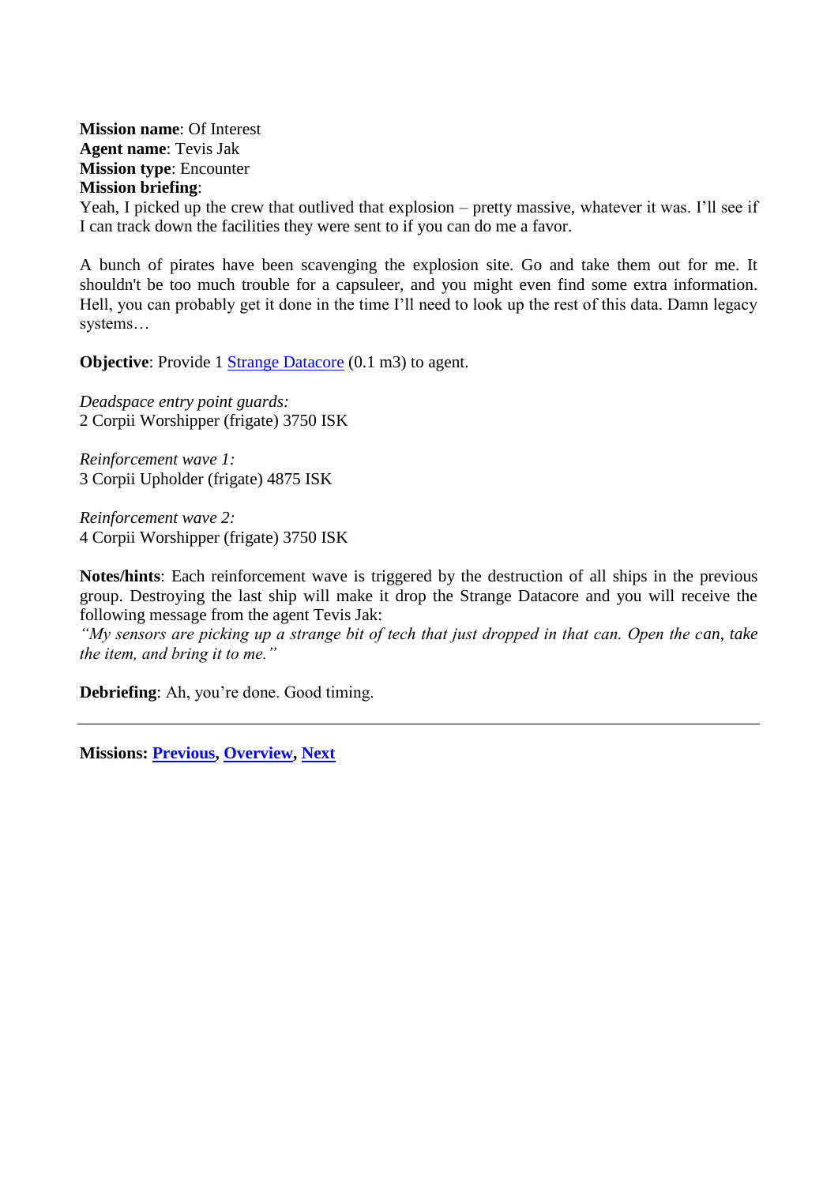**Mission name**: Of Interest
**Agent name**: Tevis Jak
**Mission type**: Encounter
**Mission briefing**:
Yeah, I picked up the crew that outlived that explosion – pretty massive, whatever it was. I'll see if I can track down the facilities they were sent to if you can do me a favor.

A bunch of pirates have been scavenging the explosion site. Go and take them out for me. It shouldn't be too much trouble for a capsuleer, and you might even find some extra information. Hell, you can probably get it done in the time I'll need to look up the rest of this data. Damn legacy systems…

**Objective**: Provide 1 Strange Datacore (0.1 m3) to agent.

*Deadspace entry point guards:*
2 Corpii Worshipper (frigate) 3750 ISK

*Reinforcement wave 1:*
3 Corpii Upholder (frigate) 4875 ISK

*Reinforcement wave 2:*
4 Corpii Worshipper (frigate) 3750 ISK

**Notes/hints**: Each reinforcement wave is triggered by the destruction of all ships in the previous group. Destroying the last ship will make it drop the Strange Datacore and you will receive the following message from the agent Tevis Jak:
*"My sensors are picking up a strange bit of tech that just dropped in that can. Open the can, take the item, and bring it to me."*

**Debriefing**: Ah, you're done. Good timing.

---

**Missions: Previous, Overview, Next**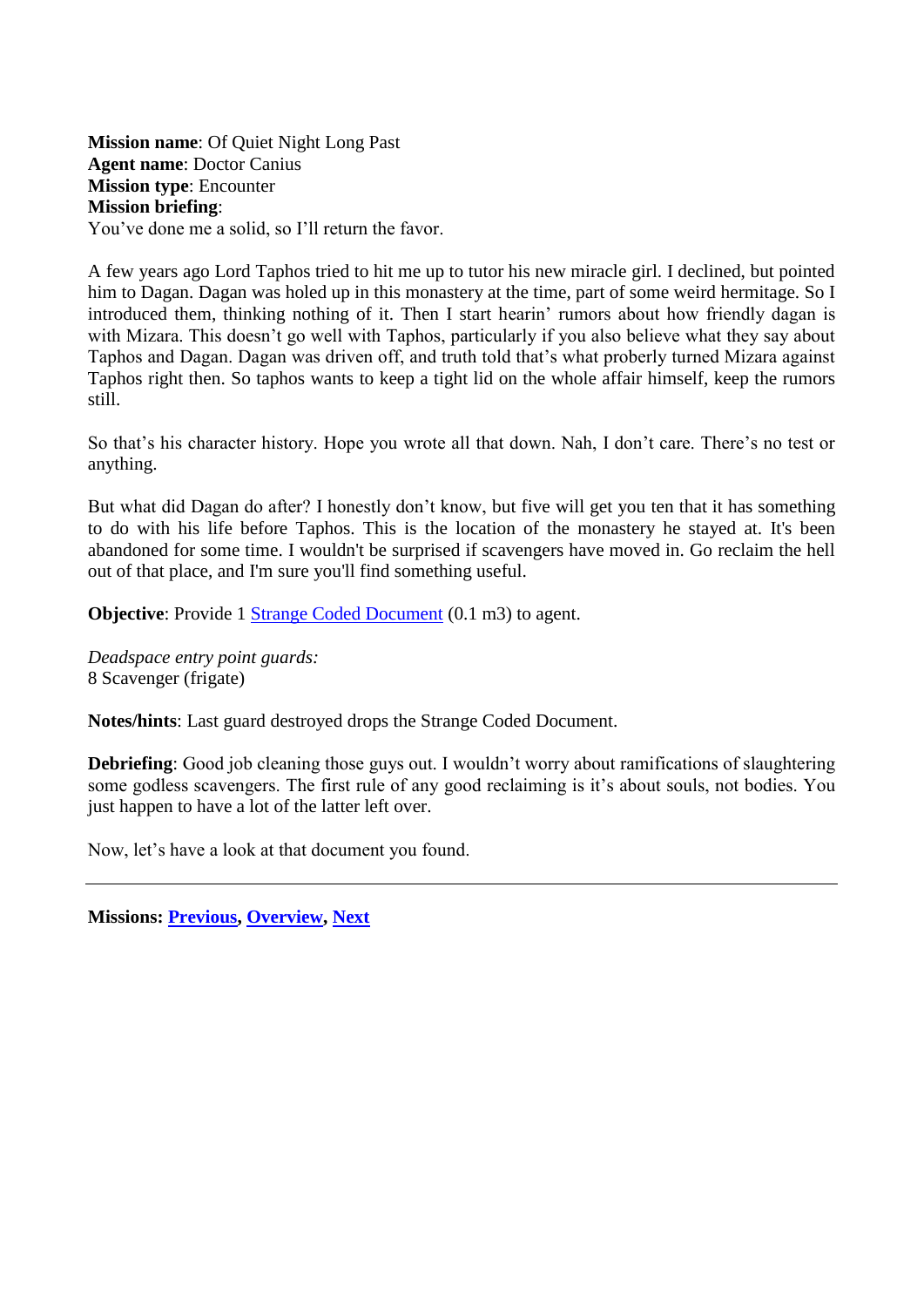**Mission name**: Of Quiet Night Long Past
**Agent name**: Doctor Canius
**Mission type**: Encounter
**Mission briefing**:
You've done me a solid, so I'll return the favor.

A few years ago Lord Taphos tried to hit me up to tutor his new miracle girl. I declined, but pointed him to Dagan. Dagan was holed up in this monastery at the time, part of some weird hermitage. So I introduced them, thinking nothing of it. Then I start hearin' rumors about how friendly dagan is with Mizara. This doesn't go well with Taphos, particularly if you also believe what they say about Taphos and Dagan. Dagan was driven off, and truth told that's what proberly turned Mizara against Taphos right then. So taphos wants to keep a tight lid on the whole affair himself, keep the rumors still.

So that's his character history. Hope you wrote all that down. Nah, I don't care. There's no test or anything.

But what did Dagan do after? I honestly don't know, but five will get you ten that it has something to do with his life before Taphos. This is the location of the monastery he stayed at. It's been abandoned for some time. I wouldn't be surprised if scavengers have moved in. Go reclaim the hell out of that place, and I'm sure you'll find something useful.

**Objective**: Provide 1 Strange Coded Document (0.1 m3) to agent.

*Deadspace entry point guards:*
8 Scavenger (frigate)

**Notes/hints**: Last guard destroyed drops the Strange Coded Document.

**Debriefing**: Good job cleaning those guys out. I wouldn't worry about ramifications of slaughtering some godless scavengers. The first rule of any good reclaiming is it's about souls, not bodies. You just happen to have a lot of the latter left over.

Now, let's have a look at that document you found.

---

**Missions: Previous, Overview, Next**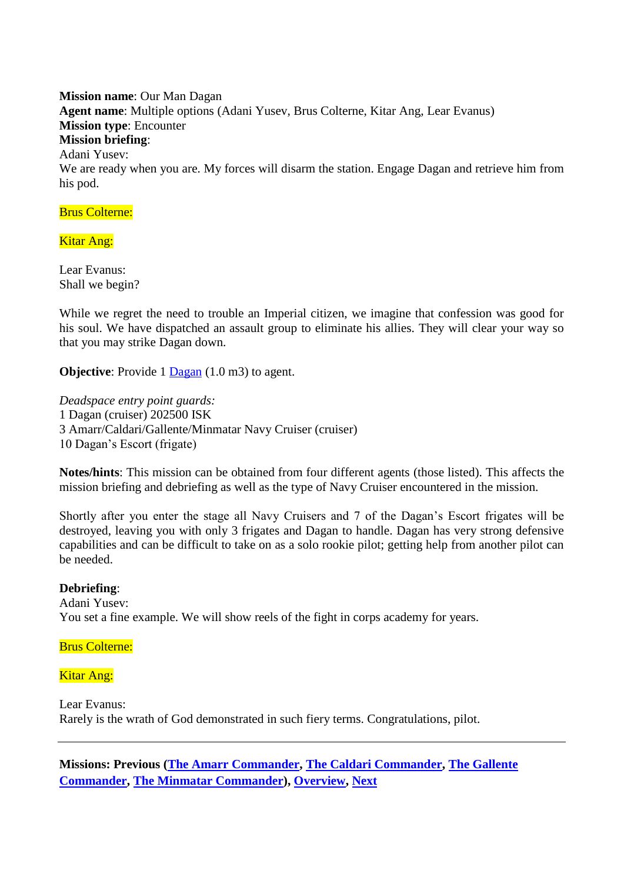**Mission name**: Our Man Dagan
**Agent name**: Multiple options (Adani Yusev, Brus Colterne, Kitar Ang, Lear Evanus)
**Mission type**: Encounter
**Mission briefing**:
Adani Yusev:
We are ready when you are. My forces will disarm the station. Engage Dagan and retrieve him from his pod.

Brus Colterne:

Kitar Ang:

Lear Evanus:
Shall we begin?

While we regret the need to trouble an Imperial citizen, we imagine that confession was good for his soul. We have dispatched an assault group to eliminate his allies. They will clear your way so that you may strike Dagan down.

**Objective**: Provide 1 Dagan (1.0 m3) to agent.

*Deadspace entry point guards:*
1 Dagan (cruiser) 202500 ISK
3 Amarr/Caldari/Gallente/Minmatar Navy Cruiser (cruiser)
10 Dagan's Escort (frigate)

**Notes/hints**: This mission can be obtained from four different agents (those listed). This affects the mission briefing and debriefing as well as the type of Navy Cruiser encountered in the mission.

Shortly after you enter the stage all Navy Cruisers and 7 of the Dagan's Escort frigates will be destroyed, leaving you with only 3 frigates and Dagan to handle. Dagan has very strong defensive capabilities and can be difficult to take on as a solo rookie pilot; getting help from another pilot can be needed.

**Debriefing**:
Adani Yusev:
You set a fine example. We will show reels of the fight in corps academy for years.

Brus Colterne:

Kitar Ang:

Lear Evanus:
Rarely is the wrath of God demonstrated in such fiery terms. Congratulations, pilot.

---

**Missions: Previous (The Amarr Commander, The Caldari Commander, The Gallente Commander, The Minmatar Commander), Overview, Next**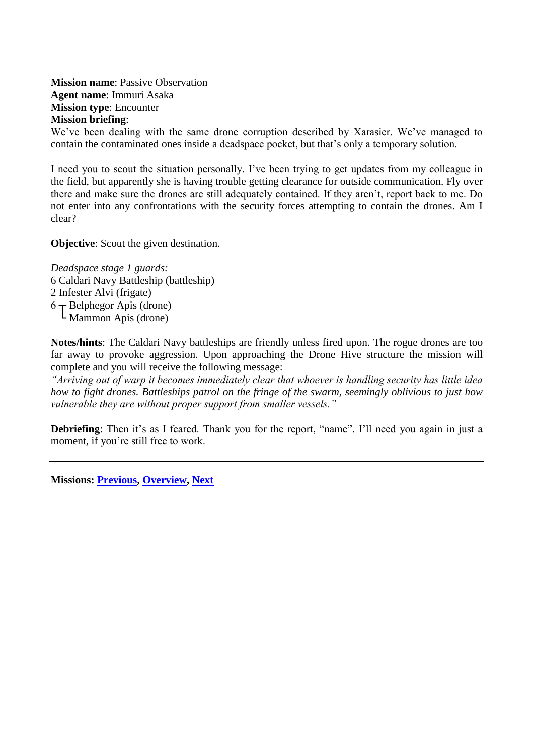**Mission name**: Passive Observation
**Agent name**: Immuri Asaka
**Mission type**: Encounter
**Mission briefing**:
We've been dealing with the same drone corruption described by Xarasier. We've managed to contain the contaminated ones inside a deadspace pocket, but that's only a temporary solution.

I need you to scout the situation personally. I've been trying to get updates from my colleague in the field, but apparently she is having trouble getting clearance for outside communication. Fly over there and make sure the drones are still adequately contained. If they aren't, report back to me. Do not enter into any confrontations with the security forces attempting to contain the drones. Am I clear?

**Objective**: Scout the given destination.

*Deadspace stage 1 guards:*
6 Caldari Navy Battleship (battleship)
2 Infester Alvi (frigate)
6 ┬ Belphegor Apis (drone)
   └ Mammon Apis (drone)

**Notes/hints**: The Caldari Navy battleships are friendly unless fired upon. The rogue drones are too far away to provoke aggression. Upon approaching the Drone Hive structure the mission will complete and you will receive the following message:
*"Arriving out of warp it becomes immediately clear that whoever is handling security has little idea how to fight drones. Battleships patrol on the fringe of the swarm, seemingly oblivious to just how vulnerable they are without proper support from smaller vessels."*

**Debriefing**: Then it's as I feared. Thank you for the report, "name". I'll need you again in just a moment, if you're still free to work.

---

**Missions: Previous, Overview, Next**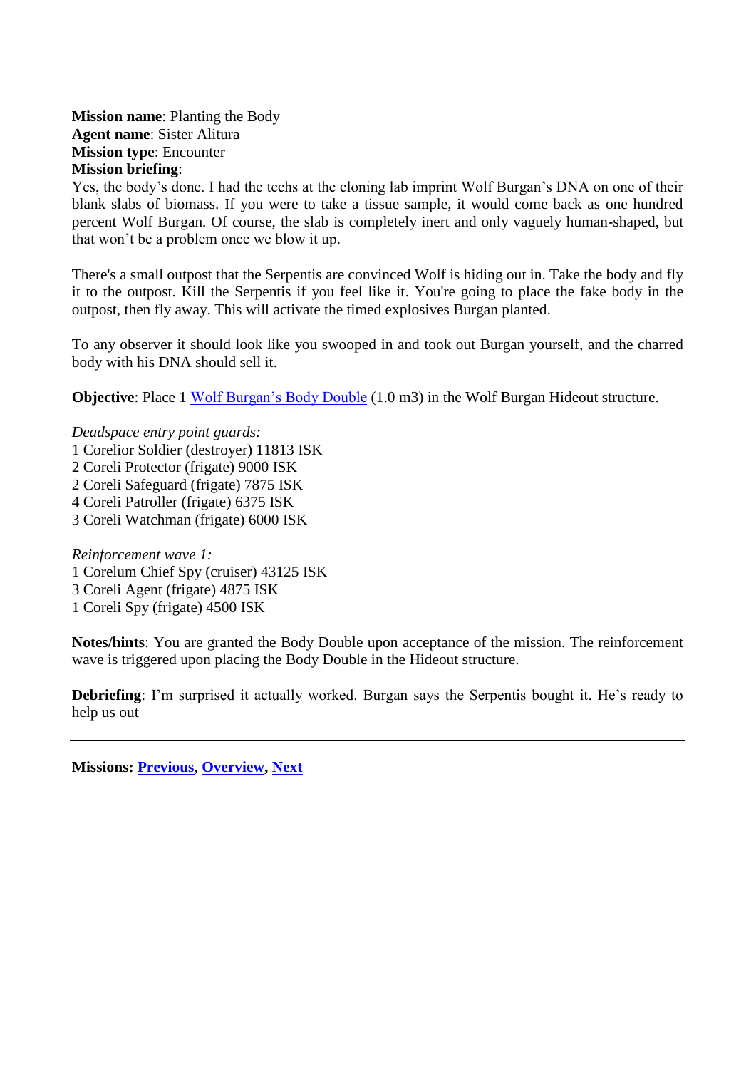**Mission name**: Planting the Body
**Agent name**: Sister Alitura
**Mission type**: Encounter
**Mission briefing**:
Yes, the body's done. I had the techs at the cloning lab imprint Wolf Burgan's DNA on one of their blank slabs of biomass. If you were to take a tissue sample, it would come back as one hundred percent Wolf Burgan. Of course, the slab is completely inert and only vaguely human-shaped, but that won't be a problem once we blow it up.

There's a small outpost that the Serpentis are convinced Wolf is hiding out in. Take the body and fly it to the outpost. Kill the Serpentis if you feel like it. You're going to place the fake body in the outpost, then fly away. This will activate the timed explosives Burgan planted.

To any observer it should look like you swooped in and took out Burgan yourself, and the charred body with his DNA should sell it.

**Objective**: Place 1 Wolf Burgan's Body Double (1.0 m3) in the Wolf Burgan Hideout structure.

*Deadspace entry point guards:*
1 Corelior Soldier (destroyer) 11813 ISK
2 Coreli Protector (frigate) 9000 ISK
2 Coreli Safeguard (frigate) 7875 ISK
4 Coreli Patroller (frigate) 6375 ISK
3 Coreli Watchman (frigate) 6000 ISK

*Reinforcement wave 1:*
1 Corelum Chief Spy (cruiser) 43125 ISK
3 Coreli Agent (frigate) 4875 ISK
1 Coreli Spy (frigate) 4500 ISK

**Notes/hints**: You are granted the Body Double upon acceptance of the mission. The reinforcement wave is triggered upon placing the Body Double in the Hideout structure.

**Debriefing**: I'm surprised it actually worked. Burgan says the Serpentis bought it. He's ready to help us out

---

**Missions: Previous, Overview, Next**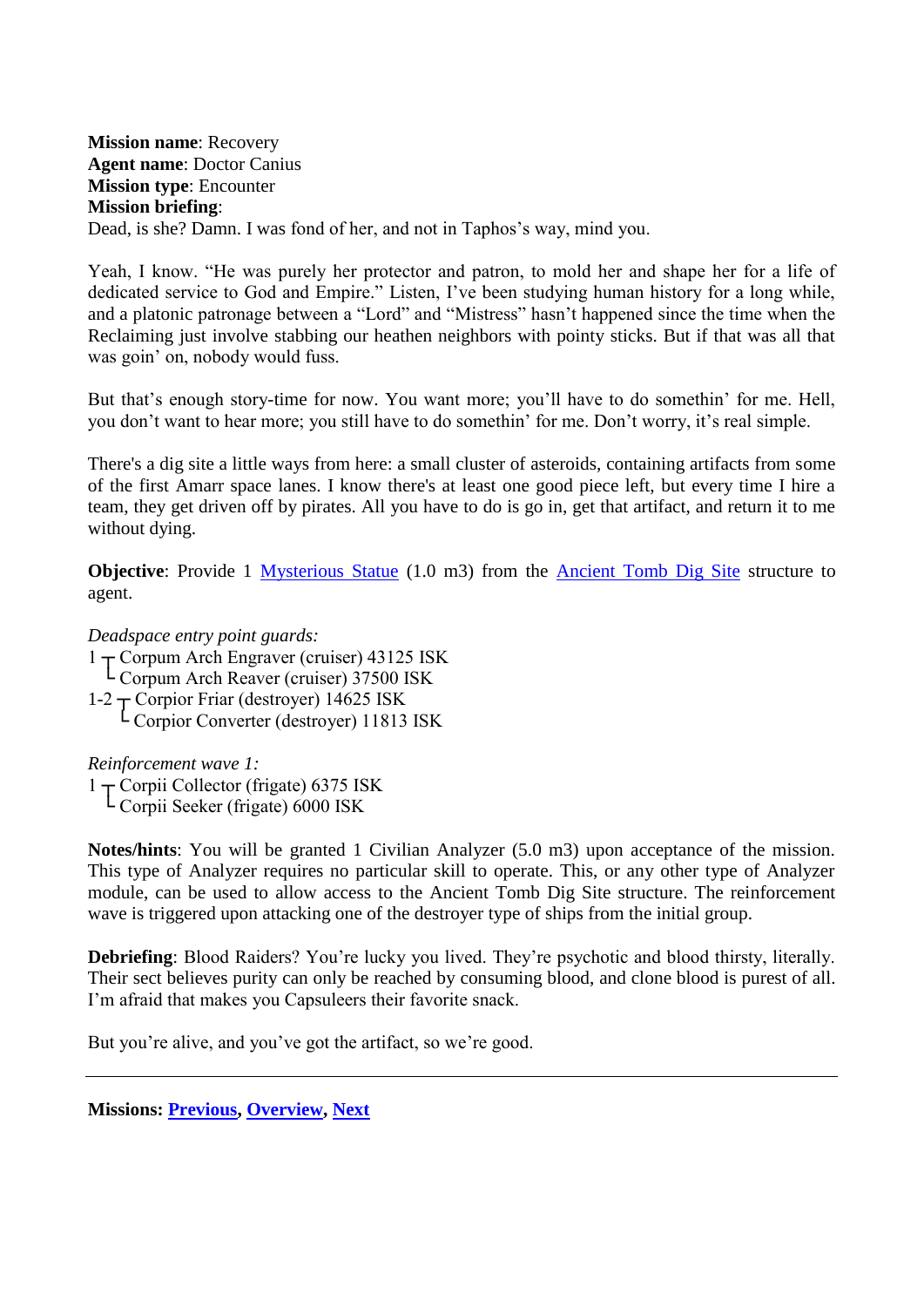**Mission name**: Recovery
**Agent name**: Doctor Canius
**Mission type**: Encounter
**Mission briefing**:
Dead, is she? Damn. I was fond of her, and not in Taphos's way, mind you.

Yeah, I know. "He was purely her protector and patron, to mold her and shape her for a life of dedicated service to God and Empire." Listen, I've been studying human history for a long while, and a platonic patronage between a "Lord" and "Mistress" hasn't happened since the time when the Reclaiming just involve stabbing our heathen neighbors with pointy sticks. But if that was all that was goin' on, nobody would fuss.

But that's enough story-time for now. You want more; you'll have to do somethin' for me. Hell, you don't want to hear more; you still have to do somethin' for me. Don't worry, it's real simple.

There's a dig site a little ways from here: a small cluster of asteroids, containing artifacts from some of the first Amarr space lanes. I know there's at least one good piece left, but every time I hire a team, they get driven off by pirates. All you have to do is go in, get that artifact, and return it to me without dying.

**Objective**: Provide 1 Mysterious Statue (1.0 m3) from the Ancient Tomb Dig Site structure to agent.

*Deadspace entry point guards:*

1 ┬ Corpum Arch Engraver (cruiser) 43125 ISK
  └ Corpum Arch Reaver (cruiser) 37500 ISK
1-2 ┬ Corpior Friar (destroyer) 14625 ISK
    └ Corpior Converter (destroyer) 11813 ISK

*Reinforcement wave 1:*

1 ┬ Corpii Collector (frigate) 6375 ISK
  └ Corpii Seeker (frigate) 6000 ISK

**Notes/hints**: You will be granted 1 Civilian Analyzer (5.0 m3) upon acceptance of the mission. This type of Analyzer requires no particular skill to operate. This, or any other type of Analyzer module, can be used to allow access to the Ancient Tomb Dig Site structure. The reinforcement wave is triggered upon attacking one of the destroyer type of ships from the initial group.

**Debriefing**: Blood Raiders? You're lucky you lived. They're psychotic and blood thirsty, literally. Their sect believes purity can only be reached by consuming blood, and clone blood is purest of all. I'm afraid that makes you Capsuleers their favorite snack.

But you're alive, and you've got the artifact, so we're good.

---

**Missions: Previous, Overview, Next**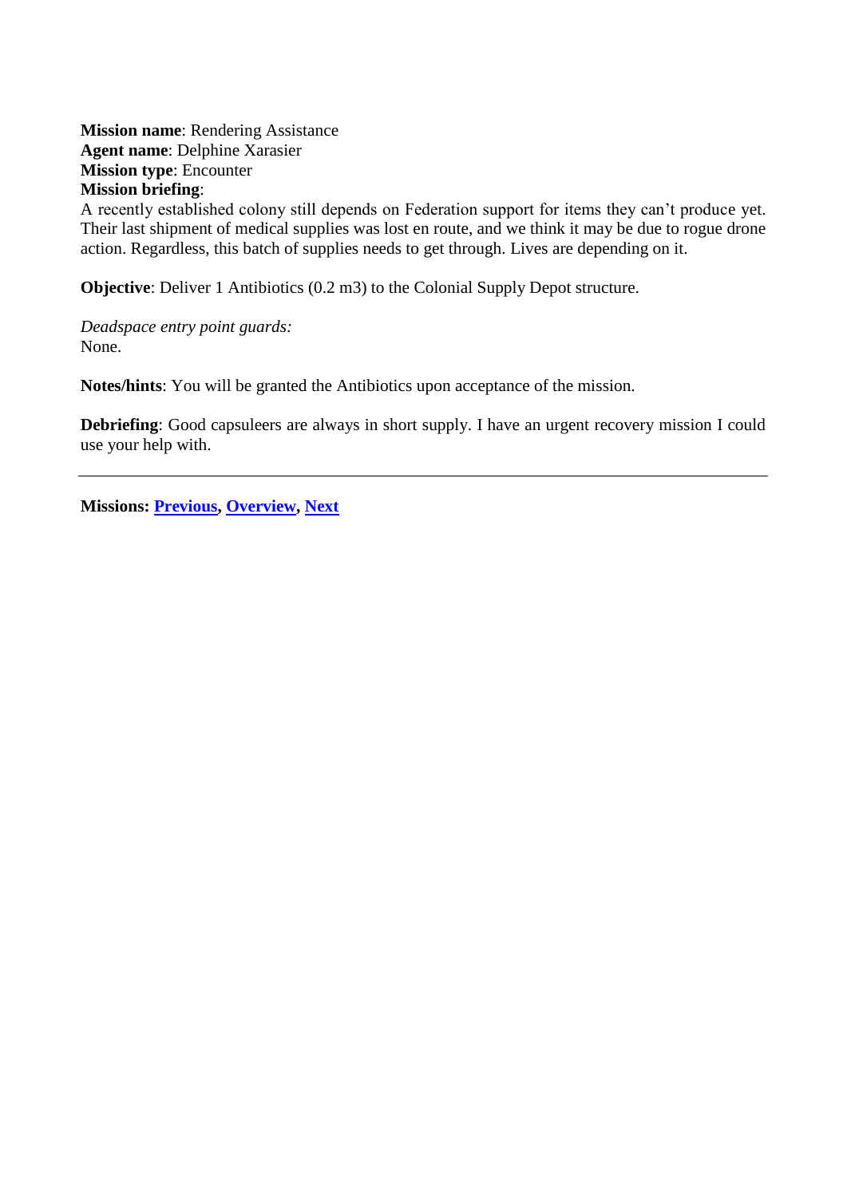**Mission name**: Rendering Assistance
**Agent name**: Delphine Xarasier
**Mission type**: Encounter
**Mission briefing**:
A recently established colony still depends on Federation support for items they can't produce yet. Their last shipment of medical supplies was lost en route, and we think it may be due to rogue drone action. Regardless, this batch of supplies needs to get through. Lives are depending on it.

**Objective**: Deliver 1 Antibiotics (0.2 m3) to the Colonial Supply Depot structure.

*Deadspace entry point guards:*
None.

**Notes/hints**: You will be granted the Antibiotics upon acceptance of the mission.

**Debriefing**: Good capsuleers are always in short supply. I have an urgent recovery mission I could use your help with.

---

**Missions: Previous, Overview, Next**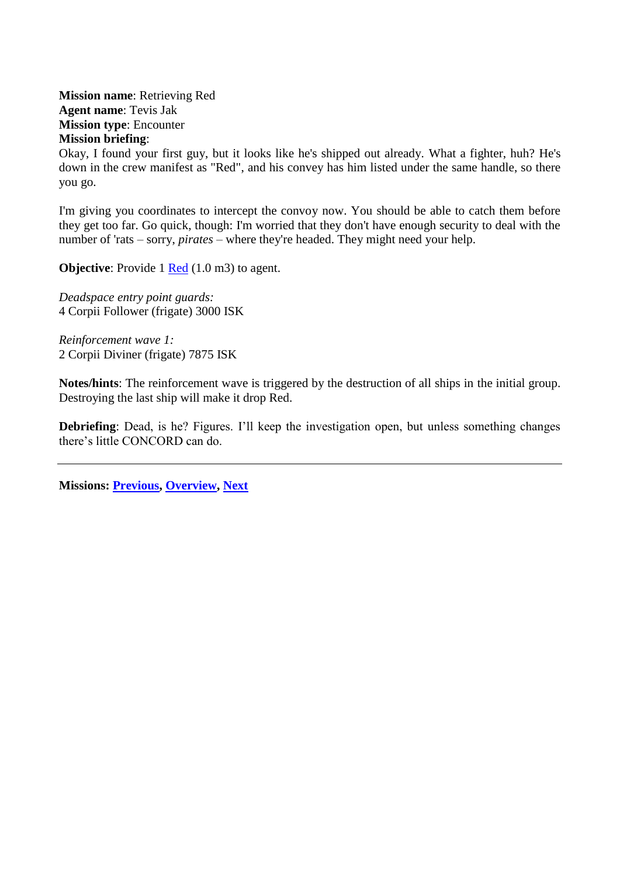**Mission name**: Retrieving Red
**Agent name**: Tevis Jak
**Mission type**: Encounter
**Mission briefing**:
Okay, I found your first guy, but it looks like he's shipped out already. What a fighter, huh? He's down in the crew manifest as "Red", and his convey has him listed under the same handle, so there you go.

I'm giving you coordinates to intercept the convoy now. You should be able to catch them before they get too far. Go quick, though: I'm worried that they don't have enough security to deal with the number of 'rats – sorry, *pirates* – where they're headed. They might need your help.

**Objective**: Provide 1 Red (1.0 m3) to agent.

*Deadspace entry point guards:*
4 Corpii Follower (frigate) 3000 ISK

*Reinforcement wave 1:*
2 Corpii Diviner (frigate) 7875 ISK

**Notes/hints**: The reinforcement wave is triggered by the destruction of all ships in the initial group. Destroying the last ship will make it drop Red.

**Debriefing**: Dead, is he? Figures. I'll keep the investigation open, but unless something changes there's little CONCORD can do.

---

**Missions: Previous, Overview, Next**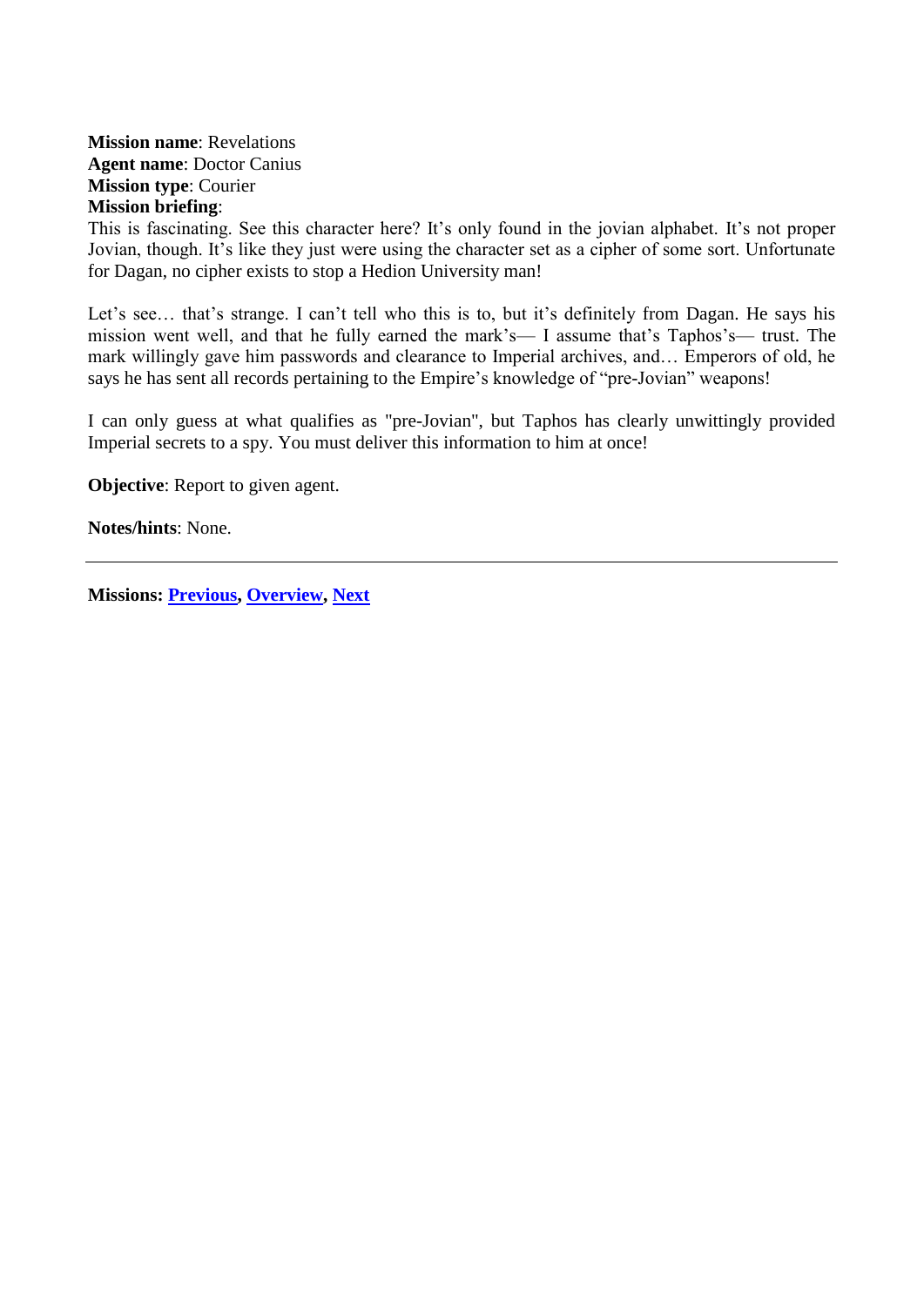**Mission name**: Revelations
**Agent name**: Doctor Canius
**Mission type**: Courier
**Mission briefing**:
This is fascinating. See this character here? It's only found in the jovian alphabet. It's not proper Jovian, though. It's like they just were using the character set as a cipher of some sort. Unfortunate for Dagan, no cipher exists to stop a Hedion University man!

Let's see… that's strange. I can't tell who this is to, but it's definitely from Dagan. He says his mission went well, and that he fully earned the mark's— I assume that's Taphos's— trust. The mark willingly gave him passwords and clearance to Imperial archives, and… Emperors of old, he says he has sent all records pertaining to the Empire's knowledge of "pre-Jovian" weapons!

I can only guess at what qualifies as "pre-Jovian", but Taphos has clearly unwittingly provided Imperial secrets to a spy. You must deliver this information to him at once!

**Objective**: Report to given agent.

**Notes/hints**: None.

---

**Missions: Previous, Overview, Next**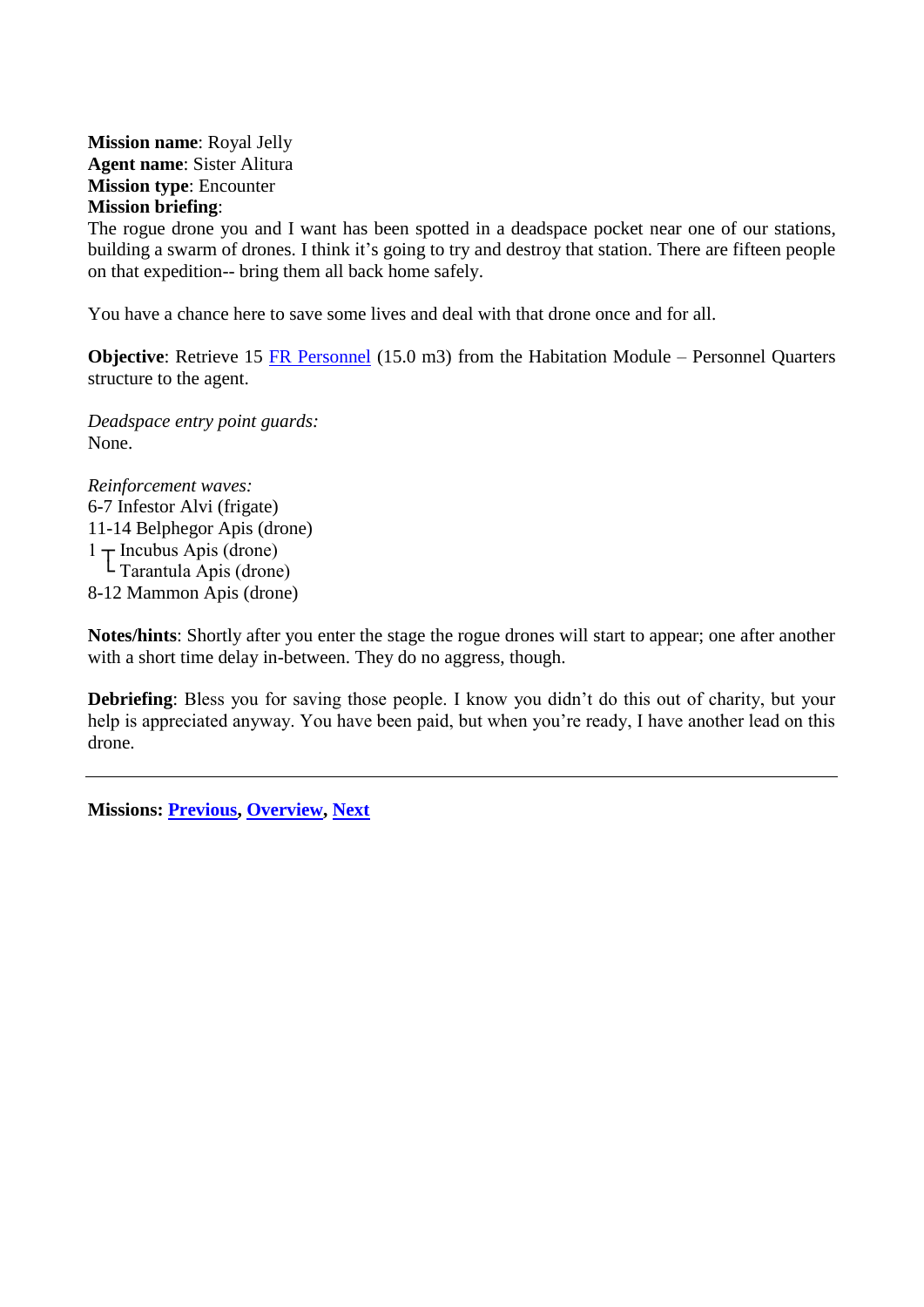**Mission name**: Royal Jelly
**Agent name**: Sister Alitura
**Mission type**: Encounter
**Mission briefing**:
The rogue drone you and I want has been spotted in a deadspace pocket near one of our stations, building a swarm of drones. I think it's going to try and destroy that station. There are fifteen people on that expedition-- bring them all back home safely.

You have a chance here to save some lives and deal with that drone once and for all.

**Objective**: Retrieve 15 FR Personnel (15.0 m3) from the Habitation Module – Personnel Quarters structure to the agent.

*Deadspace entry point guards:*
None.

*Reinforcement waves:*
6-7 Infestor Alvi (frigate)
11-14 Belphegor Apis (drone)
1 ┬ Incubus Apis (drone)
&nbsp;&nbsp;└ Tarantula Apis (drone)
8-12 Mammon Apis (drone)

**Notes/hints**: Shortly after you enter the stage the rogue drones will start to appear; one after another with a short time delay in-between. They do no aggress, though.

**Debriefing**: Bless you for saving those people. I know you didn't do this out of charity, but your help is appreciated anyway. You have been paid, but when you're ready, I have another lead on this drone.

---

**Missions: Previous, Overview, Next**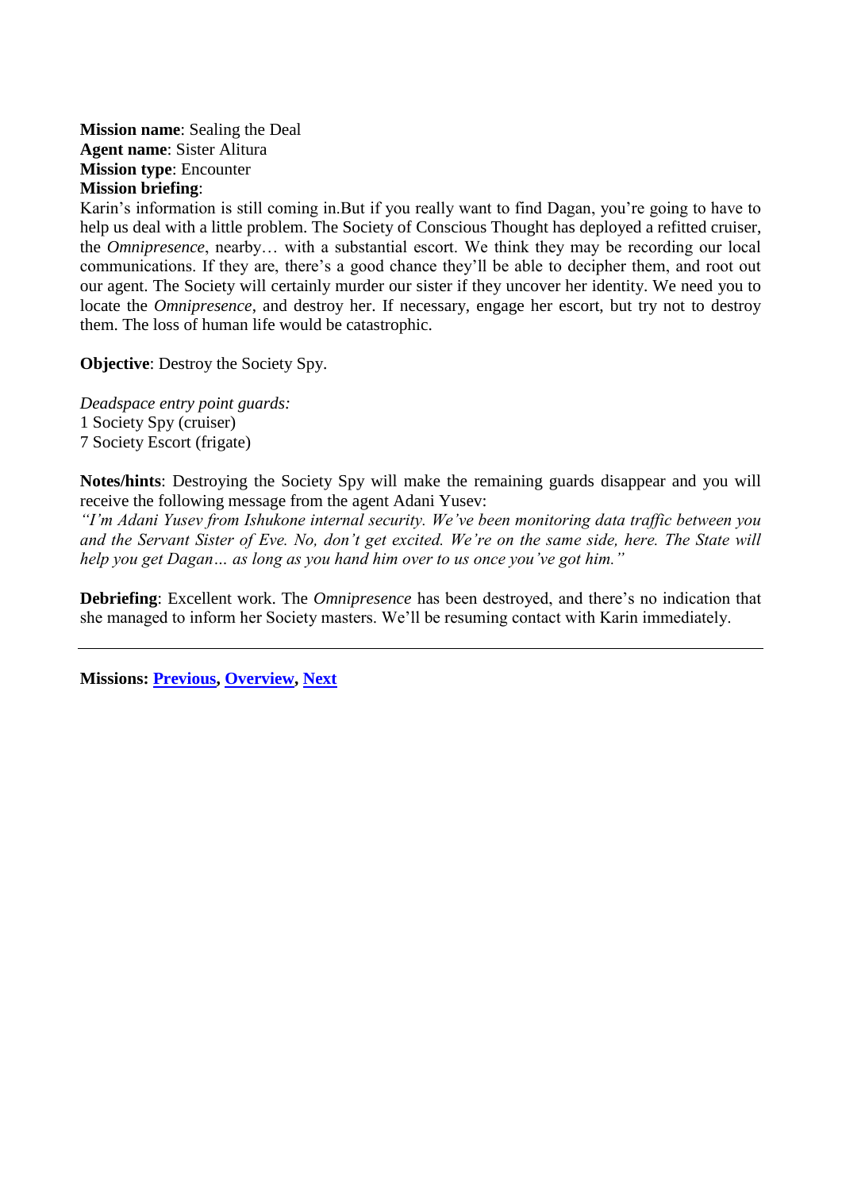**Mission name**: Sealing the Deal
**Agent name**: Sister Alitura
**Mission type**: Encounter
**Mission briefing**:
Karin's information is still coming in.But if you really want to find Dagan, you're going to have to help us deal with a little problem. The Society of Conscious Thought has deployed a refitted cruiser, the *Omnipresence*, nearby… with a substantial escort. We think they may be recording our local communications. If they are, there's a good chance they'll be able to decipher them, and root out our agent. The Society will certainly murder our sister if they uncover her identity. We need you to locate the *Omnipresence*, and destroy her. If necessary, engage her escort, but try not to destroy them. The loss of human life would be catastrophic.

**Objective**: Destroy the Society Spy.

*Deadspace entry point guards:*
1 Society Spy (cruiser)
7 Society Escort (frigate)

**Notes/hints**: Destroying the Society Spy will make the remaining guards disappear and you will receive the following message from the agent Adani Yusev:
*"I'm Adani Yusev from Ishukone internal security. We've been monitoring data traffic between you and the Servant Sister of Eve. No, don't get excited. We're on the same side, here. The State will help you get Dagan… as long as you hand him over to us once you've got him."*

**Debriefing**: Excellent work. The *Omnipresence* has been destroyed, and there's no indication that she managed to inform her Society masters. We'll be resuming contact with Karin immediately.

---

**Missions: Previous, Overview, Next**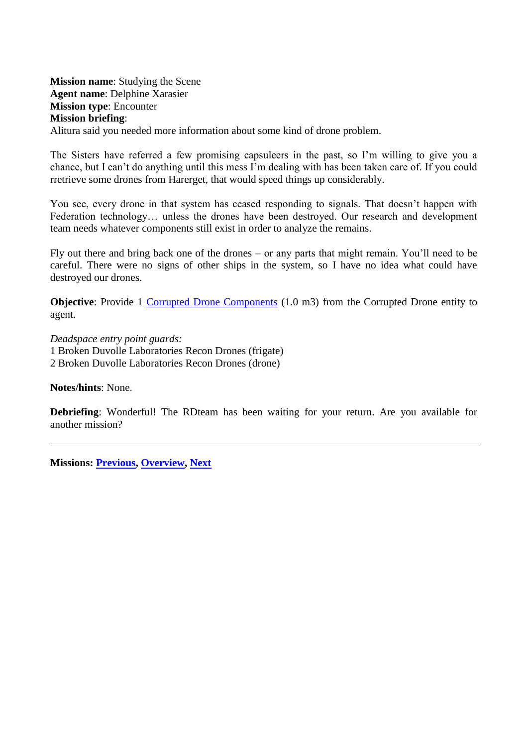**Mission name**: Studying the Scene
**Agent name**: Delphine Xarasier
**Mission type**: Encounter
**Mission briefing**:
Alitura said you needed more information about some kind of drone problem.

The Sisters have referred a few promising capsuleers in the past, so I'm willing to give you a chance, but I can't do anything until this mess I'm dealing with has been taken care of. If you could rretrieve some drones from Harerget, that would speed things up considerably.

You see, every drone in that system has ceased responding to signals. That doesn't happen with Federation technology… unless the drones have been destroyed. Our research and development team needs whatever components still exist in order to analyze the remains.

Fly out there and bring back one of the drones – or any parts that might remain. You'll need to be careful. There were no signs of other ships in the system, so I have no idea what could have destroyed our drones.

**Objective**: Provide 1 Corrupted Drone Components (1.0 m3) from the Corrupted Drone entity to agent.

*Deadspace entry point guards:*
1 Broken Duvolle Laboratories Recon Drones (frigate)
2 Broken Duvolle Laboratories Recon Drones (drone)

**Notes/hints**: None.

**Debriefing**: Wonderful! The RDteam has been waiting for your return. Are you available for another mission?

---

**Missions: Previous, Overview, Next**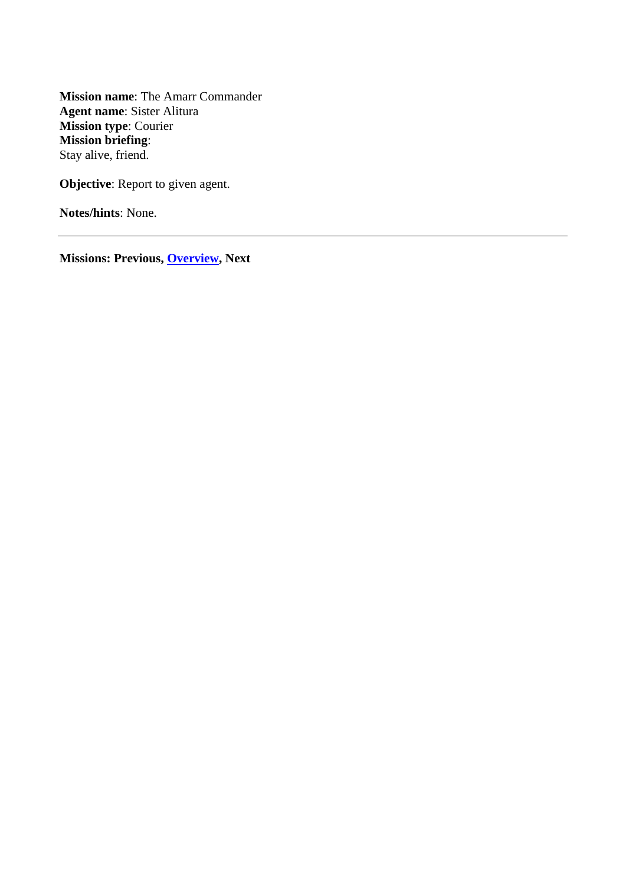**Mission name**: The Amarr Commander
**Agent name**: Sister Alitura
**Mission type**: Courier
**Mission briefing**:
Stay alive, friend.

**Objective**: Report to given agent.

**Notes/hints**: None.

---

**Missions: Previous, Overview, Next**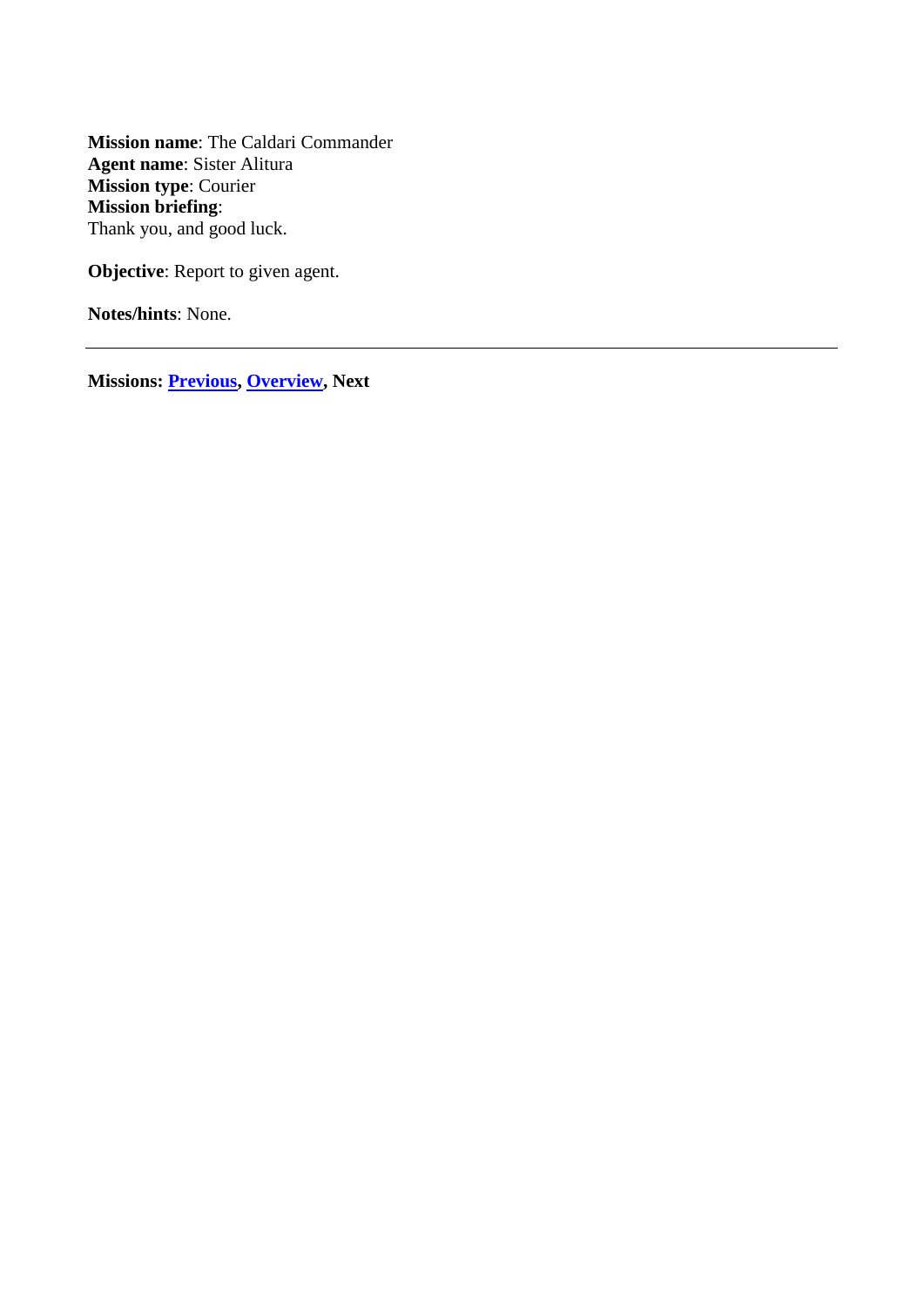**Mission name**: The Caldari Commander
**Agent name**: Sister Alitura
**Mission type**: Courier
**Mission briefing**:
Thank you, and good luck.

**Objective**: Report to given agent.

**Notes/hints**: None.

---

**Missions: Previous, Overview, Next**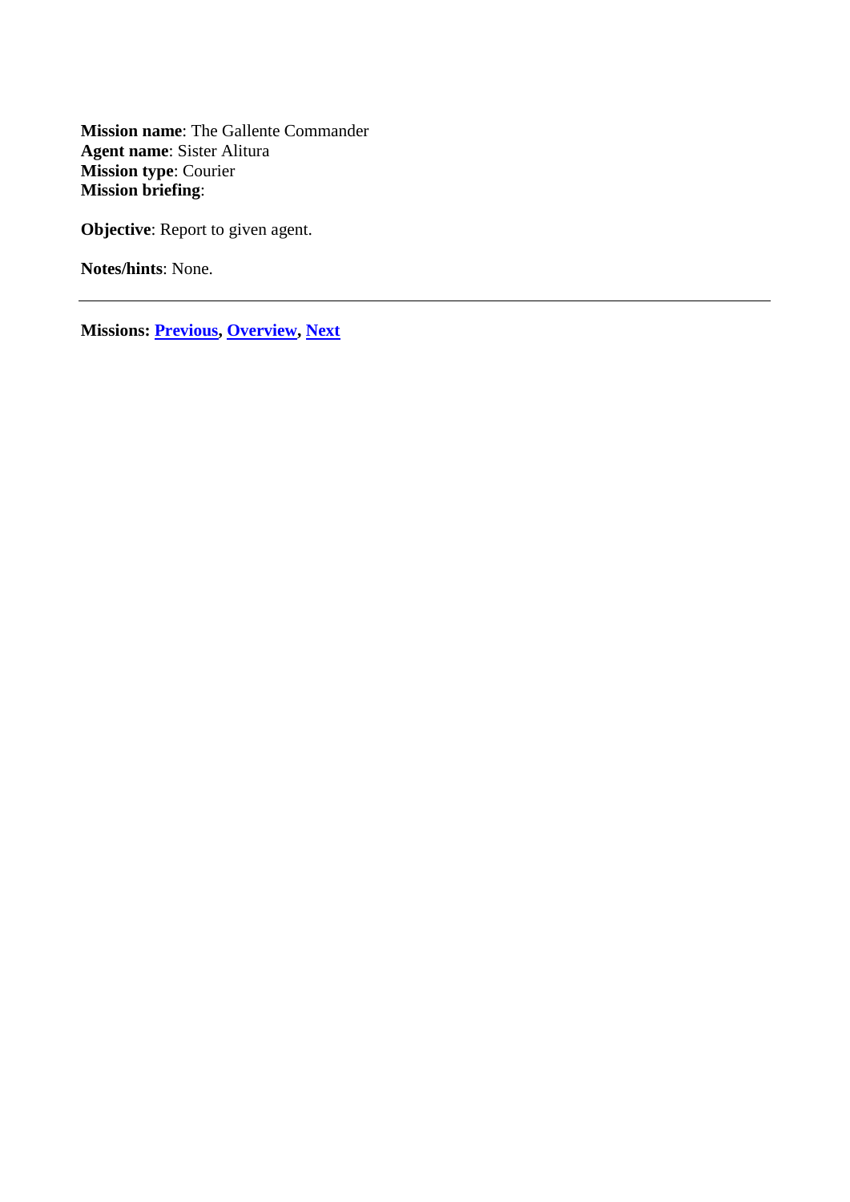**Mission name**: The Gallente Commander
**Agent name**: Sister Alitura
**Mission type**: Courier
**Mission briefing**:

**Objective**: Report to given agent.

**Notes/hints**: None.

---

**Missions: Previous, Overview, Next**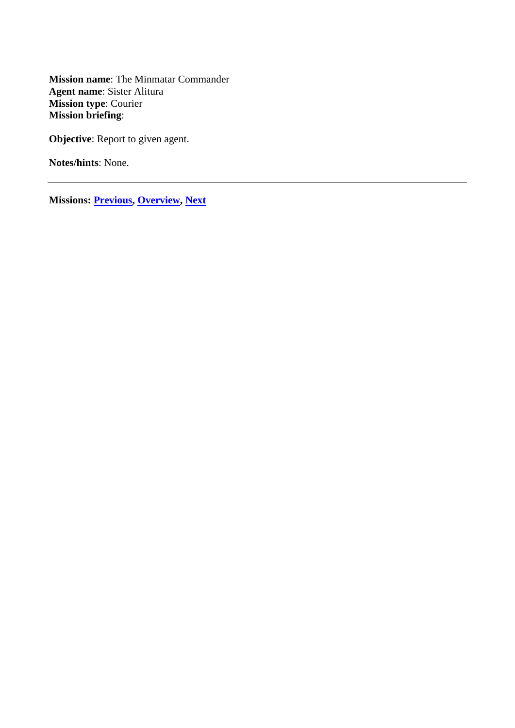**Mission name**: The Minmatar Commander
**Agent name**: Sister Alitura
**Mission type**: Courier
**Mission briefing**:

**Objective**: Report to given agent.

**Notes/hints**: None.

---

**Missions: Previous, Overview, Next**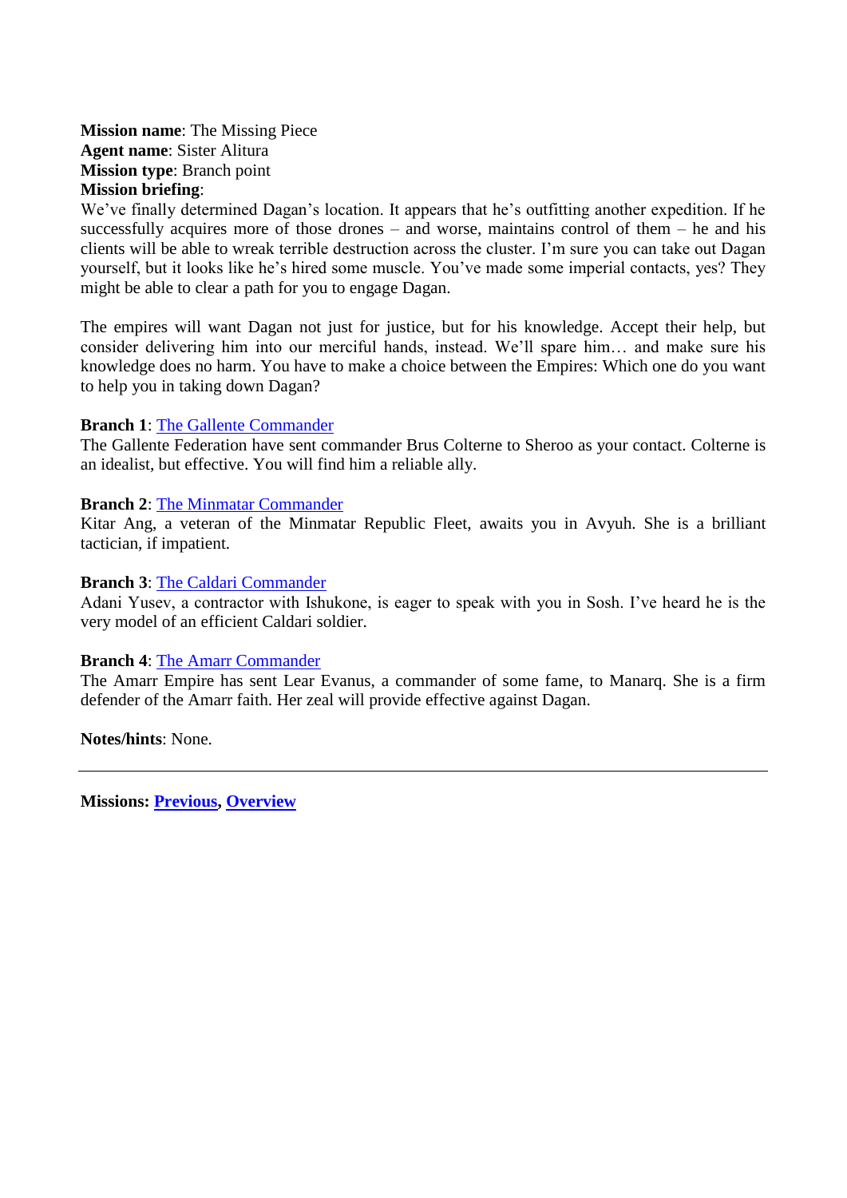**Mission name**: The Missing Piece
**Agent name**: Sister Alitura
**Mission type**: Branch point
**Mission briefing**:
We've finally determined Dagan's location. It appears that he's outfitting another expedition. If he successfully acquires more of those drones – and worse, maintains control of them – he and his clients will be able to wreak terrible destruction across the cluster. I'm sure you can take out Dagan yourself, but it looks like he's hired some muscle. You've made some imperial contacts, yes? They might be able to clear a path for you to engage Dagan.

The empires will want Dagan not just for justice, but for his knowledge. Accept their help, but consider delivering him into our merciful hands, instead. We'll spare him… and make sure his knowledge does no harm. You have to make a choice between the Empires: Which one do you want to help you in taking down Dagan?

**Branch 1**: The Gallente Commander
The Gallente Federation have sent commander Brus Colterne to Sheroo as your contact. Colterne is an idealist, but effective. You will find him a reliable ally.

**Branch 2**: The Minmatar Commander
Kitar Ang, a veteran of the Minmatar Republic Fleet, awaits you in Avyuh. She is a brilliant tactician, if impatient.

**Branch 3**: The Caldari Commander
Adani Yusev, a contractor with Ishukone, is eager to speak with you in Sosh. I've heard he is the very model of an efficient Caldari soldier.

**Branch 4**: The Amarr Commander
The Amarr Empire has sent Lear Evanus, a commander of some fame, to Manarq. She is a firm defender of the Amarr faith. Her zeal will provide effective against Dagan.

**Notes/hints**: None.

---

**Missions: Previous, Overview**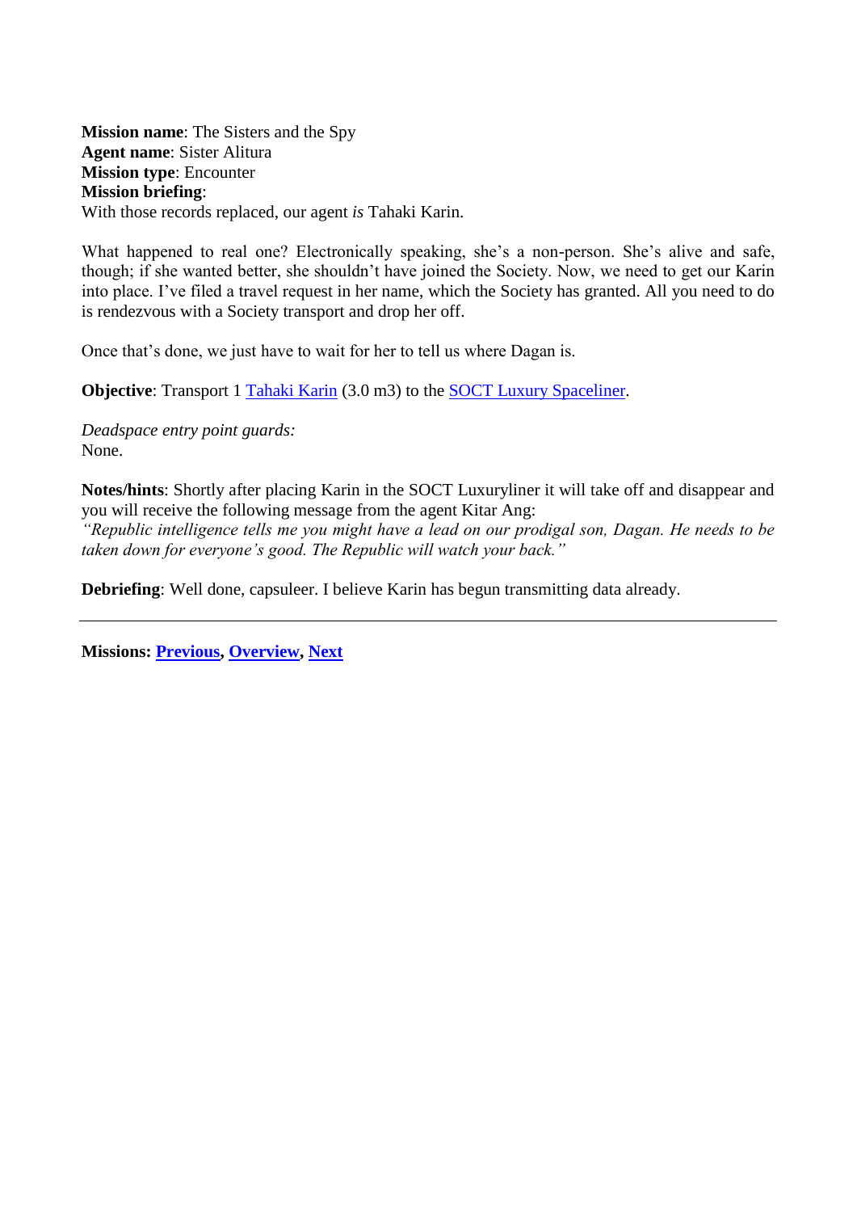**Mission name**: The Sisters and the Spy
**Agent name**: Sister Alitura
**Mission type**: Encounter
**Mission briefing**:
With those records replaced, our agent *is* Tahaki Karin.

What happened to real one? Electronically speaking, she's a non-person. She's alive and safe, though; if she wanted better, she shouldn't have joined the Society. Now, we need to get our Karin into place. I've filed a travel request in her name, which the Society has granted. All you need to do is rendezvous with a Society transport and drop her off.

Once that's done, we just have to wait for her to tell us where Dagan is.

**Objective**: Transport 1 Tahaki Karin (3.0 m3) to the SOCT Luxury Spaceliner.

*Deadspace entry point guards:*
None.

**Notes/hints**: Shortly after placing Karin in the SOCT Luxuryliner it will take off and disappear and you will receive the following message from the agent Kitar Ang:
*"Republic intelligence tells me you might have a lead on our prodigal son, Dagan. He needs to be taken down for everyone's good. The Republic will watch your back."*

**Debriefing**: Well done, capsuleer. I believe Karin has begun transmitting data already.

---

**Missions: Previous, Overview, Next**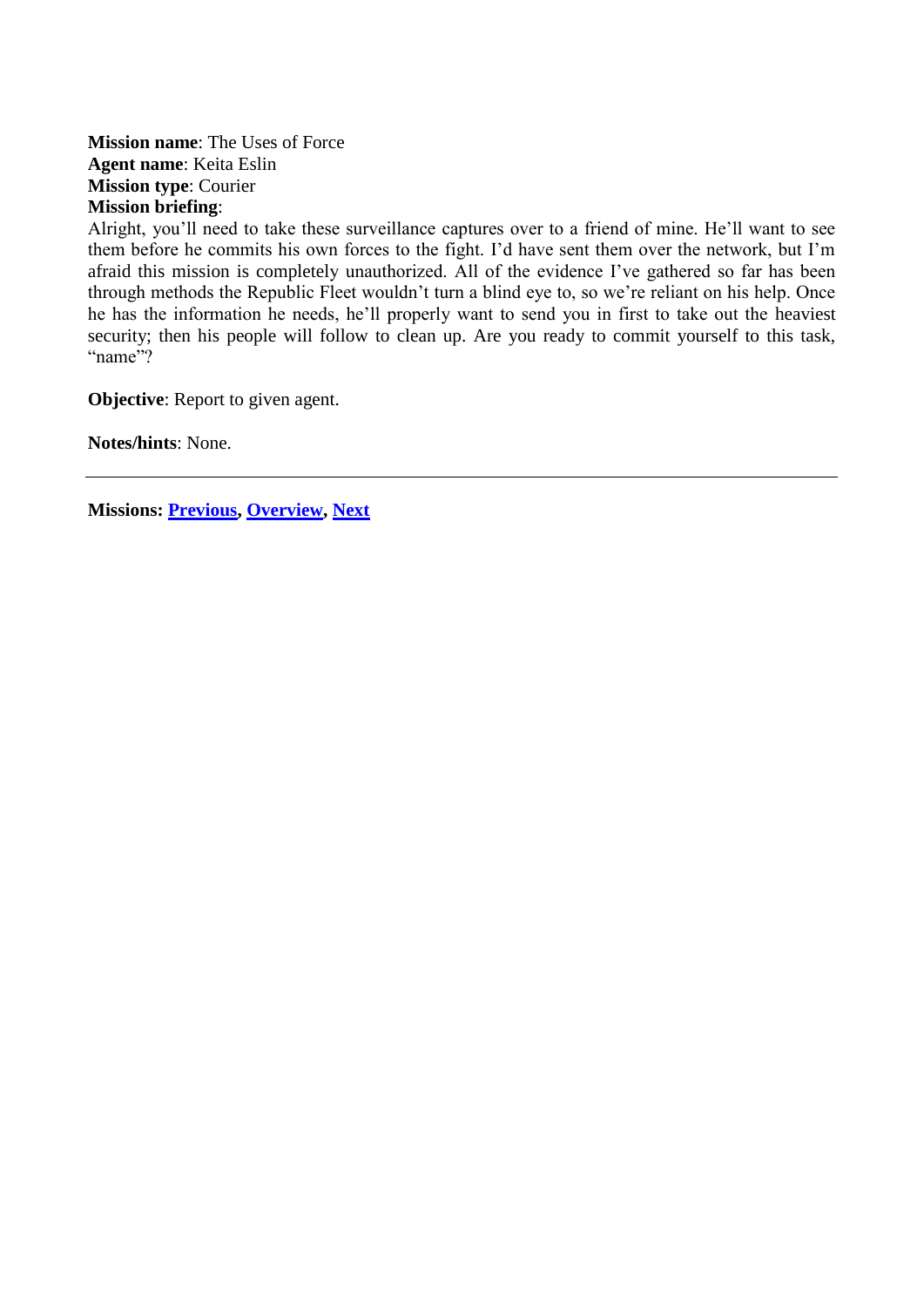**Mission name**: The Uses of Force
**Agent name**: Keita Eslin
**Mission type**: Courier
**Mission briefing**:
Alright, you'll need to take these surveillance captures over to a friend of mine. He'll want to see them before he commits his own forces to the fight. I'd have sent them over the network, but I'm afraid this mission is completely unauthorized. All of the evidence I've gathered so far has been through methods the Republic Fleet wouldn't turn a blind eye to, so we're reliant on his help. Once he has the information he needs, he'll properly want to send you in first to take out the heaviest security; then his people will follow to clean up. Are you ready to commit yourself to this task, "name"?

**Objective**: Report to given agent.

**Notes/hints**: None.

---

**Missions: Previous, Overview, Next**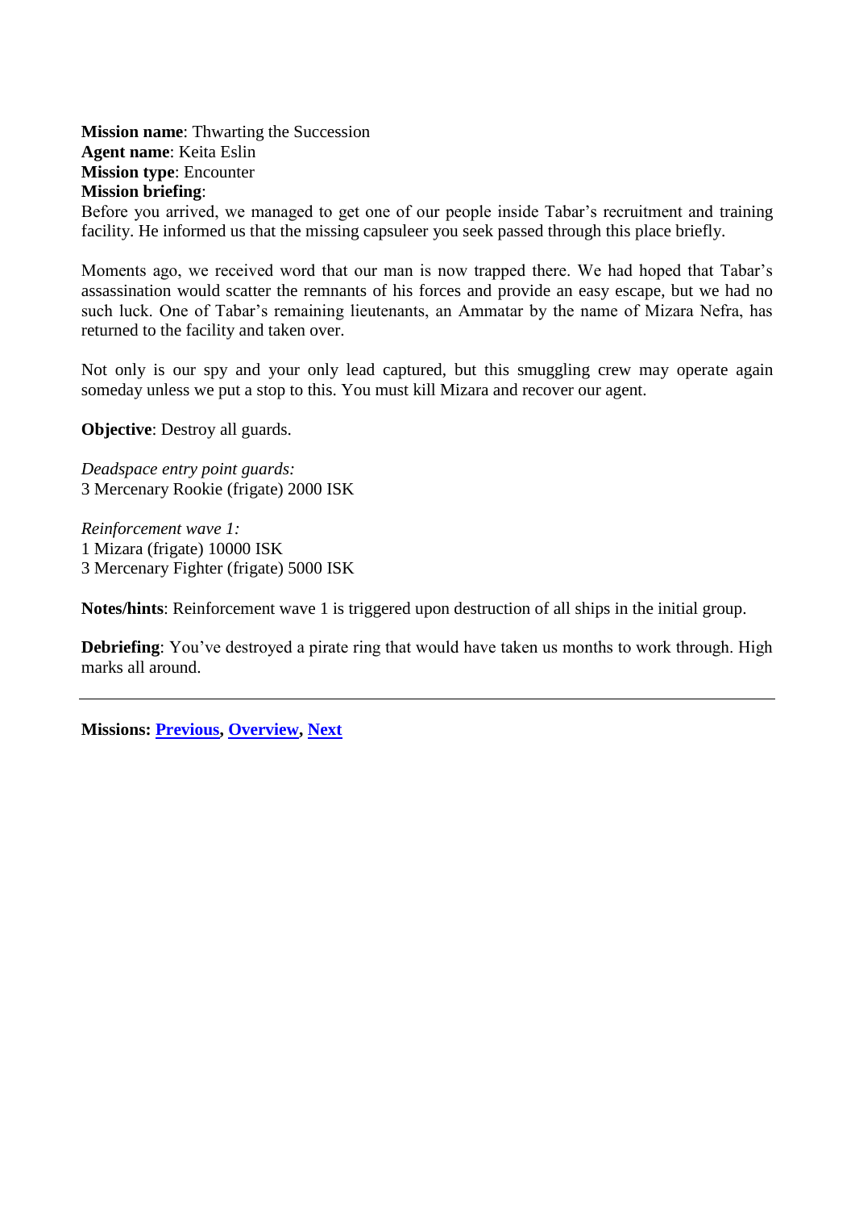**Mission name**: Thwarting the Succession
**Agent name**: Keita Eslin
**Mission type**: Encounter
**Mission briefing**:
Before you arrived, we managed to get one of our people inside Tabar's recruitment and training facility. He informed us that the missing capsuleer you seek passed through this place briefly.

Moments ago, we received word that our man is now trapped there. We had hoped that Tabar's assassination would scatter the remnants of his forces and provide an easy escape, but we had no such luck. One of Tabar's remaining lieutenants, an Ammatar by the name of Mizara Nefra, has returned to the facility and taken over.

Not only is our spy and your only lead captured, but this smuggling crew may operate again someday unless we put a stop to this. You must kill Mizara and recover our agent.

**Objective**: Destroy all guards.

*Deadspace entry point guards:*
3 Mercenary Rookie (frigate) 2000 ISK

*Reinforcement wave 1:*
1 Mizara (frigate) 10000 ISK
3 Mercenary Fighter (frigate) 5000 ISK

**Notes/hints**: Reinforcement wave 1 is triggered upon destruction of all ships in the initial group.

**Debriefing**: You've destroyed a pirate ring that would have taken us months to work through. High marks all around.

---

**Missions: Previous, Overview, Next**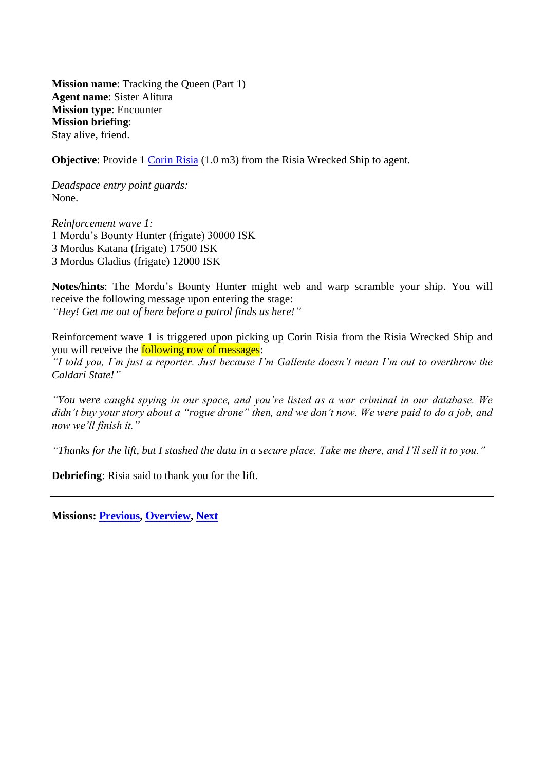**Mission name**: Tracking the Queen (Part 1)
**Agent name**: Sister Alitura
**Mission type**: Encounter
**Mission briefing**:
Stay alive, friend.

**Objective**: Provide 1 Corin Risia (1.0 m3) from the Risia Wrecked Ship to agent.

*Deadspace entry point guards:*
None.

*Reinforcement wave 1:*
1 Mordu's Bounty Hunter (frigate) 30000 ISK
3 Mordus Katana (frigate) 17500 ISK
3 Mordus Gladius (frigate) 12000 ISK

**Notes/hints**: The Mordu's Bounty Hunter might web and warp scramble your ship. You will receive the following message upon entering the stage:
*"Hey! Get me out of here before a patrol finds us here!"*

Reinforcement wave 1 is triggered upon picking up Corin Risia from the Risia Wrecked Ship and you will receive the following row of messages:
*"I told you, I'm just a reporter. Just because I'm Gallente doesn't mean I'm out to overthrow the Caldari State!"*

*"You were caught spying in our space, and you're listed as a war criminal in our database. We didn't buy your story about a "rogue drone" then, and we don't now. We were paid to do a job, and now we'll finish it."*

*"Thanks for the lift, but I stashed the data in a secure place. Take me there, and I'll sell it to you."*

**Debriefing**: Risia said to thank you for the lift.

---

**Missions: Previous, Overview, Next**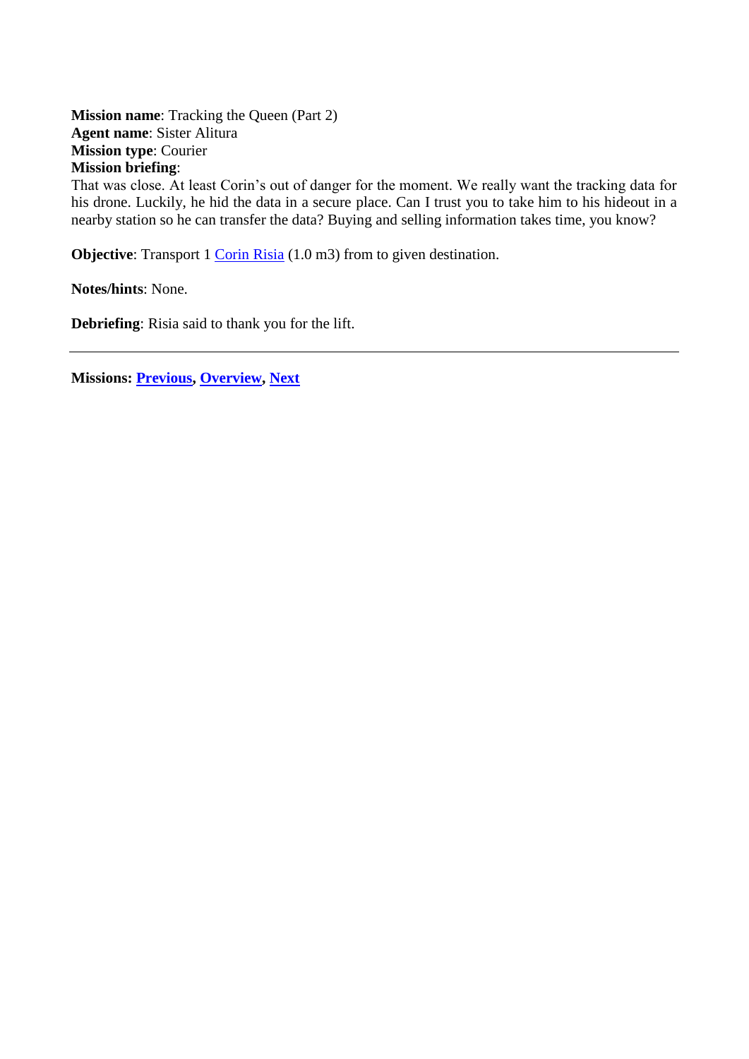**Mission name**: Tracking the Queen (Part 2)
**Agent name**: Sister Alitura
**Mission type**: Courier
**Mission briefing**:
That was close. At least Corin's out of danger for the moment. We really want the tracking data for his drone. Luckily, he hid the data in a secure place. Can I trust you to take him to his hideout in a nearby station so he can transfer the data? Buying and selling information takes time, you know?

**Objective**: Transport 1 Corin Risia (1.0 m3) from to given destination.

**Notes/hints**: None.

**Debriefing**: Risia said to thank you for the lift.

---

**Missions: Previous, Overview, Next**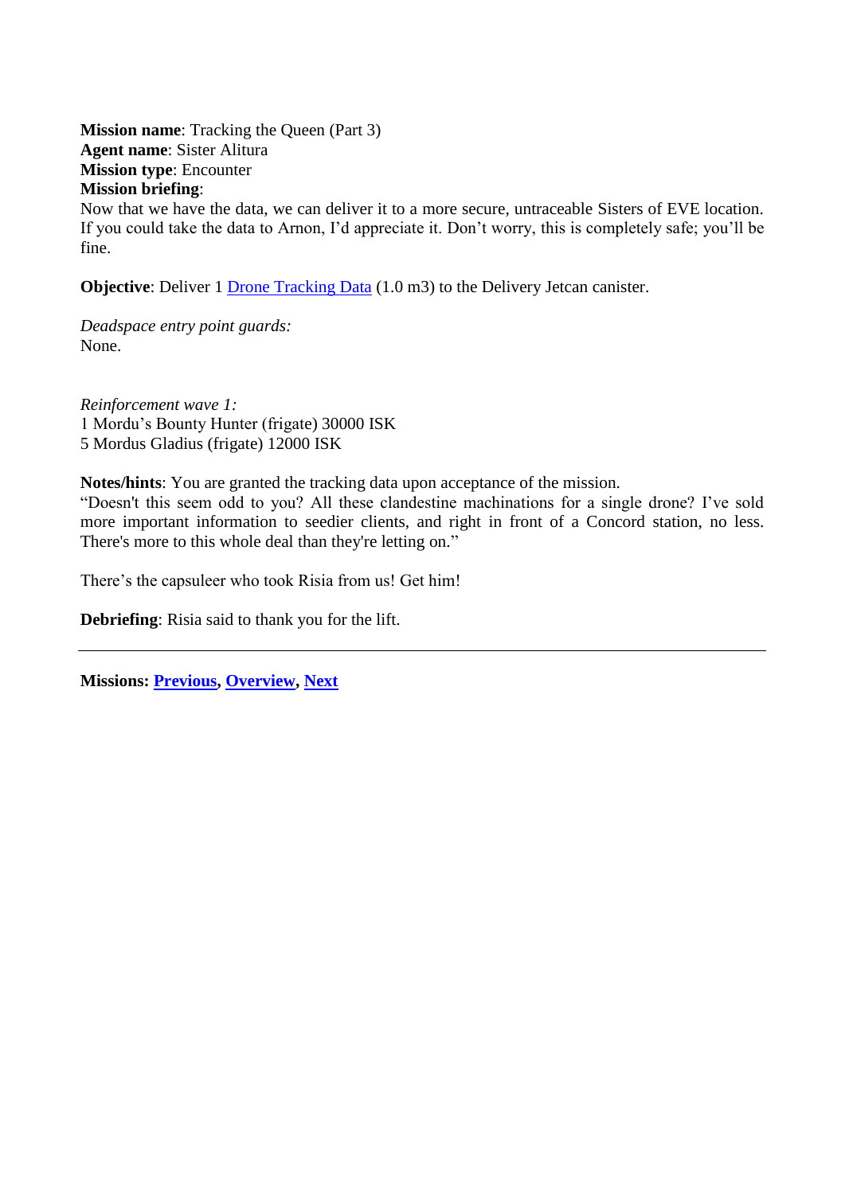**Mission name**: Tracking the Queen (Part 3)
**Agent name**: Sister Alitura
**Mission type**: Encounter
**Mission briefing**:
Now that we have the data, we can deliver it to a more secure, untraceable Sisters of EVE location. If you could take the data to Arnon, I'd appreciate it. Don't worry, this is completely safe; you'll be fine.

**Objective**: Deliver 1 Drone Tracking Data (1.0 m3) to the Delivery Jetcan canister.

*Deadspace entry point guards:*
None.

*Reinforcement wave 1:*
1 Mordu's Bounty Hunter (frigate) 30000 ISK
5 Mordus Gladius (frigate) 12000 ISK

**Notes/hints**: You are granted the tracking data upon acceptance of the mission.
"Doesn't this seem odd to you? All these clandestine machinations for a single drone? I've sold more important information to seedier clients, and right in front of a Concord station, no less. There's more to this whole deal than they're letting on."

There's the capsuleer who took Risia from us! Get him!

**Debriefing**: Risia said to thank you for the lift.

---

**Missions: Previous, Overview, Next**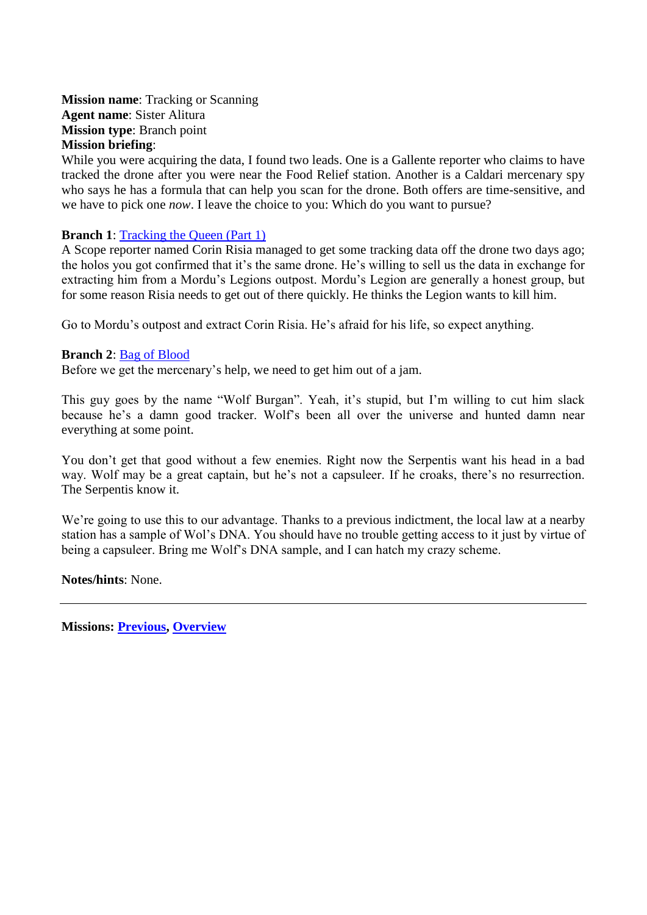**Mission name**: Tracking or Scanning
**Agent name**: Sister Alitura
**Mission type**: Branch point
**Mission briefing**:
While you were acquiring the data, I found two leads. One is a Gallente reporter who claims to have tracked the drone after you were near the Food Relief station. Another is a Caldari mercenary spy who says he has a formula that can help you scan for the drone. Both offers are time-sensitive, and we have to pick one *now*. I leave the choice to you: Which do you want to pursue?

**Branch 1**: Tracking the Queen (Part 1)
A Scope reporter named Corin Risia managed to get some tracking data off the drone two days ago; the holos you got confirmed that it's the same drone. He's willing to sell us the data in exchange for extracting him from a Mordu's Legions outpost. Mordu's Legion are generally a honest group, but for some reason Risia needs to get out of there quickly. He thinks the Legion wants to kill him.

Go to Mordu's outpost and extract Corin Risia. He's afraid for his life, so expect anything.

**Branch 2**: Bag of Blood
Before we get the mercenary's help, we need to get him out of a jam.

This guy goes by the name "Wolf Burgan". Yeah, it's stupid, but I'm willing to cut him slack because he's a damn good tracker. Wolf's been all over the universe and hunted damn near everything at some point.

You don't get that good without a few enemies. Right now the Serpentis want his head in a bad way. Wolf may be a great captain, but he's not a capsuleer. If he croaks, there's no resurrection. The Serpentis know it.

We're going to use this to our advantage. Thanks to a previous indictment, the local law at a nearby station has a sample of Wol's DNA. You should have no trouble getting access to it just by virtue of being a capsuleer. Bring me Wolf's DNA sample, and I can hatch my crazy scheme.

**Notes/hints**: None.

---

**Missions: Previous, Overview**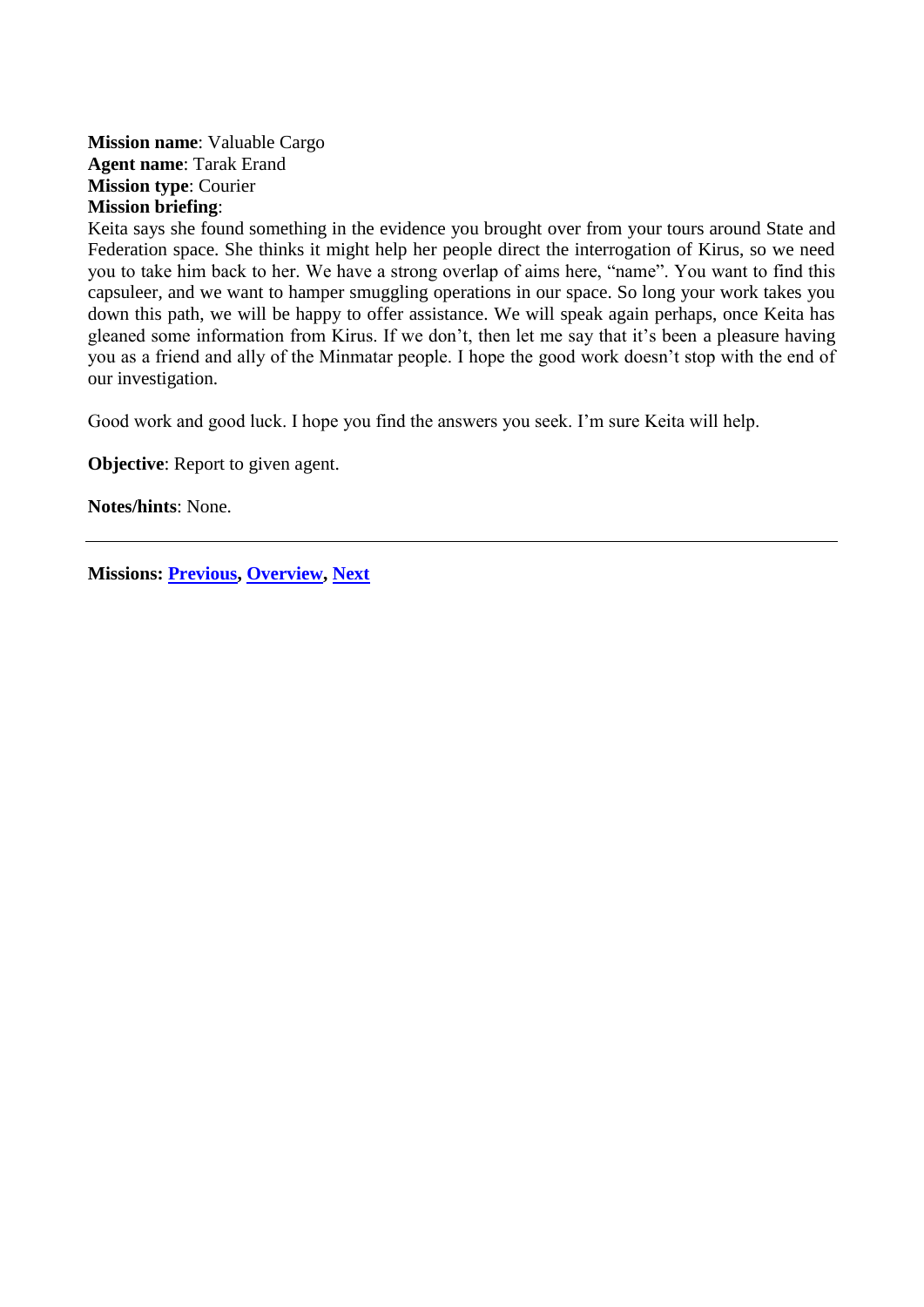**Mission name**: Valuable Cargo
**Agent name**: Tarak Erand
**Mission type**: Courier
**Mission briefing**:
Keita says she found something in the evidence you brought over from your tours around State and Federation space. She thinks it might help her people direct the interrogation of Kirus, so we need you to take him back to her. We have a strong overlap of aims here, "name". You want to find this capsuleer, and we want to hamper smuggling operations in our space. So long your work takes you down this path, we will be happy to offer assistance. We will speak again perhaps, once Keita has gleaned some information from Kirus. If we don't, then let me say that it's been a pleasure having you as a friend and ally of the Minmatar people. I hope the good work doesn't stop with the end of our investigation.

Good work and good luck. I hope you find the answers you seek. I'm sure Keita will help.

**Objective**: Report to given agent.

**Notes/hints**: None.

---

**Missions: Previous, Overview, Next**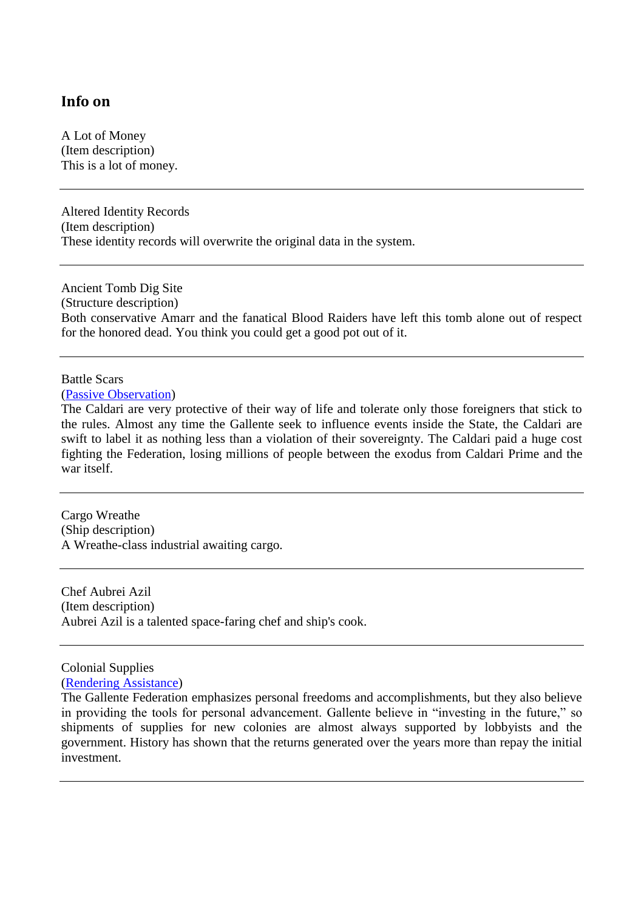## Info on

A Lot of Money
(Item description)
This is a lot of money.

---

Altered Identity Records
(Item description)
These identity records will overwrite the original data in the system.

---

Ancient Tomb Dig Site
(Structure description)
Both conservative Amarr and the fanatical Blood Raiders have left this tomb alone out of respect for the honored dead. You think you could get a good pot out of it.

---

Battle Scars
([Passive Observation]())
The Caldari are very protective of their way of life and tolerate only those foreigners that stick to the rules. Almost any time the Gallente seek to influence events inside the State, the Caldari are swift to label it as nothing less than a violation of their sovereignty. The Caldari paid a huge cost fighting the Federation, losing millions of people between the exodus from Caldari Prime and the war itself.

---

Cargo Wreathe
(Ship description)
A Wreathe-class industrial awaiting cargo.

---

Chef Aubrei Azil
(Item description)
Aubrei Azil is a talented space-faring chef and ship's cook.

---

Colonial Supplies
([Rendering Assistance]())
The Gallente Federation emphasizes personal freedoms and accomplishments, but they also believe in providing the tools for personal advancement. Gallente believe in "investing in the future," so shipments of supplies for new colonies are almost always supported by lobbyists and the government. History has shown that the returns generated over the years more than repay the initial investment.

---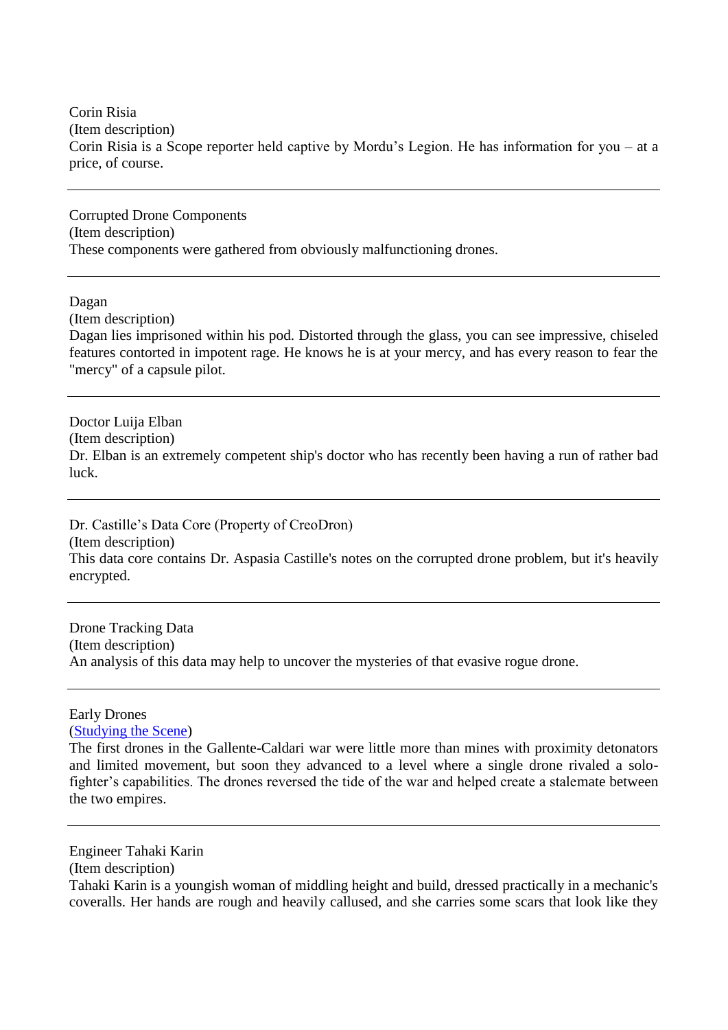Corin Risia
(Item description)
Corin Risia is a Scope reporter held captive by Mordu’s Legion. He has information for you – at a price, of course.

---

Corrupted Drone Components
(Item description)
These components were gathered from obviously malfunctioning drones.

---

Dagan
(Item description)
Dagan lies imprisoned within his pod. Distorted through the glass, you can see impressive, chiseled features contorted in impotent rage. He knows he is at your mercy, and has every reason to fear the "mercy" of a capsule pilot.

---

Doctor Luija Elban
(Item description)
Dr. Elban is an extremely competent ship's doctor who has recently been having a run of rather bad luck.

---

Dr. Castille’s Data Core (Property of CreoDron)
(Item description)
This data core contains Dr. Aspasia Castille's notes on the corrupted drone problem, but it's heavily encrypted.

---

Drone Tracking Data
(Item description)
An analysis of this data may help to uncover the mysteries of that evasive rogue drone.

---

Early Drones
(Studying the Scene)
The first drones in the Gallente-Caldari war were little more than mines with proximity detonators and limited movement, but soon they advanced to a level where a single drone rivaled a solo-fighter’s capabilities. The drones reversed the tide of the war and helped create a stalemate between the two empires.

---

Engineer Tahaki Karin
(Item description)
Tahaki Karin is a youngish woman of middling height and build, dressed practically in a mechanic's coveralls. Her hands are rough and heavily callused, and she carries some scars that look like they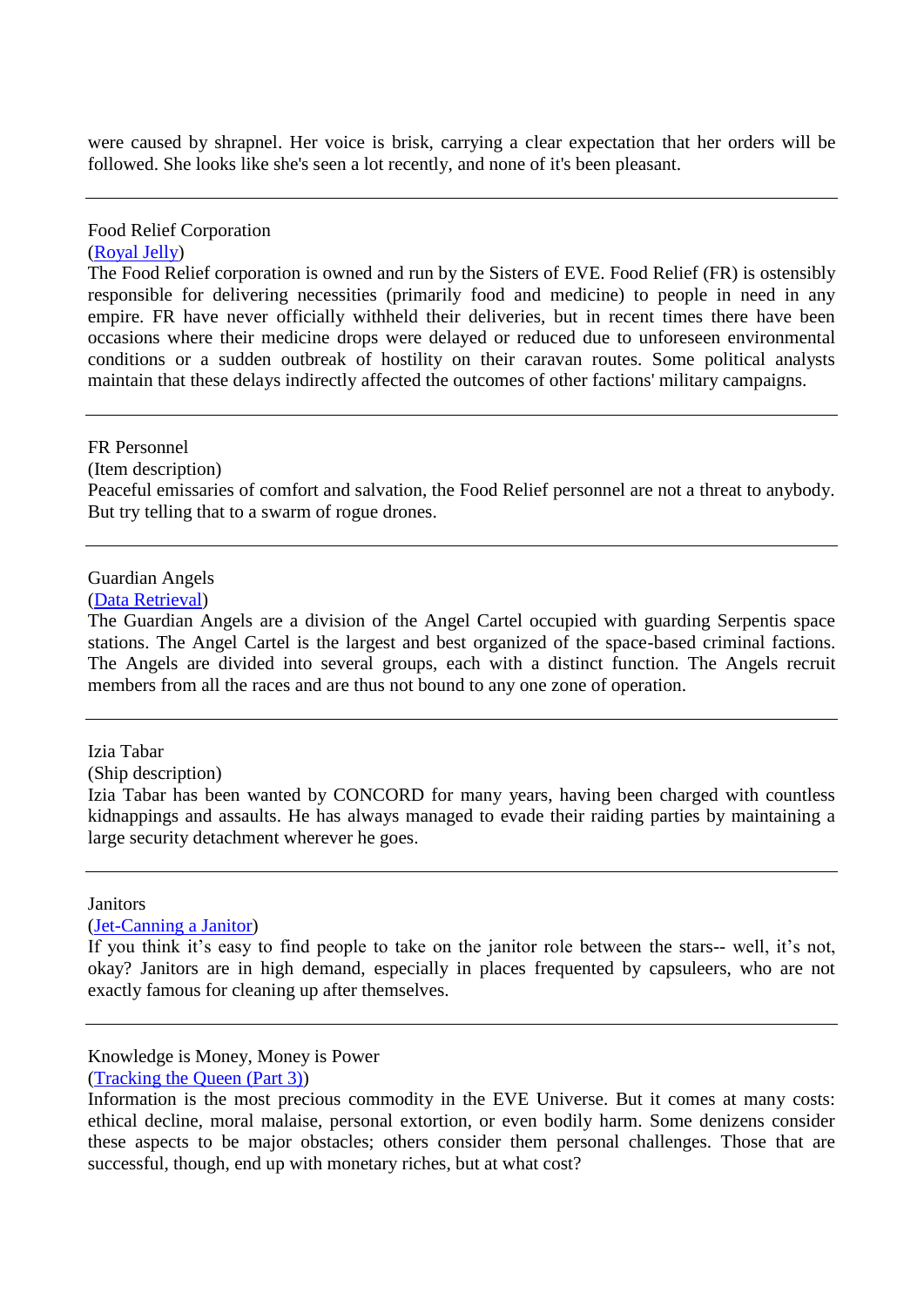were caused by shrapnel. Her voice is brisk, carrying a clear expectation that her orders will be followed. She looks like she's seen a lot recently, and none of it's been pleasant.

---

Food Relief Corporation
(Royal Jelly)
The Food Relief corporation is owned and run by the Sisters of EVE. Food Relief (FR) is ostensibly responsible for delivering necessities (primarily food and medicine) to people in need in any empire. FR have never officially withheld their deliveries, but in recent times there have been occasions where their medicine drops were delayed or reduced due to unforeseen environmental conditions or a sudden outbreak of hostility on their caravan routes. Some political analysts maintain that these delays indirectly affected the outcomes of other factions' military campaigns.

---

FR Personnel
(Item description)
Peaceful emissaries of comfort and salvation, the Food Relief personnel are not a threat to anybody. But try telling that to a swarm of rogue drones.

---

Guardian Angels
(Data Retrieval)
The Guardian Angels are a division of the Angel Cartel occupied with guarding Serpentis space stations. The Angel Cartel is the largest and best organized of the space-based criminal factions. The Angels are divided into several groups, each with a distinct function. The Angels recruit members from all the races and are thus not bound to any one zone of operation.

---

Izia Tabar
(Ship description)
Izia Tabar has been wanted by CONCORD for many years, having been charged with countless kidnappings and assaults. He has always managed to evade their raiding parties by maintaining a large security detachment wherever he goes.

---

Janitors
(Jet-Canning a Janitor)
If you think it's easy to find people to take on the janitor role between the stars-- well, it's not, okay? Janitors are in high demand, especially in places frequented by capsuleers, who are not exactly famous for cleaning up after themselves.

---

Knowledge is Money, Money is Power
(Tracking the Queen (Part 3))
Information is the most precious commodity in the EVE Universe. But it comes at many costs: ethical decline, moral malaise, personal extortion, or even bodily harm. Some denizens consider these aspects to be major obstacles; others consider them personal challenges. Those that are successful, though, end up with monetary riches, but at what cost?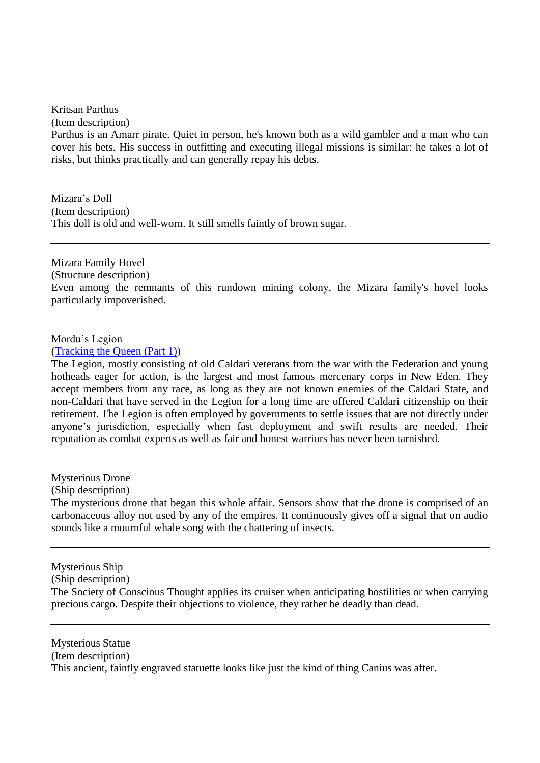---

Kritsan Parthus
(Item description)
Parthus is an Amarr pirate. Quiet in person, he's known both as a wild gambler and a man who can cover his bets. His success in outfitting and executing illegal missions is similar: he takes a lot of risks, but thinks practically and can generally repay his debts.

---

Mizara's Doll
(Item description)
This doll is old and well-worn. It still smells faintly of brown sugar.

---

Mizara Family Hovel
(Structure description)
Even among the remnants of this rundown mining colony, the Mizara family's hovel looks particularly impoverished.

---

Mordu's Legion
([Tracking the Queen (Part 1)](#))
The Legion, mostly consisting of old Caldari veterans from the war with the Federation and young hotheads eager for action, is the largest and most famous mercenary corps in New Eden. They accept members from any race, as long as they are not known enemies of the Caldari State, and non-Caldari that have served in the Legion for a long time are offered Caldari citizenship on their retirement. The Legion is often employed by governments to settle issues that are not directly under anyone's jurisdiction, especially when fast deployment and swift results are needed. Their reputation as combat experts as well as fair and honest warriors has never been tarnished.

---

Mysterious Drone
(Ship description)
The mysterious drone that began this whole affair. Sensors show that the drone is comprised of an carbonaceous alloy not used by any of the empires. It continuously gives off a signal that on audio sounds like a mournful whale song with the chattering of insects.

---

Mysterious Ship
(Ship description)
The Society of Conscious Thought applies its cruiser when anticipating hostilities or when carrying precious cargo. Despite their objections to violence, they rather be deadly than dead.

---

Mysterious Statue
(Item description)
This ancient, faintly engraved statuette looks like just the kind of thing Canius was after.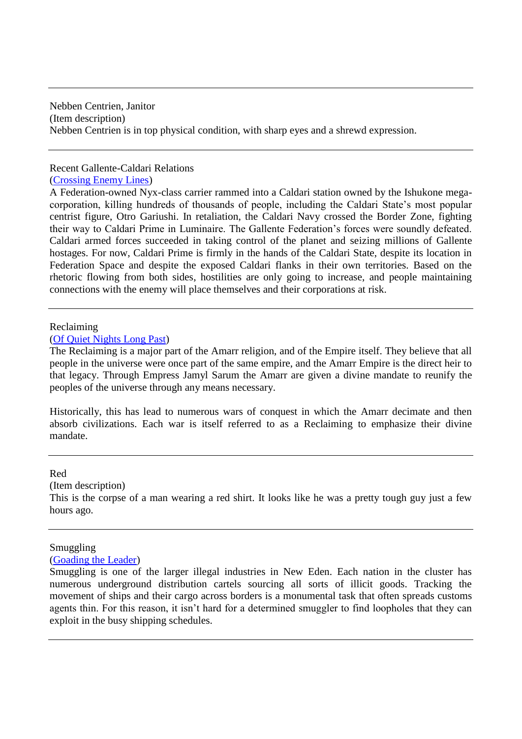---

Nebben Centrien, Janitor
(Item description)
Nebben Centrien is in top physical condition, with sharp eyes and a shrewd expression.

---

Recent Gallente-Caldari Relations
([Crossing Enemy Lines]())
A Federation-owned Nyx-class carrier rammed into a Caldari station owned by the Ishukone mega-corporation, killing hundreds of thousands of people, including the Caldari State's most popular centrist figure, Otro Gariushi. In retaliation, the Caldari Navy crossed the Border Zone, fighting their way to Caldari Prime in Luminaire. The Gallente Federation's forces were soundly defeated. Caldari armed forces succeeded in taking control of the planet and seizing millions of Gallente hostages. For now, Caldari Prime is firmly in the hands of the Caldari State, despite its location in Federation Space and despite the exposed Caldari flanks in their own territories. Based on the rhetoric flowing from both sides, hostilities are only going to increase, and people maintaining connections with the enemy will place themselves and their corporations at risk.

---

Reclaiming
([Of Quiet Nights Long Past]())
The Reclaiming is a major part of the Amarr religion, and of the Empire itself. They believe that all people in the universe were once part of the same empire, and the Amarr Empire is the direct heir to that legacy. Through Empress Jamyl Sarum the Amarr are given a divine mandate to reunify the peoples of the universe through any means necessary.

Historically, this has lead to numerous wars of conquest in which the Amarr decimate and then absorb civilizations. Each war is itself referred to as a Reclaiming to emphasize their divine mandate.

---

Red
(Item description)
This is the corpse of a man wearing a red shirt. It looks like he was a pretty tough guy just a few hours ago.

---

Smuggling
([Goading the Leader]())
Smuggling is one of the larger illegal industries in New Eden. Each nation in the cluster has numerous underground distribution cartels sourcing all sorts of illicit goods. Tracking the movement of ships and their cargo across borders is a monumental task that often spreads customs agents thin. For this reason, it isn't hard for a determined smuggler to find loopholes that they can exploit in the busy shipping schedules.

---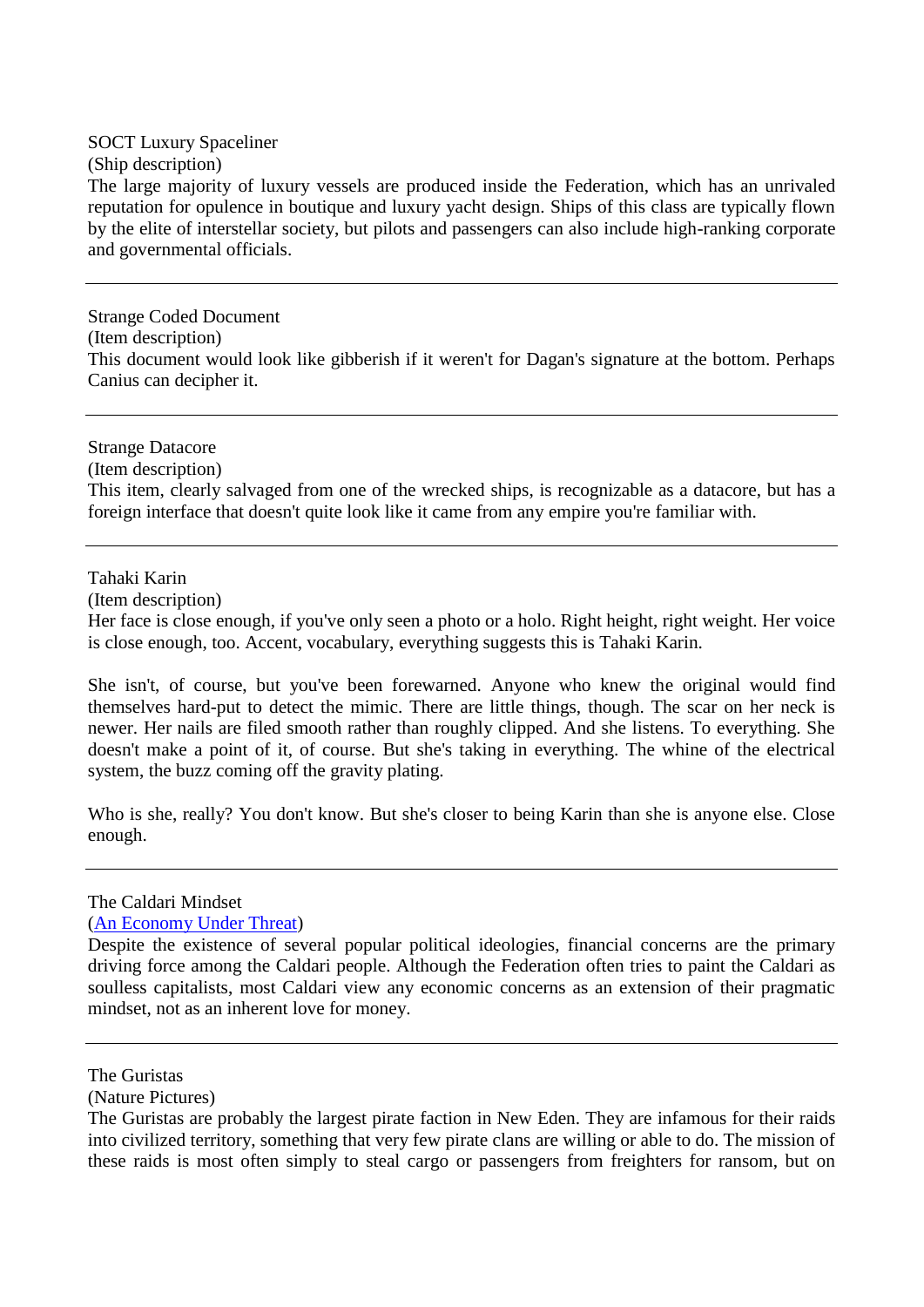SOCT Luxury Spaceliner

(Ship description)

The large majority of luxury vessels are produced inside the Federation, which has an unrivaled reputation for opulence in boutique and luxury yacht design. Ships of this class are typically flown by the elite of interstellar society, but pilots and passengers can also include high-ranking corporate and governmental officials.

---

Strange Coded Document

(Item description)

This document would look like gibberish if it weren't for Dagan's signature at the bottom. Perhaps Canius can decipher it.

---

Strange Datacore

(Item description)

This item, clearly salvaged from one of the wrecked ships, is recognizable as a datacore, but has a foreign interface that doesn't quite look like it came from any empire you're familiar with.

---

Tahaki Karin

(Item description)

Her face is close enough, if you've only seen a photo or a holo. Right height, right weight. Her voice is close enough, too. Accent, vocabulary, everything suggests this is Tahaki Karin.

She isn't, of course, but you've been forewarned. Anyone who knew the original would find themselves hard-put to detect the mimic. There are little things, though. The scar on her neck is newer. Her nails are filed smooth rather than roughly clipped. And she listens. To everything. She doesn't make a point of it, of course. But she's taking in everything. The whine of the electrical system, the buzz coming off the gravity plating.

Who is she, really? You don't know. But she's closer to being Karin than she is anyone else. Close enough.

---

The Caldari Mindset

(An Economy Under Threat)

Despite the existence of several popular political ideologies, financial concerns are the primary driving force among the Caldari people. Although the Federation often tries to paint the Caldari as soulless capitalists, most Caldari view any economic concerns as an extension of their pragmatic mindset, not as an inherent love for money.

---

The Guristas

(Nature Pictures)

The Guristas are probably the largest pirate faction in New Eden. They are infamous for their raids into civilized territory, something that very few pirate clans are willing or able to do. The mission of these raids is most often simply to steal cargo or passengers from freighters for ransom, but on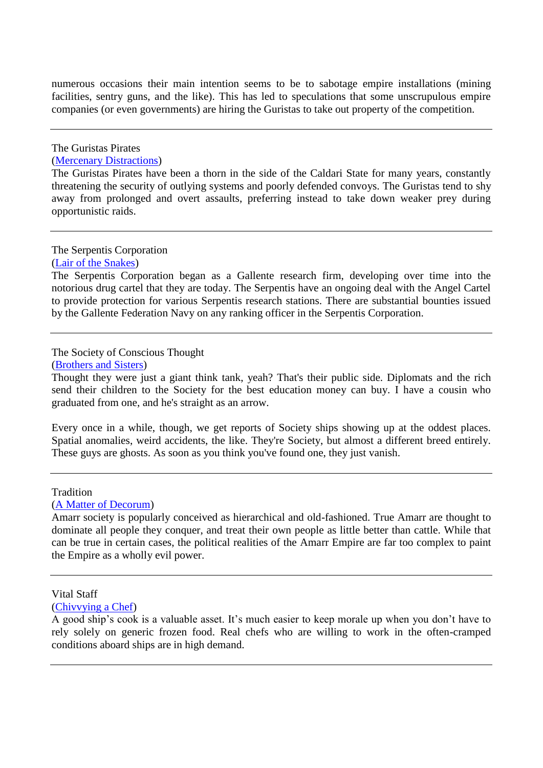numerous occasions their main intention seems to be to sabotage empire installations (mining facilities, sentry guns, and the like). This has led to speculations that some unscrupulous empire companies (or even governments) are hiring the Guristas to take out property of the competition.

---

The Guristas Pirates
(Mercenary Distractions)
The Guristas Pirates have been a thorn in the side of the Caldari State for many years, constantly threatening the security of outlying systems and poorly defended convoys. The Guristas tend to shy away from prolonged and overt assaults, preferring instead to take down weaker prey during opportunistic raids.

---

The Serpentis Corporation
(Lair of the Snakes)
The Serpentis Corporation began as a Gallente research firm, developing over time into the notorious drug cartel that they are today. The Serpentis have an ongoing deal with the Angel Cartel to provide protection for various Serpentis research stations. There are substantial bounties issued by the Gallente Federation Navy on any ranking officer in the Serpentis Corporation.

---

The Society of Conscious Thought
(Brothers and Sisters)
Thought they were just a giant think tank, yeah? That's their public side. Diplomats and the rich send their children to the Society for the best education money can buy. I have a cousin who graduated from one, and he's straight as an arrow.

Every once in a while, though, we get reports of Society ships showing up at the oddest places. Spatial anomalies, weird accidents, the like. They're Society, but almost a different breed entirely. These guys are ghosts. As soon as you think you've found one, they just vanish.

---

Tradition
(A Matter of Decorum)
Amarr society is popularly conceived as hierarchical and old-fashioned. True Amarr are thought to dominate all people they conquer, and treat their own people as little better than cattle. While that can be true in certain cases, the political realities of the Amarr Empire are far too complex to paint the Empire as a wholly evil power.

---

Vital Staff
(Chivvying a Chef)
A good ship's cook is a valuable asset. It's much easier to keep morale up when you don't have to rely solely on generic frozen food. Real chefs who are willing to work in the often-cramped conditions aboard ships are in high demand.

---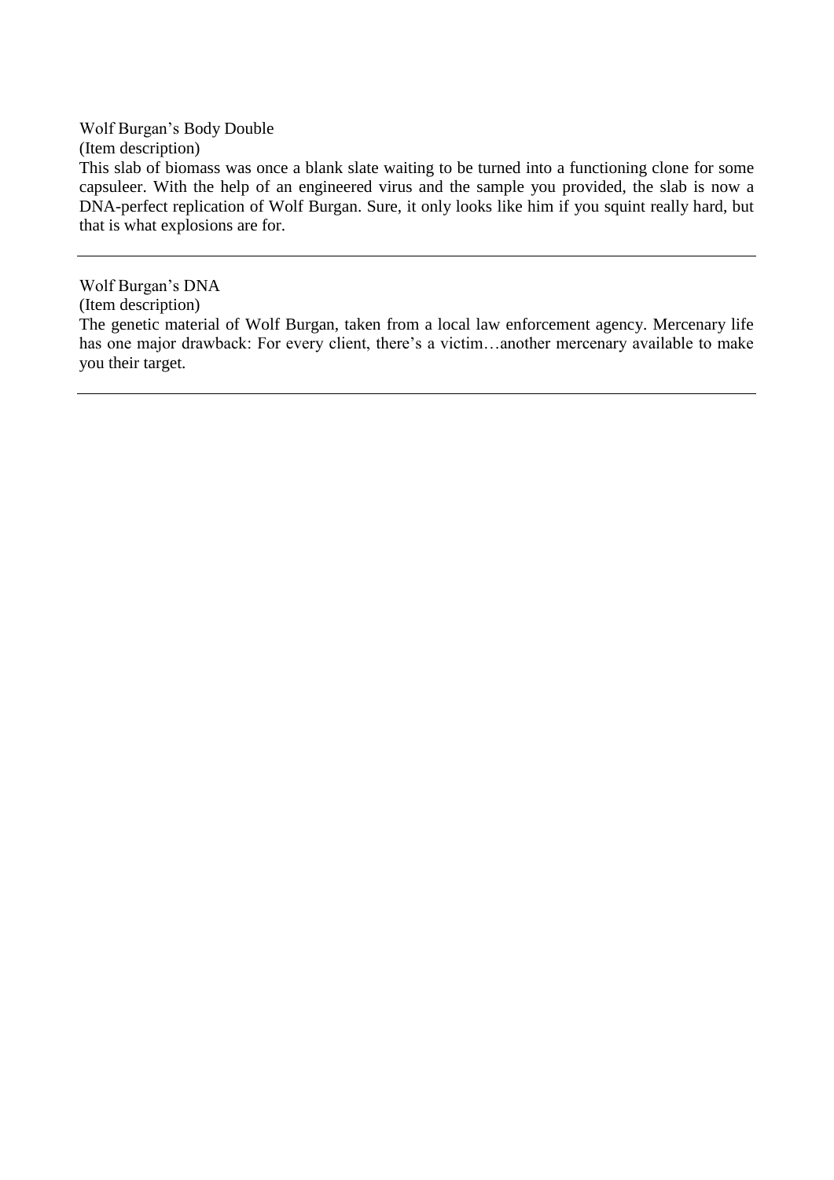Wolf Burgan's Body Double

(Item description)

This slab of biomass was once a blank slate waiting to be turned into a functioning clone for some capsuleer. With the help of an engineered virus and the sample you provided, the slab is now a DNA-perfect replication of Wolf Burgan. Sure, it only looks like him if you squint really hard, but that is what explosions are for.

---

Wolf Burgan's DNA

(Item description)

The genetic material of Wolf Burgan, taken from a local law enforcement agency. Mercenary life has one major drawback: For every client, there's a victim…another mercenary available to make you their target.

---